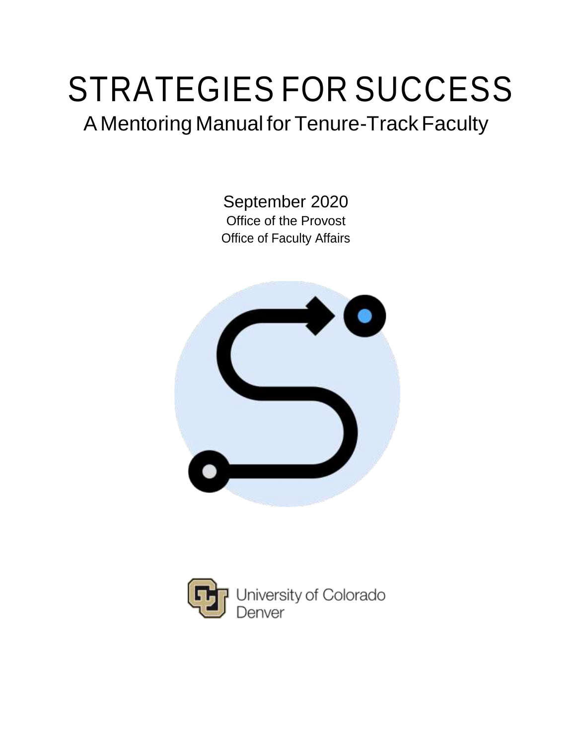# STRATEGIES FOR SUCCESS

## A Mentoring Manual for Tenure-Track Faculty

September 2020

Office of the Provost

Office of Faculty Affairs

University of Colorado Denver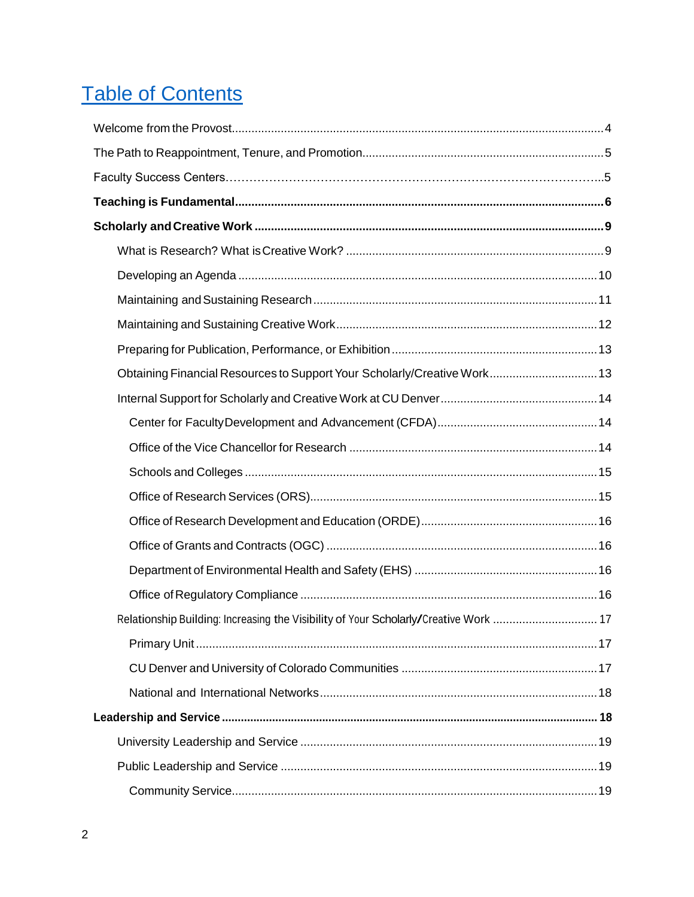# Table of Contents

Welcome from the Provost....4

The Path to Reappointment, Tenure, and Promotion....5

Faculty Success Centers....5

**Teaching is Fundamental....6**

**Scholarly and Creative Work....9**

- What is Research? What is Creative Work?....9
- Developing an Agenda....10
- Maintaining and Sustaining Research....11
- Maintaining and Sustaining Creative Work....12
- Preparing for Publication, Performance, or Exhibition....13
- Obtaining Financial Resources to Support Your Scholarly/Creative Work....13
- Internal Support for Scholarly and Creative Work at CU Denver....14
  - Center for Faculty Development and Advancement (CFDA)....14
  - Office of the Vice Chancellor for Research....14
  - Schools and Colleges....15
  - Office of Research Services (ORS)....15
  - Office of Research Development and Education (ORDE)....16
  - Office of Grants and Contracts (OGC)....16
  - Department of Environmental Health and Safety (EHS)....16
  - Office of Regulatory Compliance....16
- Relationship Building: Increasing the Visibility of Your Scholarly/Creative Work....17
  - Primary Unit....17
  - CU Denver and University of Colorado Communities....17
  - National and International Networks....18

**Leadership and Service....18**

- University Leadership and Service....19
- Public Leadership and Service....19
  - Community Service....19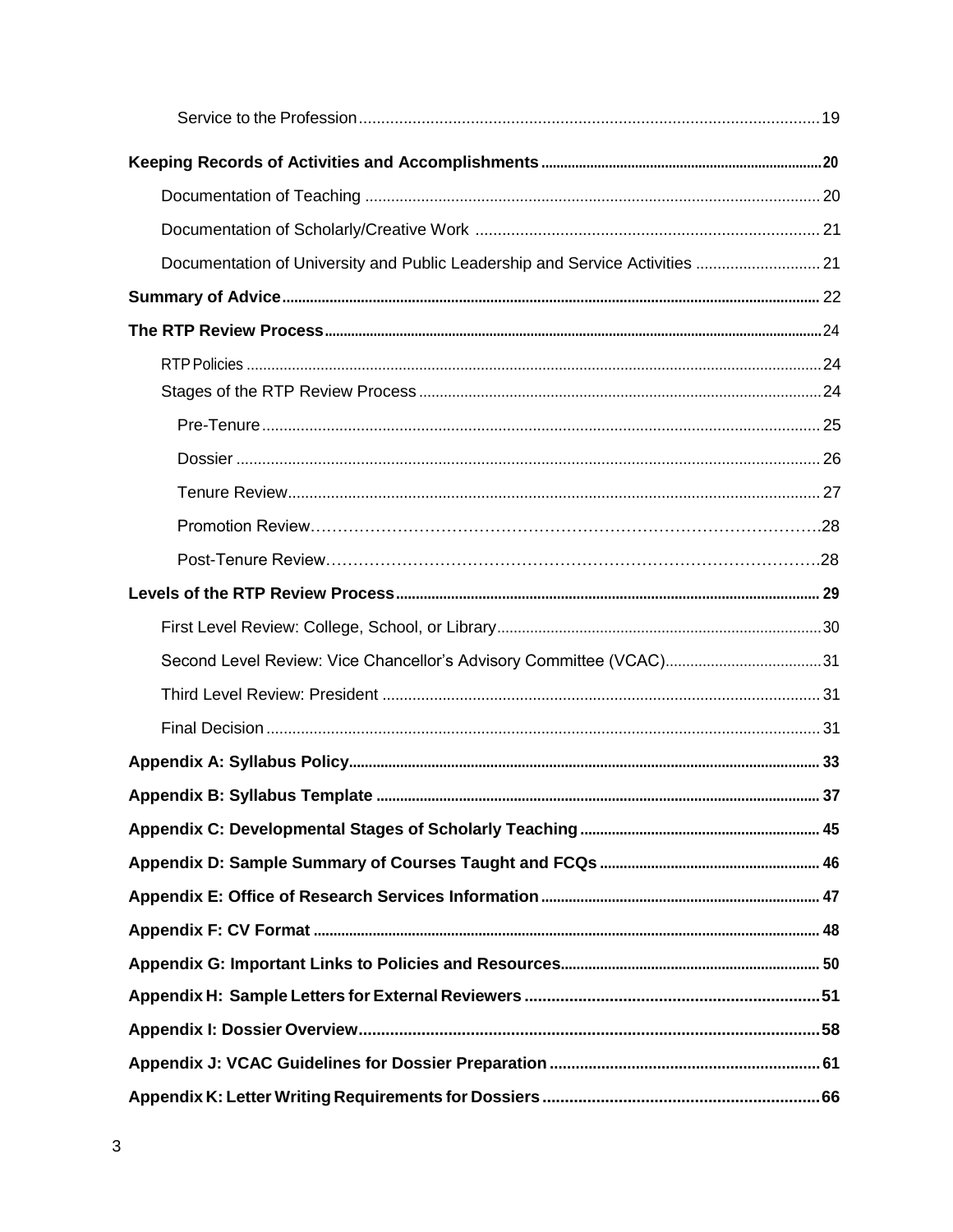Service to the Profession .......... 19

**Keeping Records of Activities and Accomplishments** .......... 20

Documentation of Teaching .......... 20

Documentation of Scholarly/Creative Work .......... 21

Documentation of University and Public Leadership and Service Activities .......... 21

**Summary of Advice** .......... 22

**The RTP Review Process** .......... 24

RTP Policies .......... 24

Stages of the RTP Review Process .......... 24

Pre-Tenure .......... 25

Dossier .......... 26

Tenure Review .......... 27

Promotion Review .......... 28

Post-Tenure Review .......... 28

**Levels of the RTP Review Process** .......... 29

First Level Review: College, School, or Library .......... 30

Second Level Review: Vice Chancellor's Advisory Committee (VCAC) .......... 31

Third Level Review: President .......... 31

Final Decision .......... 31

**Appendix A: Syllabus Policy** .......... 33

**Appendix B: Syllabus Template** .......... 37

**Appendix C: Developmental Stages of Scholarly Teaching** .......... 45

**Appendix D: Sample Summary of Courses Taught and FCQs** .......... 46

**Appendix E: Office of Research Services Information** .......... 47

**Appendix F: CV Format** .......... 48

**Appendix G: Important Links to Policies and Resources** .......... 50

**Appendix H: Sample Letters for External Reviewers** .......... 51

**Appendix I: Dossier Overview** .......... 58

**Appendix J: VCAC Guidelines for Dossier Preparation** .......... 61

**Appendix K: Letter Writing Requirements for Dossiers** .......... 66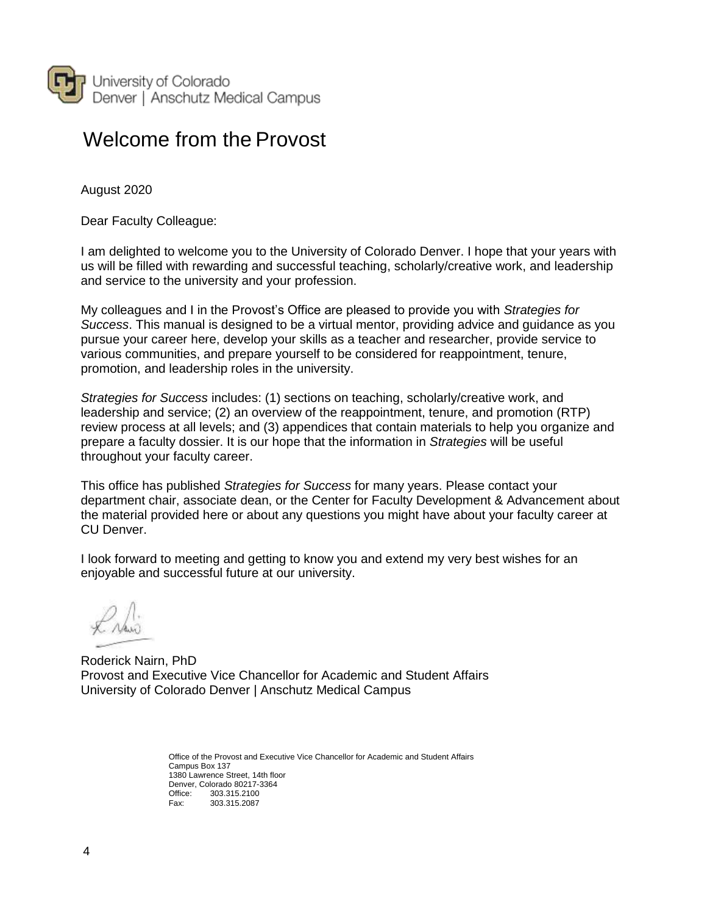University of Colorado
Denver | Anschutz Medical Campus

# Welcome from the Provost

August 2020

Dear Faculty Colleague:

I am delighted to welcome you to the University of Colorado Denver. I hope that your years with us will be filled with rewarding and successful teaching, scholarly/creative work, and leadership and service to the university and your profession.

My colleagues and I in the Provost's Office are pleased to provide you with *Strategies for Success*. This manual is designed to be a virtual mentor, providing advice and guidance as you pursue your career here, develop your skills as a teacher and researcher, provide service to various communities, and prepare yourself to be considered for reappointment, tenure, promotion, and leadership roles in the university.

*Strategies for Success* includes: (1) sections on teaching, scholarly/creative work, and leadership and service; (2) an overview of the reappointment, tenure, and promotion (RTP) review process at all levels; and (3) appendices that contain materials to help you organize and prepare a faculty dossier. It is our hope that the information in *Strategies* will be useful throughout your faculty career.

This office has published *Strategies for Success* for many years. Please contact your department chair, associate dean, or the Center for Faculty Development & Advancement about the material provided here or about any questions you might have about your faculty career at CU Denver.

I look forward to meeting and getting to know you and extend my very best wishes for an enjoyable and successful future at our university.

Roderick Nairn, PhD
Provost and Executive Vice Chancellor for Academic and Student Affairs
University of Colorado Denver | Anschutz Medical Campus

Office of the Provost and Executive Vice Chancellor for Academic and Student Affairs
Campus Box 137
1380 Lawrence Street, 14th floor
Denver, Colorado 80217-3364
Office: 303.315.2100
Fax: 303.315.2087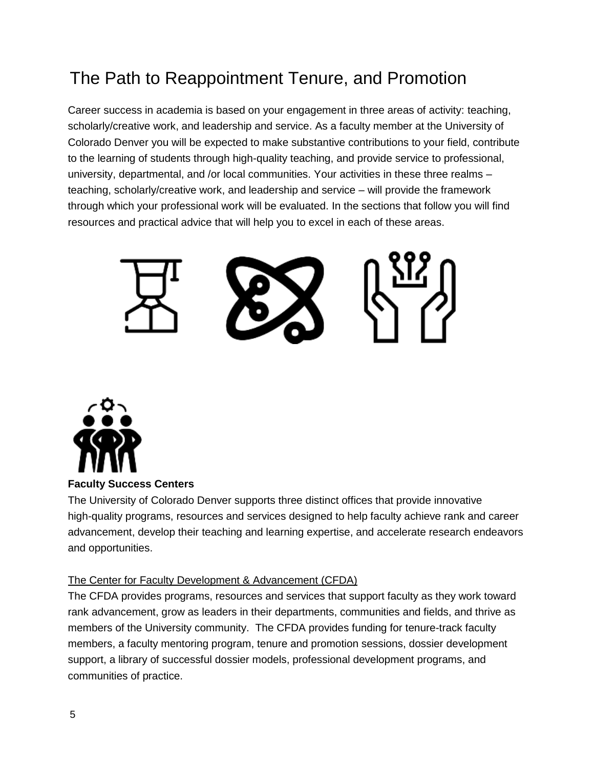# The Path to Reappointment Tenure, and Promotion

Career success in academia is based on your engagement in three areas of activity: teaching, scholarly/creative work, and leadership and service. As a faculty member at the University of Colorado Denver you will be expected to make substantive contributions to your field, contribute to the learning of students through high-quality teaching, and provide service to professional, university, departmental, and /or local communities. Your activities in these three realms – teaching, scholarly/creative work, and leadership and service – will provide the framework through which your professional work will be evaluated. In the sections that follow you will find resources and practical advice that will help you to excel in each of these areas.

**Faculty Success Centers**

The University of Colorado Denver supports three distinct offices that provide innovative high-quality programs, resources and services designed to help faculty achieve rank and career advancement, develop their teaching and learning expertise, and accelerate research endeavors and opportunities.

<u>The Center for Faculty Development & Advancement (CFDA)</u>

The CFDA provides programs, resources and services that support faculty as they work toward rank advancement, grow as leaders in their departments, communities and fields, and thrive as members of the University community.  The CFDA provides funding for tenure-track faculty members, a faculty mentoring program, tenure and promotion sessions, dossier development support, a library of successful dossier models, professional development programs, and communities of practice.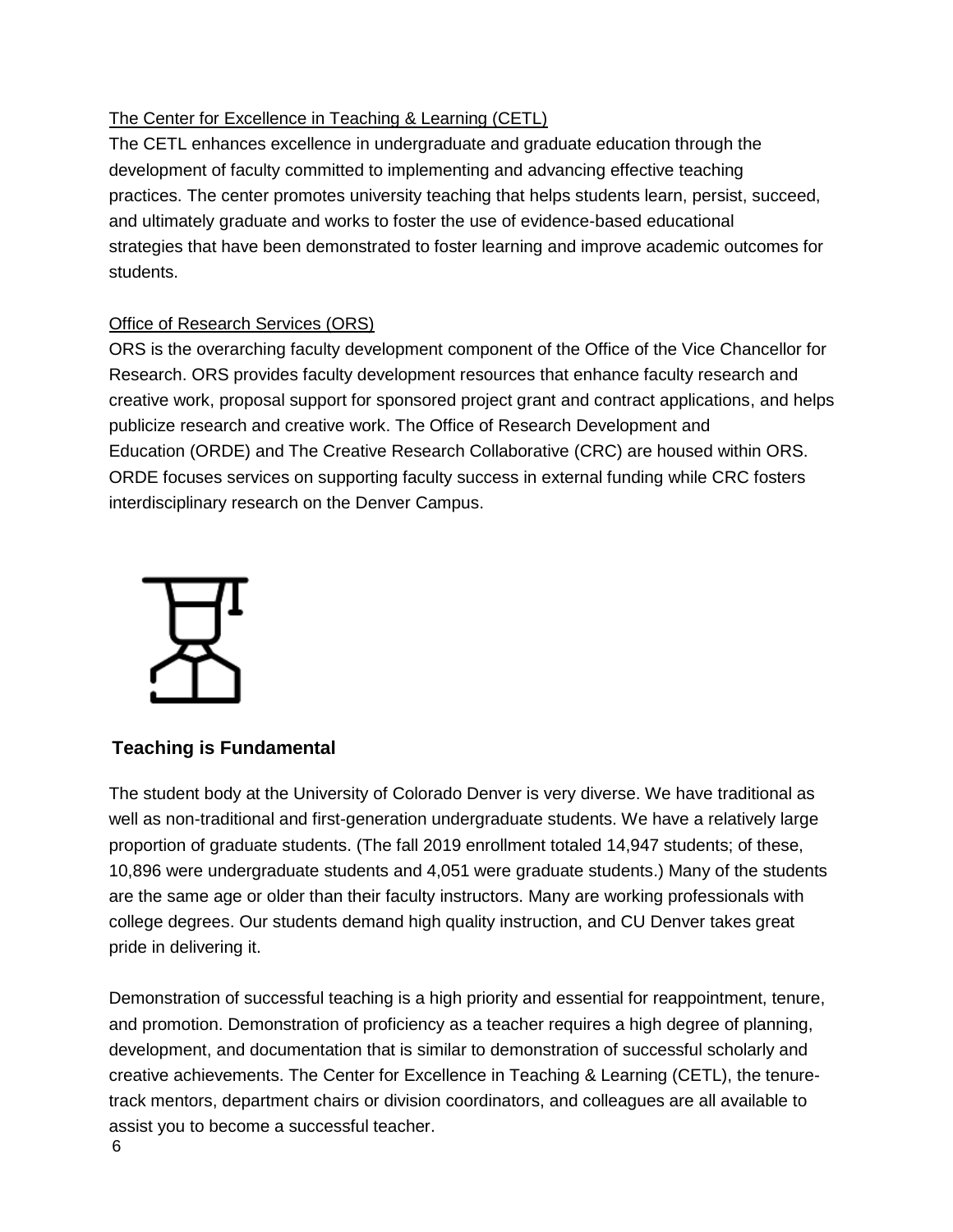The Center for Excellence in Teaching & Learning (CETL)

The CETL enhances excellence in undergraduate and graduate education through the development of faculty committed to implementing and advancing effective teaching practices. The center promotes university teaching that helps students learn, persist, succeed, and ultimately graduate and works to foster the use of evidence-based educational strategies that have been demonstrated to foster learning and improve academic outcomes for students.

Office of Research Services (ORS)

ORS is the overarching faculty development component of the Office of the Vice Chancellor for Research. ORS provides faculty development resources that enhance faculty research and creative work, proposal support for sponsored project grant and contract applications, and helps publicize research and creative work. The Office of Research Development and Education (ORDE) and The Creative Research Collaborative (CRC) are housed within ORS. ORDE focuses services on supporting faculty success in external funding while CRC fosters interdisciplinary research on the Denver Campus.

## Teaching is Fundamental

The student body at the University of Colorado Denver is very diverse. We have traditional as well as non-traditional and first-generation undergraduate students. We have a relatively large proportion of graduate students. (The fall 2019 enrollment totaled 14,947 students; of these, 10,896 were undergraduate students and 4,051 were graduate students.) Many of the students are the same age or older than their faculty instructors. Many are working professionals with college degrees. Our students demand high quality instruction, and CU Denver takes great pride in delivering it.

Demonstration of successful teaching is a high priority and essential for reappointment, tenure, and promotion. Demonstration of proficiency as a teacher requires a high degree of planning, development, and documentation that is similar to demonstration of successful scholarly and creative achievements. The Center for Excellence in Teaching & Learning (CETL), the tenure-track mentors, department chairs or division coordinators, and colleagues are all available to assist you to become a successful teacher.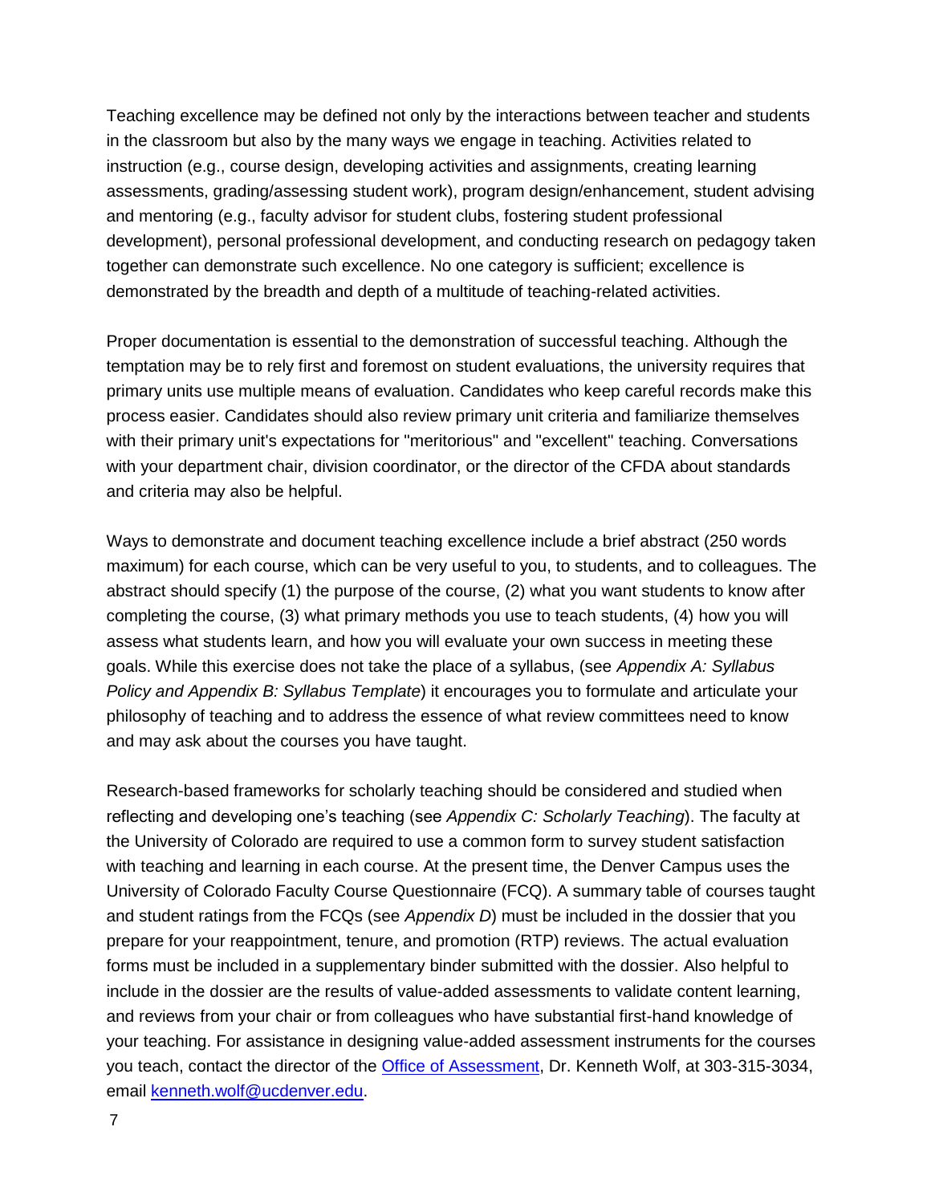Teaching excellence may be defined not only by the interactions between teacher and students in the classroom but also by the many ways we engage in teaching. Activities related to instruction (e.g., course design, developing activities and assignments, creating learning assessments, grading/assessing student work), program design/enhancement, student advising and mentoring (e.g., faculty advisor for student clubs, fostering student professional development), personal professional development, and conducting research on pedagogy taken together can demonstrate such excellence. No one category is sufficient; excellence is demonstrated by the breadth and depth of a multitude of teaching-related activities.

Proper documentation is essential to the demonstration of successful teaching. Although the temptation may be to rely first and foremost on student evaluations, the university requires that primary units use multiple means of evaluation. Candidates who keep careful records make this process easier. Candidates should also review primary unit criteria and familiarize themselves with their primary unit's expectations for "meritorious" and "excellent" teaching. Conversations with your department chair, division coordinator, or the director of the CFDA about standards and criteria may also be helpful.

Ways to demonstrate and document teaching excellence include a brief abstract (250 words maximum) for each course, which can be very useful to you, to students, and to colleagues. The abstract should specify (1) the purpose of the course, (2) what you want students to know after completing the course, (3) what primary methods you use to teach students, (4) how you will assess what students learn, and how you will evaluate your own success in meeting these goals. While this exercise does not take the place of a syllabus, (see *Appendix A: Syllabus Policy and Appendix B: Syllabus Template*) it encourages you to formulate and articulate your philosophy of teaching and to address the essence of what review committees need to know and may ask about the courses you have taught.

Research-based frameworks for scholarly teaching should be considered and studied when reflecting and developing one's teaching (see *Appendix C: Scholarly Teaching*). The faculty at the University of Colorado are required to use a common form to survey student satisfaction with teaching and learning in each course. At the present time, the Denver Campus uses the University of Colorado Faculty Course Questionnaire (FCQ). A summary table of courses taught and student ratings from the FCQs (see *Appendix D*) must be included in the dossier that you prepare for your reappointment, tenure, and promotion (RTP) reviews. The actual evaluation forms must be included in a supplementary binder submitted with the dossier. Also helpful to include in the dossier are the results of value-added assessments to validate content learning, and reviews from your chair or from colleagues who have substantial first-hand knowledge of your teaching. For assistance in designing value-added assessment instruments for the courses you teach, contact the director of the Office of Assessment, Dr. Kenneth Wolf, at 303-315-3034, email kenneth.wolf@ucdenver.edu.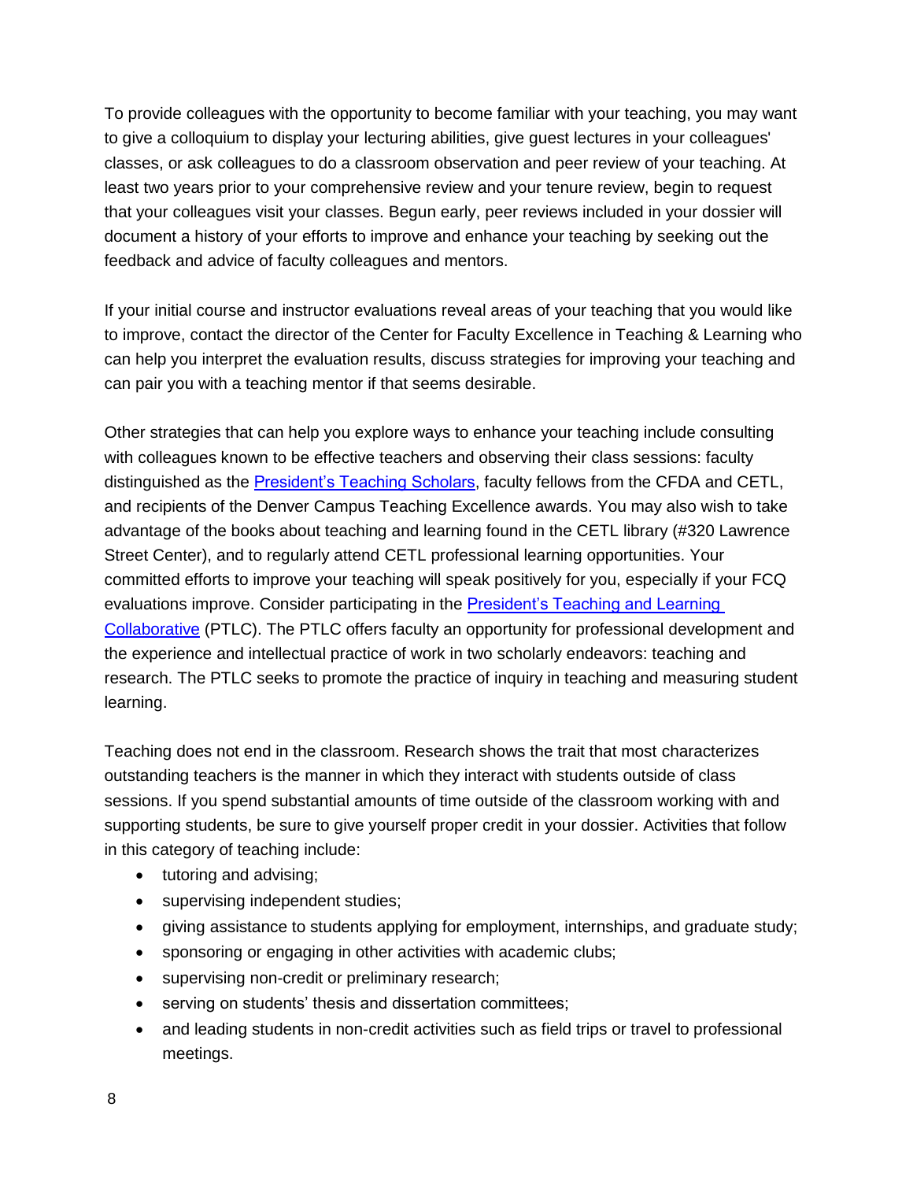To provide colleagues with the opportunity to become familiar with your teaching, you may want to give a colloquium to display your lecturing abilities, give guest lectures in your colleagues' classes, or ask colleagues to do a classroom observation and peer review of your teaching. At least two years prior to your comprehensive review and your tenure review, begin to request that your colleagues visit your classes. Begun early, peer reviews included in your dossier will document a history of your efforts to improve and enhance your teaching by seeking out the feedback and advice of faculty colleagues and mentors.

If your initial course and instructor evaluations reveal areas of your teaching that you would like to improve, contact the director of the Center for Faculty Excellence in Teaching & Learning who can help you interpret the evaluation results, discuss strategies for improving your teaching and can pair you with a teaching mentor if that seems desirable.

Other strategies that can help you explore ways to enhance your teaching include consulting with colleagues known to be effective teachers and observing their class sessions: faculty distinguished as the President's Teaching Scholars, faculty fellows from the CFDA and CETL, and recipients of the Denver Campus Teaching Excellence awards. You may also wish to take advantage of the books about teaching and learning found in the CETL library (#320 Lawrence Street Center), and to regularly attend CETL professional learning opportunities. Your committed efforts to improve your teaching will speak positively for you, especially if your FCQ evaluations improve. Consider participating in the President's Teaching and Learning Collaborative (PTLC). The PTLC offers faculty an opportunity for professional development and the experience and intellectual practice of work in two scholarly endeavors: teaching and research. The PTLC seeks to promote the practice of inquiry in teaching and measuring student learning.

Teaching does not end in the classroom. Research shows the trait that most characterizes outstanding teachers is the manner in which they interact with students outside of class sessions. If you spend substantial amounts of time outside of the classroom working with and supporting students, be sure to give yourself proper credit in your dossier. Activities that follow in this category of teaching include:

- tutoring and advising;
- supervising independent studies;
- giving assistance to students applying for employment, internships, and graduate study;
- sponsoring or engaging in other activities with academic clubs;
- supervising non-credit or preliminary research;
- serving on students' thesis and dissertation committees;
- and leading students in non-credit activities such as field trips or travel to professional meetings.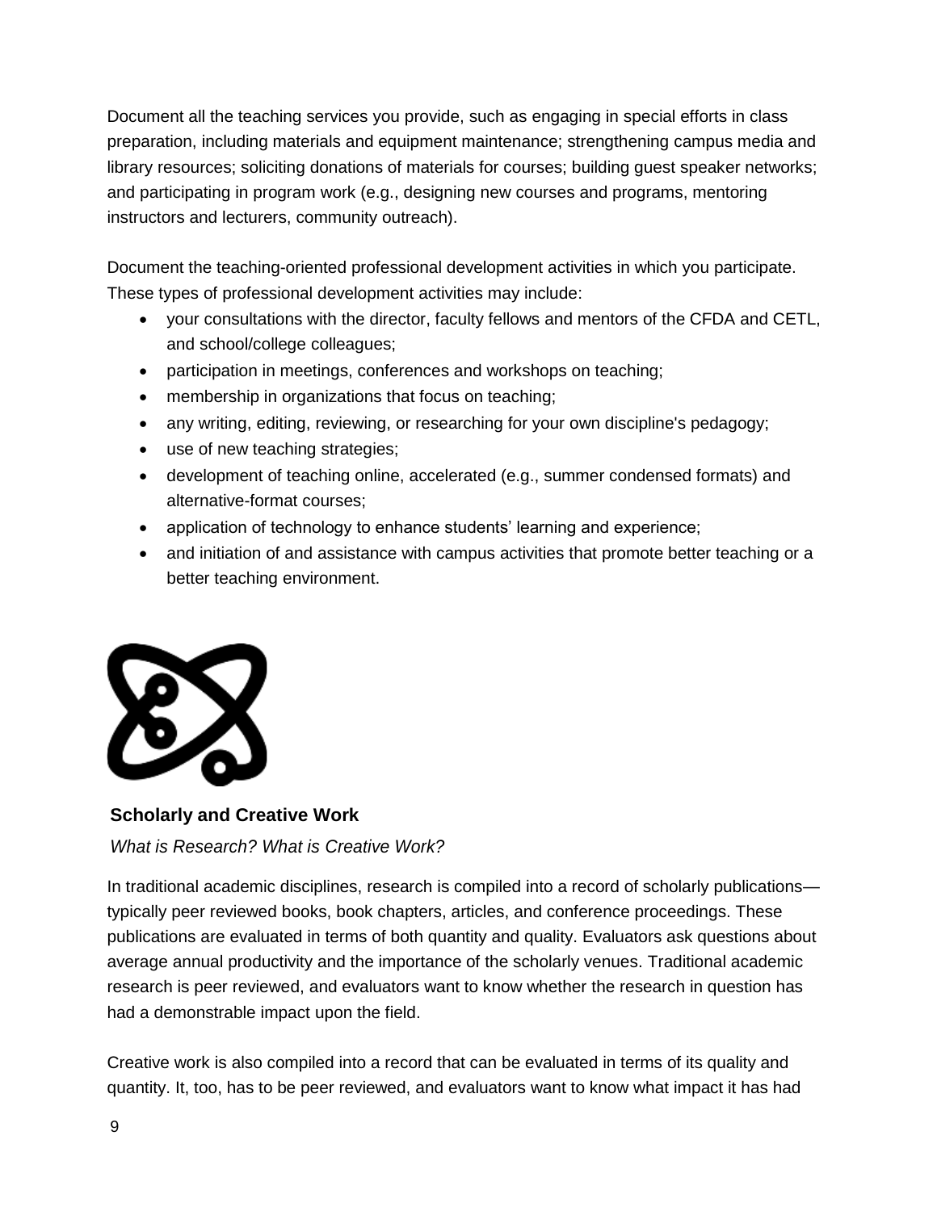Document all the teaching services you provide, such as engaging in special efforts in class preparation, including materials and equipment maintenance; strengthening campus media and library resources; soliciting donations of materials for courses; building guest speaker networks; and participating in program work (e.g., designing new courses and programs, mentoring instructors and lecturers, community outreach).

Document the teaching-oriented professional development activities in which you participate. These types of professional development activities may include:

- your consultations with the director, faculty fellows and mentors of the CFDA and CETL, and school/college colleagues;
- participation in meetings, conferences and workshops on teaching;
- membership in organizations that focus on teaching;
- any writing, editing, reviewing, or researching for your own discipline's pedagogy;
- use of new teaching strategies;
- development of teaching online, accelerated (e.g., summer condensed formats) and alternative-format courses;
- application of technology to enhance students' learning and experience;
- and initiation of and assistance with campus activities that promote better teaching or a better teaching environment.

## Scholarly and Creative Work

*What is Research? What is Creative Work?*

In traditional academic disciplines, research is compiled into a record of scholarly publications—typically peer reviewed books, book chapters, articles, and conference proceedings. These publications are evaluated in terms of both quantity and quality. Evaluators ask questions about average annual productivity and the importance of the scholarly venues. Traditional academic research is peer reviewed, and evaluators want to know whether the research in question has had a demonstrable impact upon the field.

Creative work is also compiled into a record that can be evaluated in terms of its quality and quantity. It, too, has to be peer reviewed, and evaluators want to know what impact it has had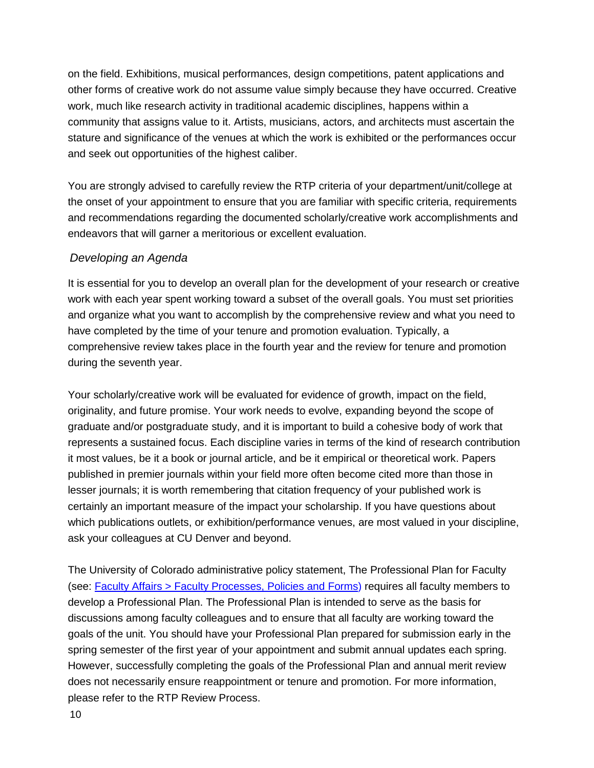on the field. Exhibitions, musical performances, design competitions, patent applications and other forms of creative work do not assume value simply because they have occurred. Creative work, much like research activity in traditional academic disciplines, happens within a community that assigns value to it. Artists, musicians, actors, and architects must ascertain the stature and significance of the venues at which the work is exhibited or the performances occur and seek out opportunities of the highest caliber.

You are strongly advised to carefully review the RTP criteria of your department/unit/college at the onset of your appointment to ensure that you are familiar with specific criteria, requirements and recommendations regarding the documented scholarly/creative work accomplishments and endeavors that will garner a meritorious or excellent evaluation.

### *Developing an Agenda*

It is essential for you to develop an overall plan for the development of your research or creative work with each year spent working toward a subset of the overall goals. You must set priorities and organize what you want to accomplish by the comprehensive review and what you need to have completed by the time of your tenure and promotion evaluation. Typically, a comprehensive review takes place in the fourth year and the review for tenure and promotion during the seventh year.

Your scholarly/creative work will be evaluated for evidence of growth, impact on the field, originality, and future promise. Your work needs to evolve, expanding beyond the scope of graduate and/or postgraduate study, and it is important to build a cohesive body of work that represents a sustained focus. Each discipline varies in terms of the kind of research contribution it most values, be it a book or journal article, and be it empirical or theoretical work. Papers published in premier journals within your field more often become cited more than those in lesser journals; it is worth remembering that citation frequency of your published work is certainly an important measure of the impact your scholarship. If you have questions about which publications outlets, or exhibition/performance venues, are most valued in your discipline, ask your colleagues at CU Denver and beyond.

The University of Colorado administrative policy statement, The Professional Plan for Faculty (see: Faculty Affairs > Faculty Processes, Policies and Forms) requires all faculty members to develop a Professional Plan. The Professional Plan is intended to serve as the basis for discussions among faculty colleagues and to ensure that all faculty are working toward the goals of the unit. You should have your Professional Plan prepared for submission early in the spring semester of the first year of your appointment and submit annual updates each spring. However, successfully completing the goals of the Professional Plan and annual merit review does not necessarily ensure reappointment or tenure and promotion. For more information, please refer to the RTP Review Process.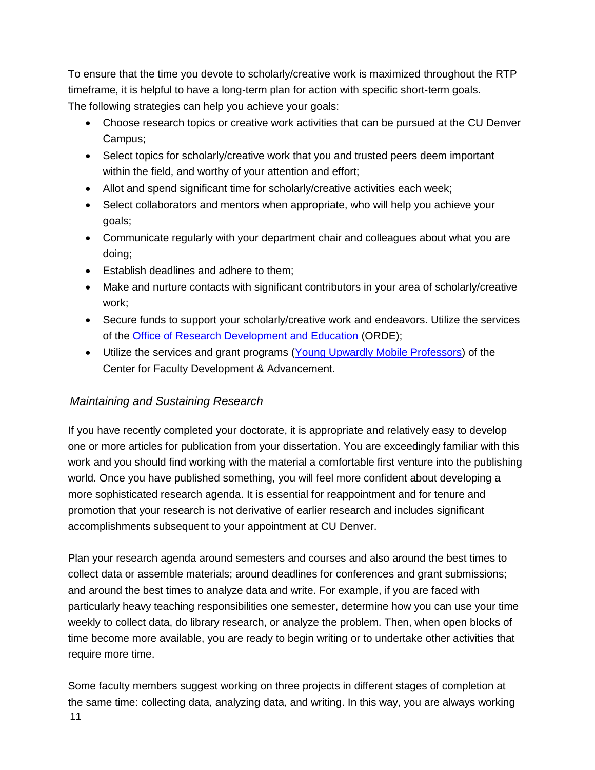To ensure that the time you devote to scholarly/creative work is maximized throughout the RTP timeframe, it is helpful to have a long-term plan for action with specific short-term goals. The following strategies can help you achieve your goals:

- Choose research topics or creative work activities that can be pursued at the CU Denver Campus;
- Select topics for scholarly/creative work that you and trusted peers deem important within the field, and worthy of your attention and effort;
- Allot and spend significant time for scholarly/creative activities each week;
- Select collaborators and mentors when appropriate, who will help you achieve your goals;
- Communicate regularly with your department chair and colleagues about what you are doing;
- Establish deadlines and adhere to them;
- Make and nurture contacts with significant contributors in your area of scholarly/creative work;
- Secure funds to support your scholarly/creative work and endeavors. Utilize the services of the Office of Research Development and Education (ORDE);
- Utilize the services and grant programs (Young Upwardly Mobile Professors) of the Center for Faculty Development & Advancement.

### *Maintaining and Sustaining Research*

If you have recently completed your doctorate, it is appropriate and relatively easy to develop one or more articles for publication from your dissertation. You are exceedingly familiar with this work and you should find working with the material a comfortable first venture into the publishing world. Once you have published something, you will feel more confident about developing a more sophisticated research agenda. It is essential for reappointment and for tenure and promotion that your research is not derivative of earlier research and includes significant accomplishments subsequent to your appointment at CU Denver.

Plan your research agenda around semesters and courses and also around the best times to collect data or assemble materials; around deadlines for conferences and grant submissions; and around the best times to analyze data and write. For example, if you are faced with particularly heavy teaching responsibilities one semester, determine how you can use your time weekly to collect data, do library research, or analyze the problem. Then, when open blocks of time become more available, you are ready to begin writing or to undertake other activities that require more time.

Some faculty members suggest working on three projects in different stages of completion at the same time: collecting data, analyzing data, and writing. In this way, you are always working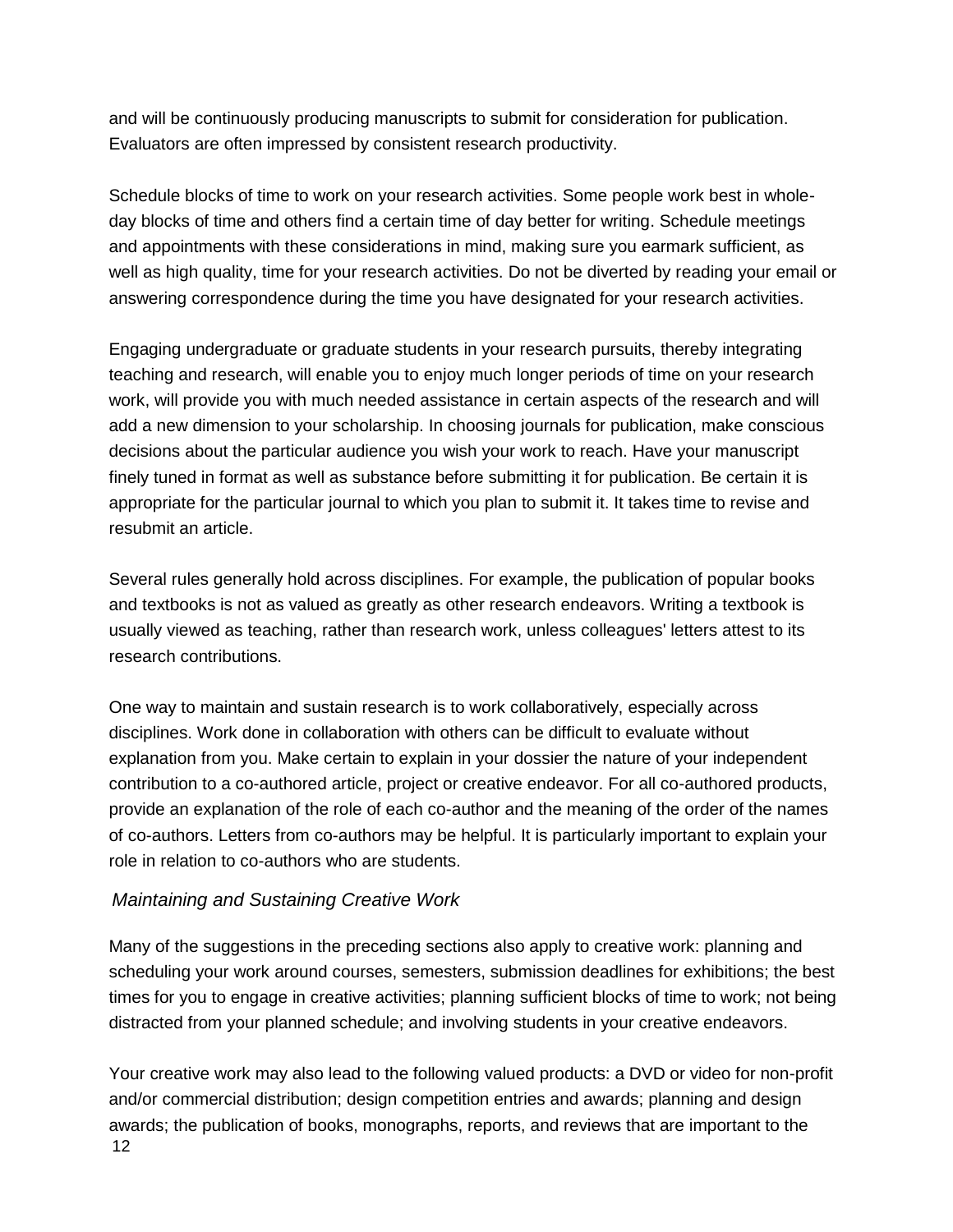and will be continuously producing manuscripts to submit for consideration for publication. Evaluators are often impressed by consistent research productivity.

Schedule blocks of time to work on your research activities. Some people work best in whole-day blocks of time and others find a certain time of day better for writing. Schedule meetings and appointments with these considerations in mind, making sure you earmark sufficient, as well as high quality, time for your research activities. Do not be diverted by reading your email or answering correspondence during the time you have designated for your research activities.

Engaging undergraduate or graduate students in your research pursuits, thereby integrating teaching and research, will enable you to enjoy much longer periods of time on your research work, will provide you with much needed assistance in certain aspects of the research and will add a new dimension to your scholarship. In choosing journals for publication, make conscious decisions about the particular audience you wish your work to reach. Have your manuscript finely tuned in format as well as substance before submitting it for publication. Be certain it is appropriate for the particular journal to which you plan to submit it. It takes time to revise and resubmit an article.

Several rules generally hold across disciplines. For example, the publication of popular books and textbooks is not as valued as greatly as other research endeavors. Writing a textbook is usually viewed as teaching, rather than research work, unless colleagues' letters attest to its research contributions.

One way to maintain and sustain research is to work collaboratively, especially across disciplines. Work done in collaboration with others can be difficult to evaluate without explanation from you. Make certain to explain in your dossier the nature of your independent contribution to a co-authored article, project or creative endeavor. For all co-authored products, provide an explanation of the role of each co-author and the meaning of the order of the names of co-authors. Letters from co-authors may be helpful. It is particularly important to explain your role in relation to co-authors who are students.

### *Maintaining and Sustaining Creative Work*

Many of the suggestions in the preceding sections also apply to creative work: planning and scheduling your work around courses, semesters, submission deadlines for exhibitions; the best times for you to engage in creative activities; planning sufficient blocks of time to work; not being distracted from your planned schedule; and involving students in your creative endeavors.

Your creative work may also lead to the following valued products: a DVD or video for non-profit and/or commercial distribution; design competition entries and awards; planning and design awards; the publication of books, monographs, reports, and reviews that are important to the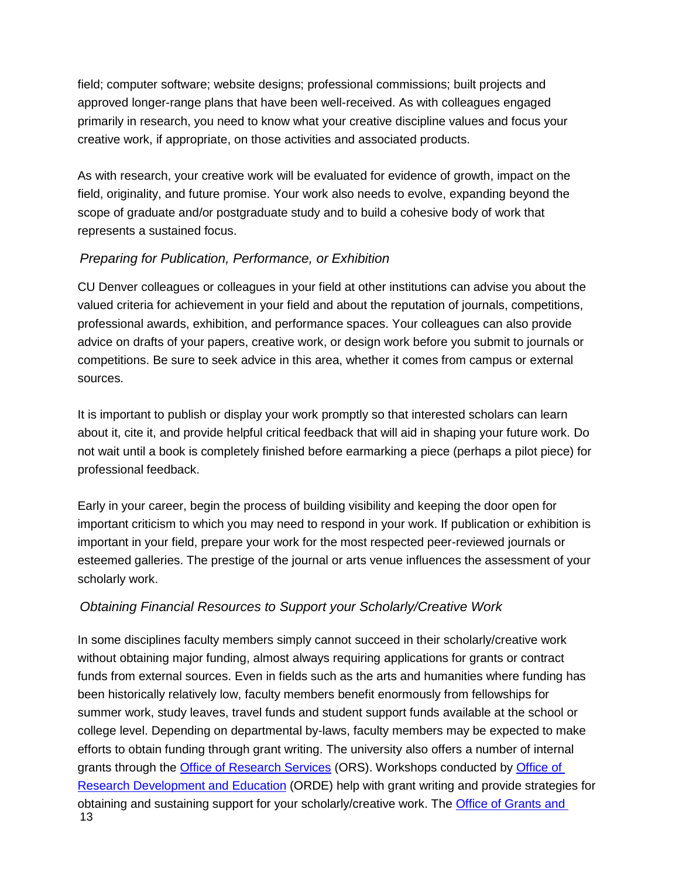field; computer software; website designs; professional commissions; built projects and approved longer-range plans that have been well-received. As with colleagues engaged primarily in research, you need to know what your creative discipline values and focus your creative work, if appropriate, on those activities and associated products.

As with research, your creative work will be evaluated for evidence of growth, impact on the field, originality, and future promise. Your work also needs to evolve, expanding beyond the scope of graduate and/or postgraduate study and to build a cohesive body of work that represents a sustained focus.

### *Preparing for Publication, Performance, or Exhibition*

CU Denver colleagues or colleagues in your field at other institutions can advise you about the valued criteria for achievement in your field and about the reputation of journals, competitions, professional awards, exhibition, and performance spaces. Your colleagues can also provide advice on drafts of your papers, creative work, or design work before you submit to journals or competitions. Be sure to seek advice in this area, whether it comes from campus or external sources.

It is important to publish or display your work promptly so that interested scholars can learn about it, cite it, and provide helpful critical feedback that will aid in shaping your future work. Do not wait until a book is completely finished before earmarking a piece (perhaps a pilot piece) for professional feedback.

Early in your career, begin the process of building visibility and keeping the door open for important criticism to which you may need to respond in your work. If publication or exhibition is important in your field, prepare your work for the most respected peer-reviewed journals or esteemed galleries. The prestige of the journal or arts venue influences the assessment of your scholarly work.

### *Obtaining Financial Resources to Support your Scholarly/Creative Work*

In some disciplines faculty members simply cannot succeed in their scholarly/creative work without obtaining major funding, almost always requiring applications for grants or contract funds from external sources. Even in fields such as the arts and humanities where funding has been historically relatively low, faculty members benefit enormously from fellowships for summer work, study leaves, travel funds and student support funds available at the school or college level. Depending on departmental by-laws, faculty members may be expected to make efforts to obtain funding through grant writing. The university also offers a number of internal grants through the Office of Research Services (ORS). Workshops conducted by Office of Research Development and Education (ORDE) help with grant writing and provide strategies for obtaining and sustaining support for your scholarly/creative work. The Office of Grants and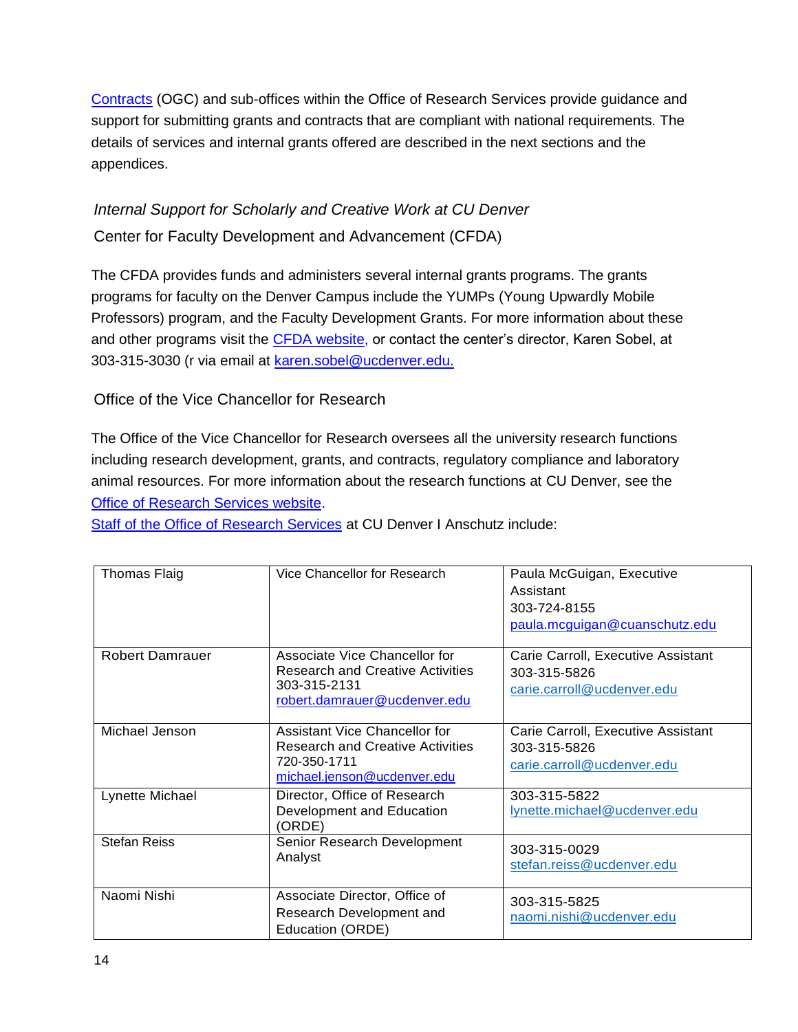Contracts (OGC) and sub-offices within the Office of Research Services provide guidance and support for submitting grants and contracts that are compliant with national requirements. The details of services and internal grants offered are described in the next sections and the appendices.

### *Internal Support for Scholarly and Creative Work at CU Denver*

#### Center for Faculty Development and Advancement (CFDA)

The CFDA provides funds and administers several internal grants programs. The grants programs for faculty on the Denver Campus include the YUMPs (Young Upwardly Mobile Professors) program, and the Faculty Development Grants. For more information about these and other programs visit the CFDA website, or contact the center's director, Karen Sobel, at 303-315-3030 (r via email at karen.sobel@ucdenver.edu.

#### Office of the Vice Chancellor for Research

The Office of the Vice Chancellor for Research oversees all the university research functions including research development, grants, and contracts, regulatory compliance and laboratory animal resources. For more information about the research functions at CU Denver, see the Office of Research Services website.

Staff of the Office of Research Services at CU Denver I Anschutz include:

| | | |
|---|---|---|
| Thomas Flaig | Vice Chancellor for Research | Paula McGuigan, Executive Assistant<br>303-724-8155<br>paula.mcguigan@cuanschutz.edu |
| Robert Damrauer | Associate Vice Chancellor for Research and Creative Activities<br>303-315-2131<br>robert.damrauer@ucdenver.edu | Carie Carroll, Executive Assistant<br>303-315-5826<br>carie.carroll@ucdenver.edu |
| Michael Jenson | Assistant Vice Chancellor for Research and Creative Activities<br>720-350-1711<br>michael.jenson@ucdenver.edu | Carie Carroll, Executive Assistant<br>303-315-5826<br>carie.carroll@ucdenver.edu |
| Lynette Michael | Director, Office of Research Development and Education (ORDE) | 303-315-5822<br>lynette.michael@ucdenver.edu |
| Stefan Reiss | Senior Research Development Analyst | 303-315-0029<br>stefan.reiss@ucdenver.edu |
| Naomi Nishi | Associate Director, Office of Research Development and Education (ORDE) | 303-315-5825<br>naomi.nishi@ucdenver.edu |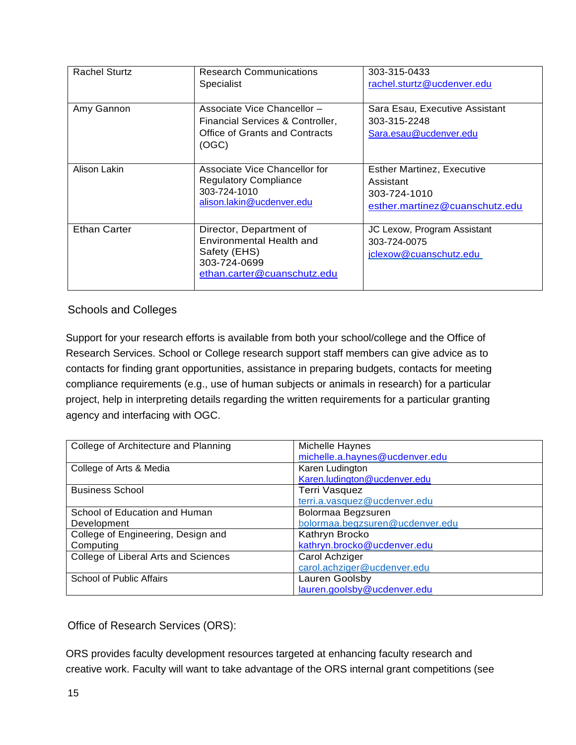| Rachel Sturtz | Research Communications Specialist | 303-315-0433<br>rachel.sturtz@ucdenver.edu |
|---|---|---|
| Amy Gannon | Associate Vice Chancellor – Financial Services & Controller, Office of Grants and Contracts (OGC) | Sara Esau, Executive Assistant<br>303-315-2248<br>Sara.esau@ucdenver.edu |
| Alison Lakin | Associate Vice Chancellor for Regulatory Compliance<br>303-724-1010<br>alison.lakin@ucdenver.edu | Esther Martinez, Executive Assistant<br>303-724-1010<br>esther.martinez@cuanschutz.edu |
| Ethan Carter | Director, Department of Environmental Health and Safety (EHS)<br>303-724-0699<br>ethan.carter@cuanschutz.edu | JC Lexow, Program Assistant<br>303-724-0075<br>jclexow@cuanschutz.edu |

## Schools and Colleges

Support for your research efforts is available from both your school/college and the Office of Research Services. School or College research support staff members can give advice as to contacts for finding grant opportunities, assistance in preparing budgets, contacts for meeting compliance requirements (e.g., use of human subjects or animals in research) for a particular project, help in interpreting details regarding the written requirements for a particular granting agency and interfacing with OGC.

| College of Architecture and Planning | Michelle Haynes<br>michelle.a.haynes@ucdenver.edu |
|---|---|
| College of Arts & Media | Karen Ludington<br>Karen.ludington@ucdenver.edu |
| Business School | Terri Vasquez<br>terri.a.vasquez@ucdenver.edu |
| School of Education and Human Development | Bolormaa Begzsuren<br>bolormaa.begzsuren@ucdenver.edu |
| College of Engineering, Design and Computing | Kathryn Brocko<br>kathryn.brocko@ucdenver.edu |
| College of Liberal Arts and Sciences | Carol Achziger<br>carol.achziger@ucdenver.edu |
| School of Public Affairs | Lauren Goolsby<br>lauren.goolsby@ucdenver.edu |

## Office of Research Services (ORS):

ORS provides faculty development resources targeted at enhancing faculty research and creative work. Faculty will want to take advantage of the ORS internal grant competitions (see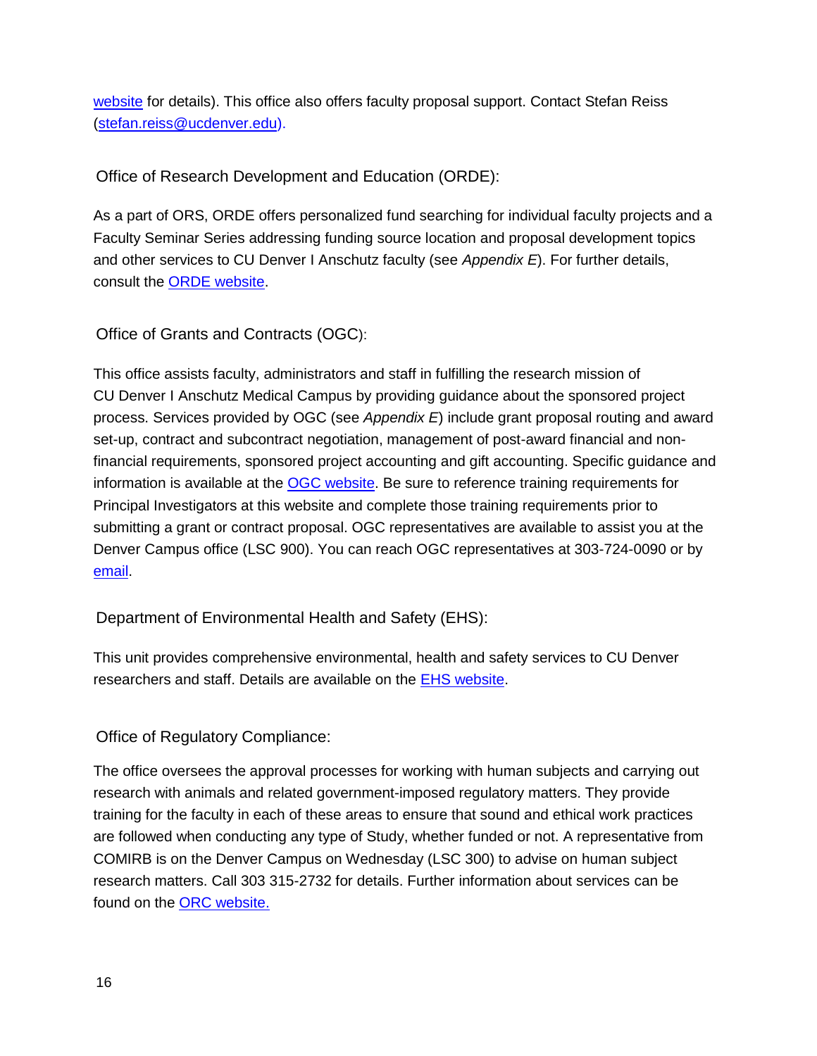website for details). This office also offers faculty proposal support. Contact Stefan Reiss (stefan.reiss@ucdenver.edu).

### Office of Research Development and Education (ORDE):

As a part of ORS, ORDE offers personalized fund searching for individual faculty projects and a Faculty Seminar Series addressing funding source location and proposal development topics and other services to CU Denver I Anschutz faculty (see *Appendix E*). For further details, consult the ORDE website.

### Office of Grants and Contracts (OGC):

This office assists faculty, administrators and staff in fulfilling the research mission of CU Denver I Anschutz Medical Campus by providing guidance about the sponsored project process. Services provided by OGC (see *Appendix E*) include grant proposal routing and award set-up, contract and subcontract negotiation, management of post-award financial and non-financial requirements, sponsored project accounting and gift accounting. Specific guidance and information is available at the OGC website. Be sure to reference training requirements for Principal Investigators at this website and complete those training requirements prior to submitting a grant or contract proposal. OGC representatives are available to assist you at the Denver Campus office (LSC 900). You can reach OGC representatives at 303-724-0090 or by email.

### Department of Environmental Health and Safety (EHS):

This unit provides comprehensive environmental, health and safety services to CU Denver researchers and staff. Details are available on the EHS website.

### Office of Regulatory Compliance:

The office oversees the approval processes for working with human subjects and carrying out research with animals and related government-imposed regulatory matters. They provide training for the faculty in each of these areas to ensure that sound and ethical work practices are followed when conducting any type of Study, whether funded or not. A representative from COMIRB is on the Denver Campus on Wednesday (LSC 300) to advise on human subject research matters. Call 303 315-2732 for details. Further information about services can be found on the ORC website.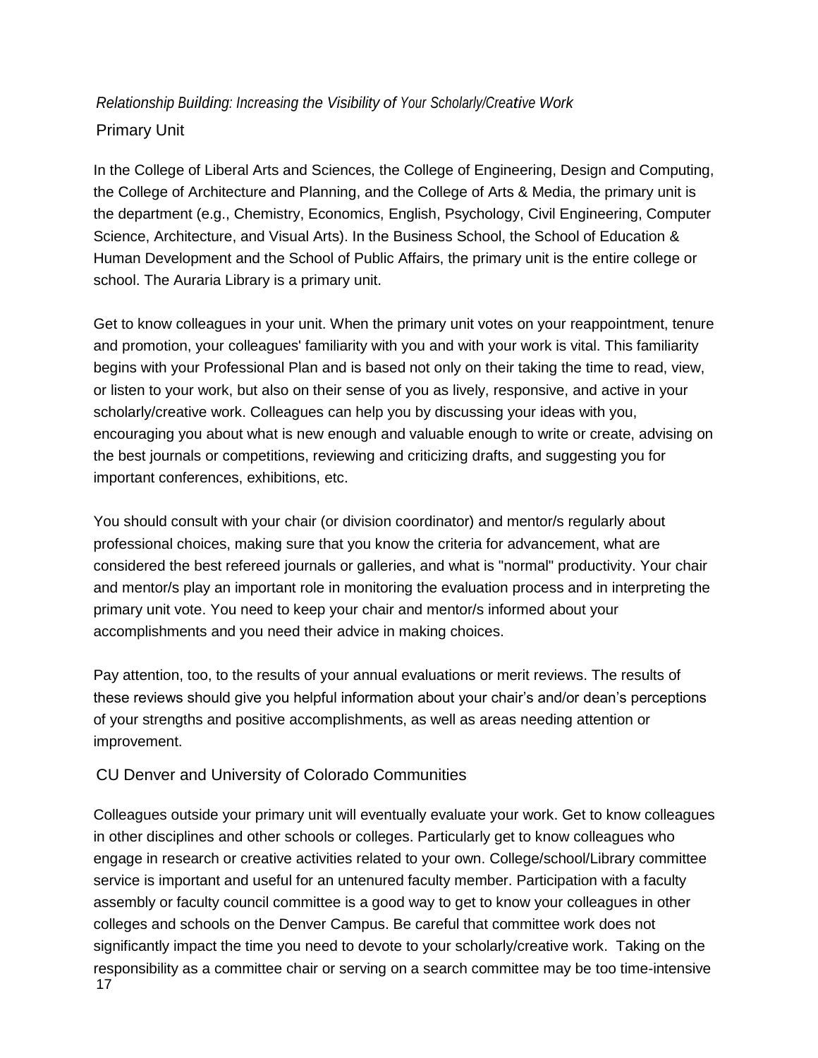*Relationship Building: Increasing the Visibility of Your Scholarly/Creative Work*

## Primary Unit

In the College of Liberal Arts and Sciences, the College of Engineering, Design and Computing, the College of Architecture and Planning, and the College of Arts & Media, the primary unit is the department (e.g., Chemistry, Economics, English, Psychology, Civil Engineering, Computer Science, Architecture, and Visual Arts). In the Business School, the School of Education & Human Development and the School of Public Affairs, the primary unit is the entire college or school. The Auraria Library is a primary unit.

Get to know colleagues in your unit. When the primary unit votes on your reappointment, tenure and promotion, your colleagues' familiarity with you and with your work is vital. This familiarity begins with your Professional Plan and is based not only on their taking the time to read, view, or listen to your work, but also on their sense of you as lively, responsive, and active in your scholarly/creative work. Colleagues can help you by discussing your ideas with you, encouraging you about what is new enough and valuable enough to write or create, advising on the best journals or competitions, reviewing and criticizing drafts, and suggesting you for important conferences, exhibitions, etc.

You should consult with your chair (or division coordinator) and mentor/s regularly about professional choices, making sure that you know the criteria for advancement, what are considered the best refereed journals or galleries, and what is "normal" productivity. Your chair and mentor/s play an important role in monitoring the evaluation process and in interpreting the primary unit vote. You need to keep your chair and mentor/s informed about your accomplishments and you need their advice in making choices.

Pay attention, too, to the results of your annual evaluations or merit reviews. The results of these reviews should give you helpful information about your chair's and/or dean's perceptions of your strengths and positive accomplishments, as well as areas needing attention or improvement.

## CU Denver and University of Colorado Communities

Colleagues outside your primary unit will eventually evaluate your work. Get to know colleagues in other disciplines and other schools or colleges. Particularly get to know colleagues who engage in research or creative activities related to your own. College/school/Library committee service is important and useful for an untenured faculty member. Participation with a faculty assembly or faculty council committee is a good way to get to know your colleagues in other colleges and schools on the Denver Campus. Be careful that committee work does not significantly impact the time you need to devote to your scholarly/creative work. Taking on the responsibility as a committee chair or serving on a search committee may be too time-intensive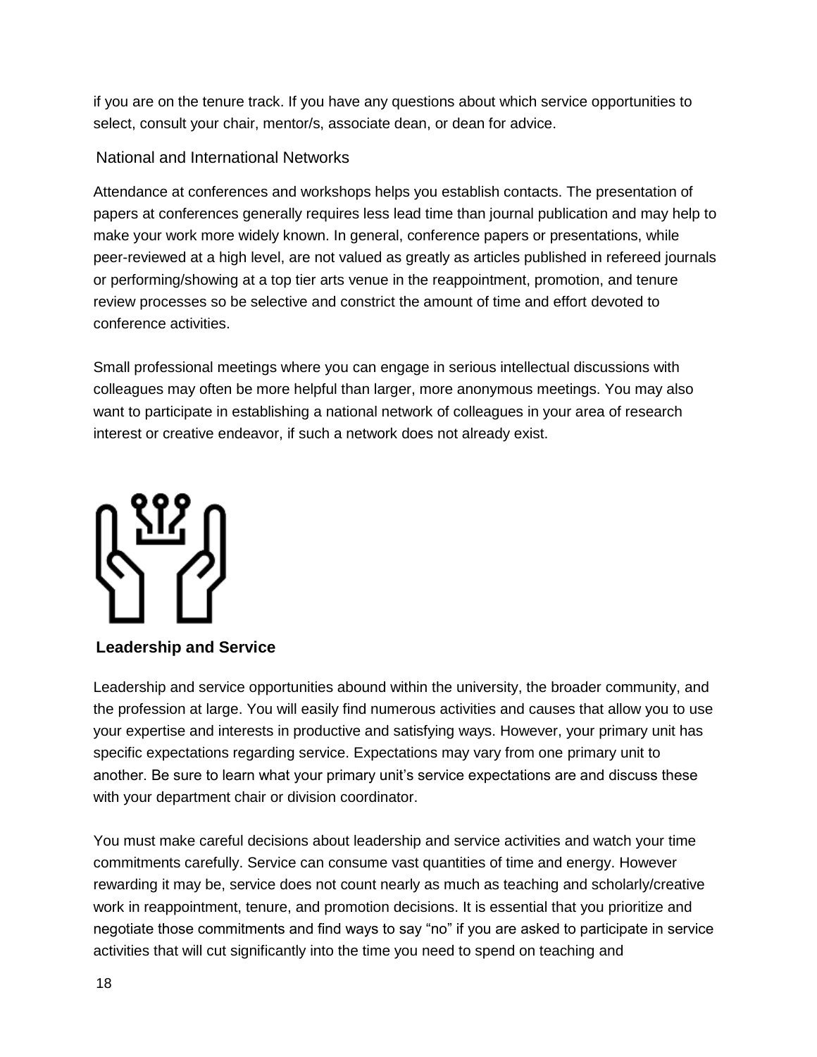if you are on the tenure track. If you have any questions about which service opportunities to select, consult your chair, mentor/s, associate dean, or dean for advice.

### National and International Networks

Attendance at conferences and workshops helps you establish contacts. The presentation of papers at conferences generally requires less lead time than journal publication and may help to make your work more widely known. In general, conference papers or presentations, while peer-reviewed at a high level, are not valued as greatly as articles published in refereed journals or performing/showing at a top tier arts venue in the reappointment, promotion, and tenure review processes so be selective and constrict the amount of time and effort devoted to conference activities.

Small professional meetings where you can engage in serious intellectual discussions with colleagues may often be more helpful than larger, more anonymous meetings. You may also want to participate in establishing a national network of colleagues in your area of research interest or creative endeavor, if such a network does not already exist.

## Leadership and Service

Leadership and service opportunities abound within the university, the broader community, and the profession at large. You will easily find numerous activities and causes that allow you to use your expertise and interests in productive and satisfying ways. However, your primary unit has specific expectations regarding service. Expectations may vary from one primary unit to another. Be sure to learn what your primary unit's service expectations are and discuss these with your department chair or division coordinator.

You must make careful decisions about leadership and service activities and watch your time commitments carefully. Service can consume vast quantities of time and energy. However rewarding it may be, service does not count nearly as much as teaching and scholarly/creative work in reappointment, tenure, and promotion decisions. It is essential that you prioritize and negotiate those commitments and find ways to say "no" if you are asked to participate in service activities that will cut significantly into the time you need to spend on teaching and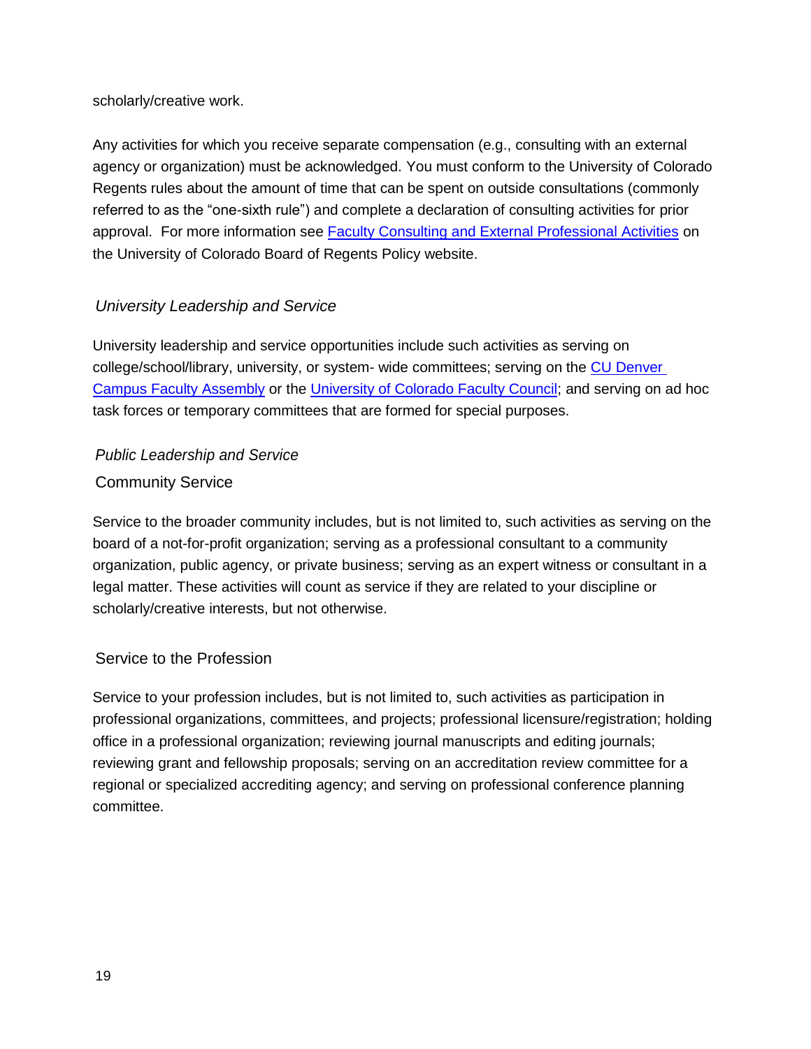scholarly/creative work.

Any activities for which you receive separate compensation (e.g., consulting with an external agency or organization) must be acknowledged. You must conform to the University of Colorado Regents rules about the amount of time that can be spent on outside consultations (commonly referred to as the "one-sixth rule") and complete a declaration of consulting activities for prior approval. For more information see [Faculty Consulting and External Professional Activities]() on the University of Colorado Board of Regents Policy website.

### *University Leadership and Service*

University leadership and service opportunities include such activities as serving on college/school/library, university, or system- wide committees; serving on the [CU Denver Campus Faculty Assembly]() or the [University of Colorado Faculty Council](); and serving on ad hoc task forces or temporary committees that are formed for special purposes.

### *Public Leadership and Service*

#### Community Service

Service to the broader community includes, but is not limited to, such activities as serving on the board of a not-for-profit organization; serving as a professional consultant to a community organization, public agency, or private business; serving as an expert witness or consultant in a legal matter. These activities will count as service if they are related to your discipline or scholarly/creative interests, but not otherwise.

#### Service to the Profession

Service to your profession includes, but is not limited to, such activities as participation in professional organizations, committees, and projects; professional licensure/registration; holding office in a professional organization; reviewing journal manuscripts and editing journals; reviewing grant and fellowship proposals; serving on an accreditation review committee for a regional or specialized accrediting agency; and serving on professional conference planning committee.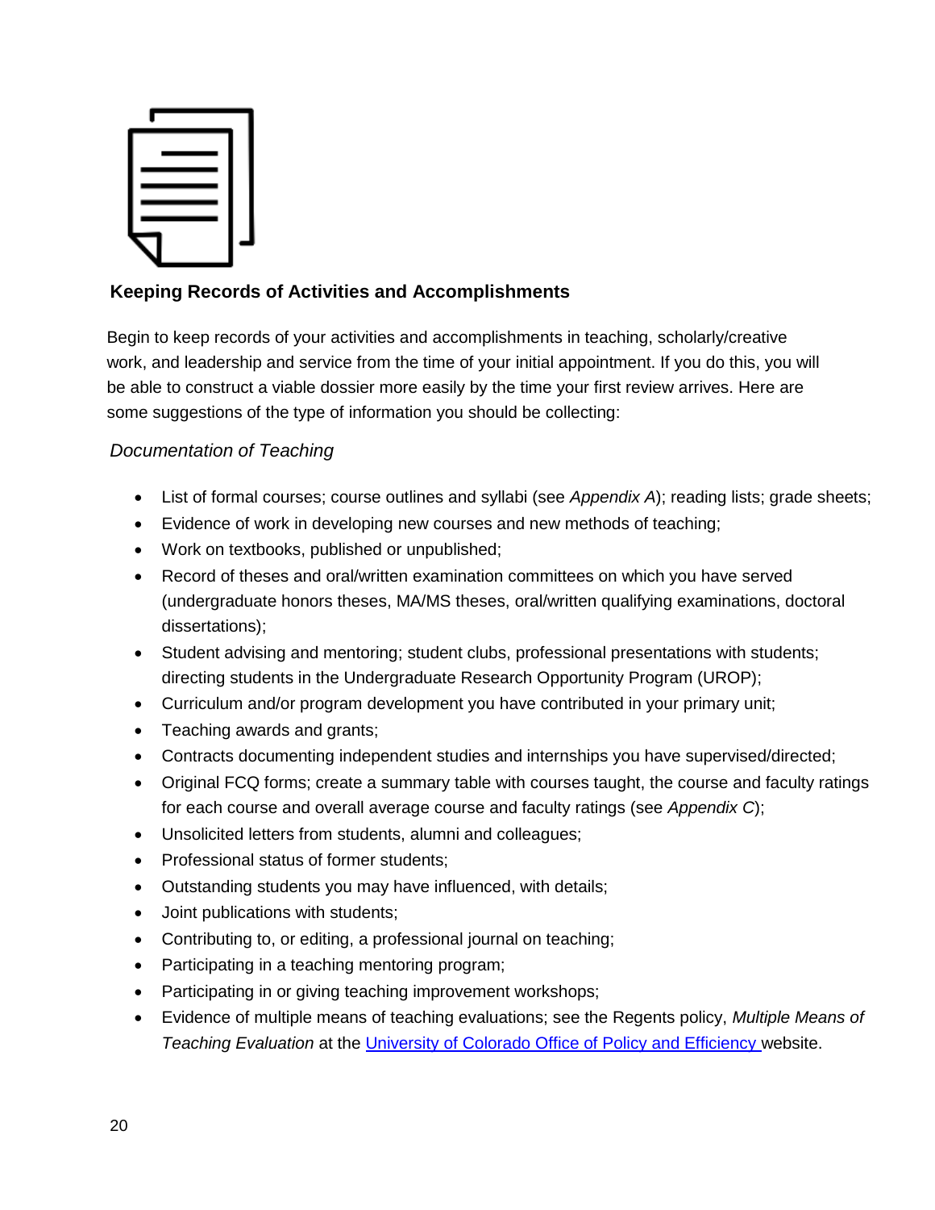## Keeping Records of Activities and Accomplishments

Begin to keep records of your activities and accomplishments in teaching, scholarly/creative work, and leadership and service from the time of your initial appointment. If you do this, you will be able to construct a viable dossier more easily by the time your first review arrives. Here are some suggestions of the type of information you should be collecting:

### *Documentation of Teaching*

- List of formal courses; course outlines and syllabi (see *Appendix A*); reading lists; grade sheets;
- Evidence of work in developing new courses and new methods of teaching;
- Work on textbooks, published or unpublished;
- Record of theses and oral/written examination committees on which you have served (undergraduate honors theses, MA/MS theses, oral/written qualifying examinations, doctoral dissertations);
- Student advising and mentoring; student clubs, professional presentations with students; directing students in the Undergraduate Research Opportunity Program (UROP);
- Curriculum and/or program development you have contributed in your primary unit;
- Teaching awards and grants;
- Contracts documenting independent studies and internships you have supervised/directed;
- Original FCQ forms; create a summary table with courses taught, the course and faculty ratings for each course and overall average course and faculty ratings (see *Appendix C*);
- Unsolicited letters from students, alumni and colleagues;
- Professional status of former students;
- Outstanding students you may have influenced, with details;
- Joint publications with students;
- Contributing to, or editing, a professional journal on teaching;
- Participating in a teaching mentoring program;
- Participating in or giving teaching improvement workshops;
- Evidence of multiple means of teaching evaluations; see the Regents policy, *Multiple Means of Teaching Evaluation* at the University of Colorado Office of Policy and Efficiency website.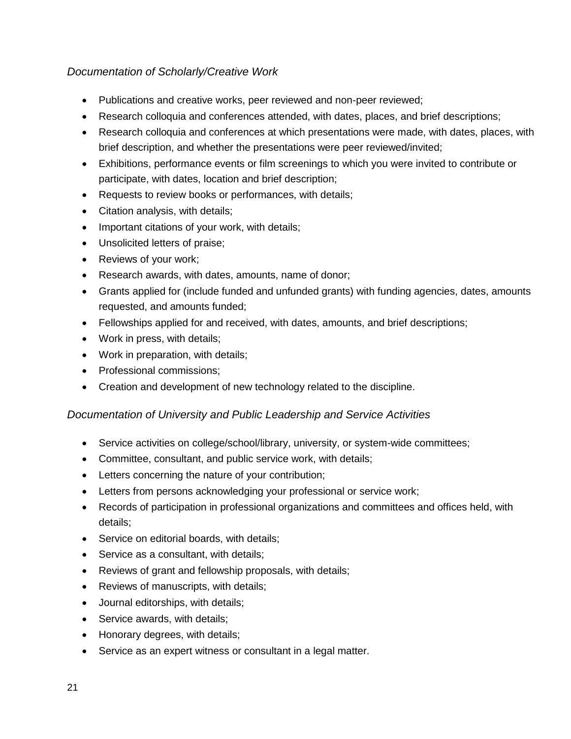*Documentation of Scholarly/Creative Work*

- Publications and creative works, peer reviewed and non-peer reviewed;
- Research colloquia and conferences attended, with dates, places, and brief descriptions;
- Research colloquia and conferences at which presentations were made, with dates, places, with brief description, and whether the presentations were peer reviewed/invited;
- Exhibitions, performance events or film screenings to which you were invited to contribute or participate, with dates, location and brief description;
- Requests to review books or performances, with details;
- Citation analysis, with details;
- Important citations of your work, with details;
- Unsolicited letters of praise;
- Reviews of your work;
- Research awards, with dates, amounts, name of donor;
- Grants applied for (include funded and unfunded grants) with funding agencies, dates, amounts requested, and amounts funded;
- Fellowships applied for and received, with dates, amounts, and brief descriptions;
- Work in press, with details;
- Work in preparation, with details;
- Professional commissions;
- Creation and development of new technology related to the discipline.

*Documentation of University and Public Leadership and Service Activities*

- Service activities on college/school/library, university, or system-wide committees;
- Committee, consultant, and public service work, with details;
- Letters concerning the nature of your contribution;
- Letters from persons acknowledging your professional or service work;
- Records of participation in professional organizations and committees and offices held, with details;
- Service on editorial boards, with details;
- Service as a consultant, with details;
- Reviews of grant and fellowship proposals, with details;
- Reviews of manuscripts, with details;
- Journal editorships, with details;
- Service awards, with details;
- Honorary degrees, with details;
- Service as an expert witness or consultant in a legal matter.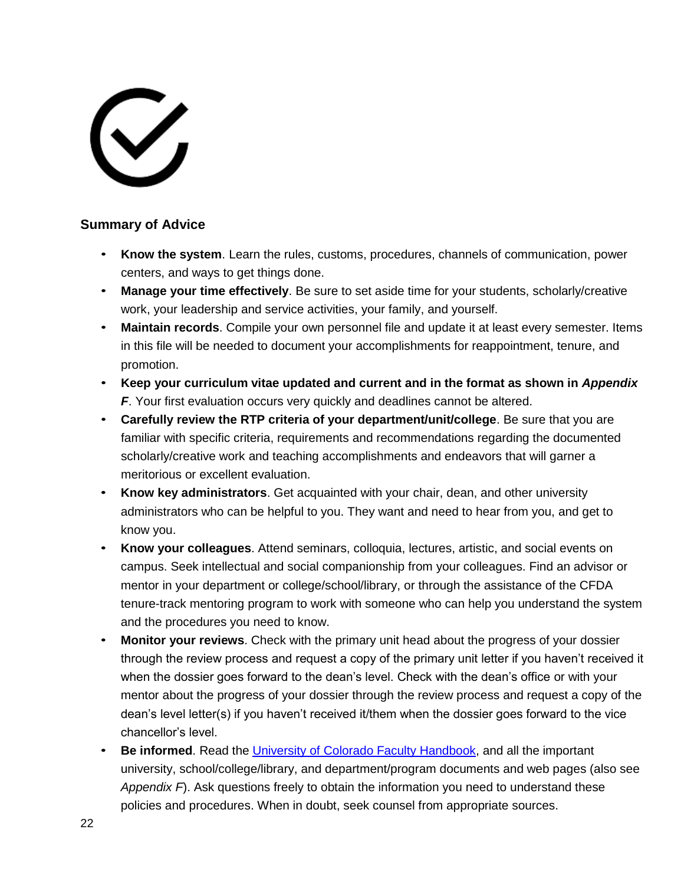## Summary of Advice

- **Know the system**. Learn the rules, customs, procedures, channels of communication, power centers, and ways to get things done.
- **Manage your time effectively**. Be sure to set aside time for your students, scholarly/creative work, your leadership and service activities, your family, and yourself.
- **Maintain records**. Compile your own personnel file and update it at least every semester. Items in this file will be needed to document your accomplishments for reappointment, tenure, and promotion.
- **Keep your curriculum vitae updated and current and in the format as shown in *Appendix F***. Your first evaluation occurs very quickly and deadlines cannot be altered.
- **Carefully review the RTP criteria of your department/unit/college**. Be sure that you are familiar with specific criteria, requirements and recommendations regarding the documented scholarly/creative work and teaching accomplishments and endeavors that will garner a meritorious or excellent evaluation.
- **Know key administrators**. Get acquainted with your chair, dean, and other university administrators who can be helpful to you. They want and need to hear from you, and get to know you.
- **Know your colleagues**. Attend seminars, colloquia, lectures, artistic, and social events on campus. Seek intellectual and social companionship from your colleagues. Find an advisor or mentor in your department or college/school/library, or through the assistance of the CFDA tenure-track mentoring program to work with someone who can help you understand the system and the procedures you need to know.
- **Monitor your reviews**. Check with the primary unit head about the progress of your dossier through the review process and request a copy of the primary unit letter if you haven't received it when the dossier goes forward to the dean's level. Check with the dean's office or with your mentor about the progress of your dossier through the review process and request a copy of the dean's level letter(s) if you haven't received it/them when the dossier goes forward to the vice chancellor's level.
- **Be informed**. Read the University of Colorado Faculty Handbook, and all the important university, school/college/library, and department/program documents and web pages (also see *Appendix F*). Ask questions freely to obtain the information you need to understand these policies and procedures. When in doubt, seek counsel from appropriate sources.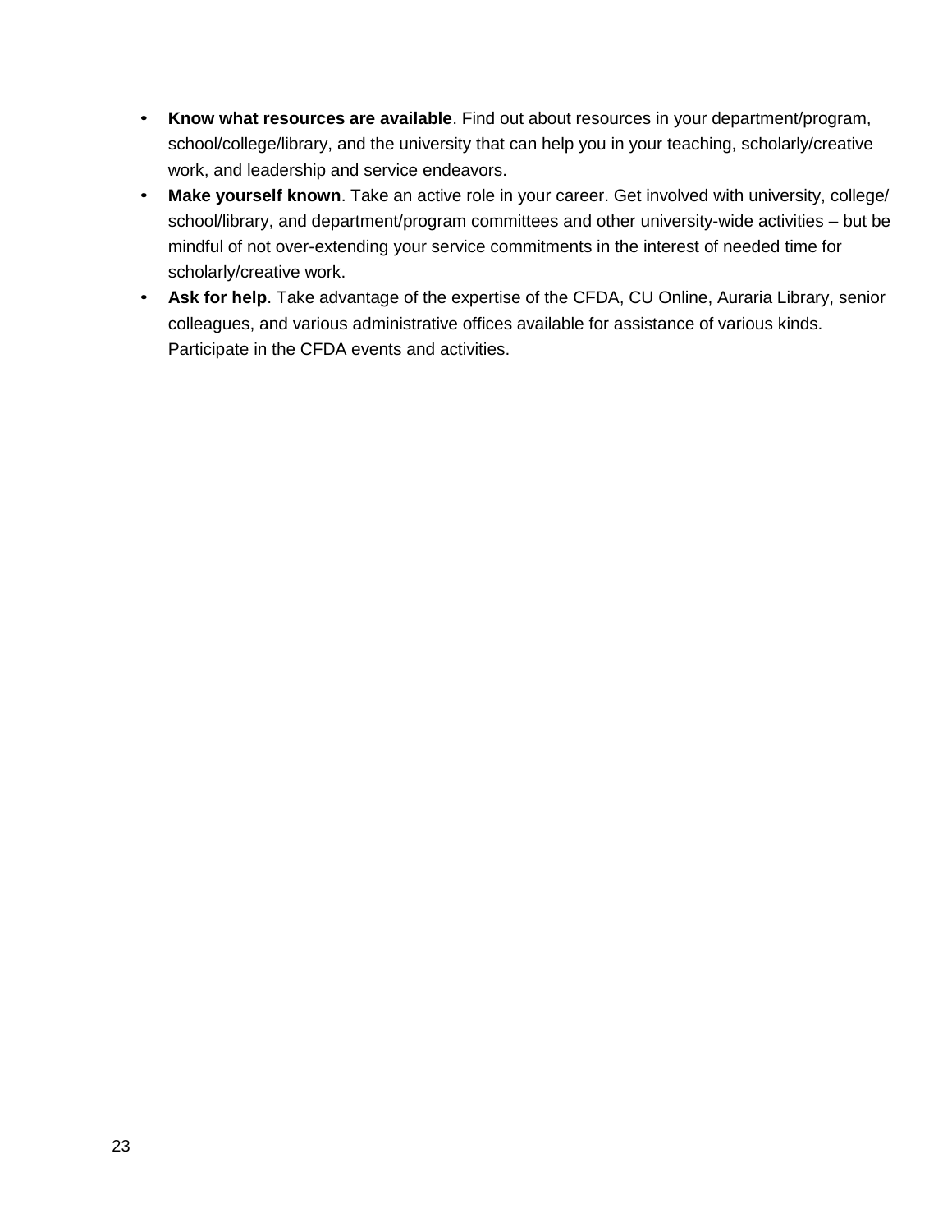- **Know what resources are available**. Find out about resources in your department/program, school/college/library, and the university that can help you in your teaching, scholarly/creative work, and leadership and service endeavors.
- **Make yourself known**. Take an active role in your career. Get involved with university, college/school/library, and department/program committees and other university-wide activities – but be mindful of not over-extending your service commitments in the interest of needed time for scholarly/creative work.
- **Ask for help**. Take advantage of the expertise of the CFDA, CU Online, Auraria Library, senior colleagues, and various administrative offices available for assistance of various kinds. Participate in the CFDA events and activities.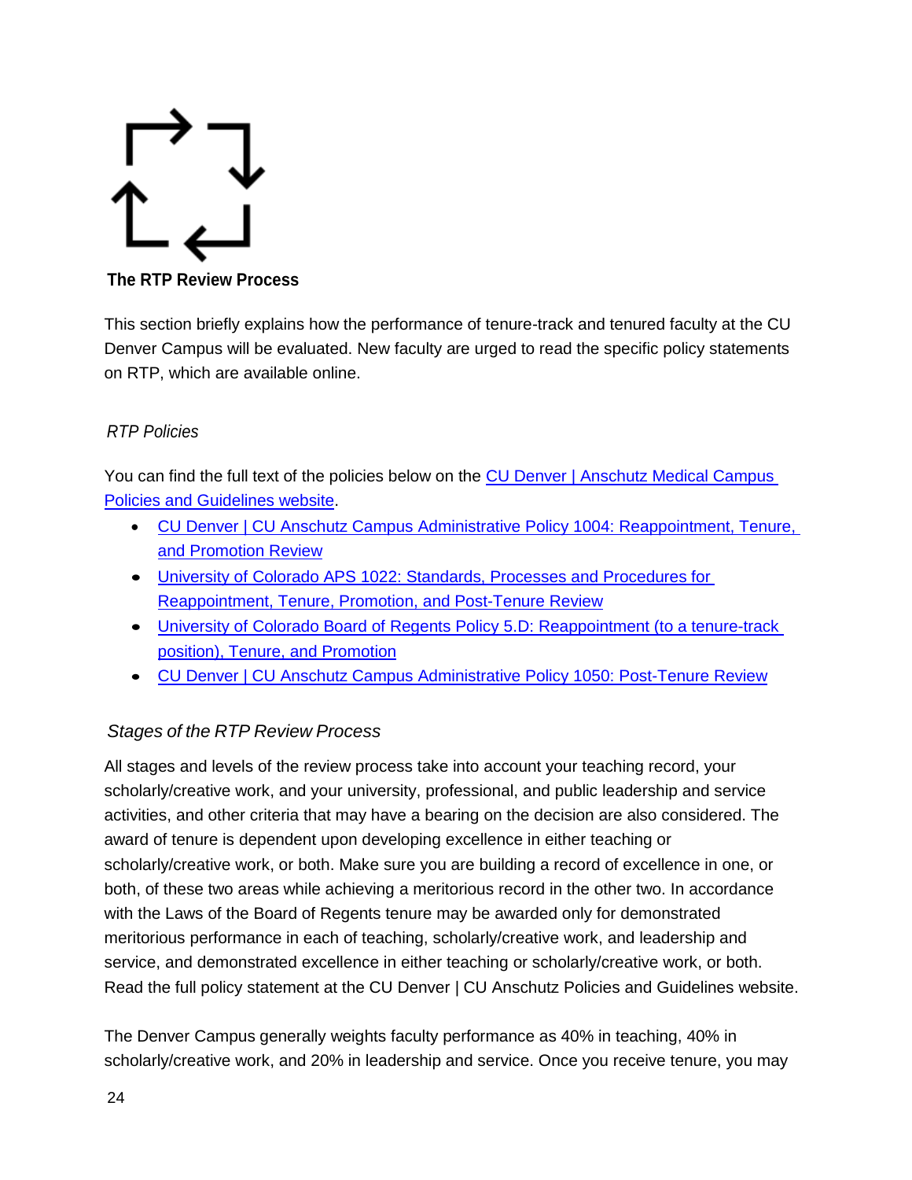## The RTP Review Process

This section briefly explains how the performance of tenure-track and tenured faculty at the CU Denver Campus will be evaluated. New faculty are urged to read the specific policy statements on RTP, which are available online.

### *RTP Policies*

You can find the full text of the policies below on the [CU Denver | Anschutz Medical Campus Policies and Guidelines website]().

- [CU Denver | CU Anschutz Campus Administrative Policy 1004: Reappointment, Tenure, and Promotion Review]()
- [University of Colorado APS 1022: Standards, Processes and Procedures for Reappointment, Tenure, Promotion, and Post-Tenure Review]()
- [University of Colorado Board of Regents Policy 5.D: Reappointment (to a tenure-track position), Tenure, and Promotion]()
- [CU Denver | CU Anschutz Campus Administrative Policy 1050: Post-Tenure Review]()

### *Stages of the RTP Review Process*

All stages and levels of the review process take into account your teaching record, your scholarly/creative work, and your university, professional, and public leadership and service activities, and other criteria that may have a bearing on the decision are also considered. The award of tenure is dependent upon developing excellence in either teaching or scholarly/creative work, or both. Make sure you are building a record of excellence in one, or both, of these two areas while achieving a meritorious record in the other two. In accordance with the Laws of the Board of Regents tenure may be awarded only for demonstrated meritorious performance in each of teaching, scholarly/creative work, and leadership and service, and demonstrated excellence in either teaching or scholarly/creative work, or both. Read the full policy statement at the CU Denver | CU Anschutz Policies and Guidelines website.

The Denver Campus generally weights faculty performance as 40% in teaching, 40% in scholarly/creative work, and 20% in leadership and service. Once you receive tenure, you may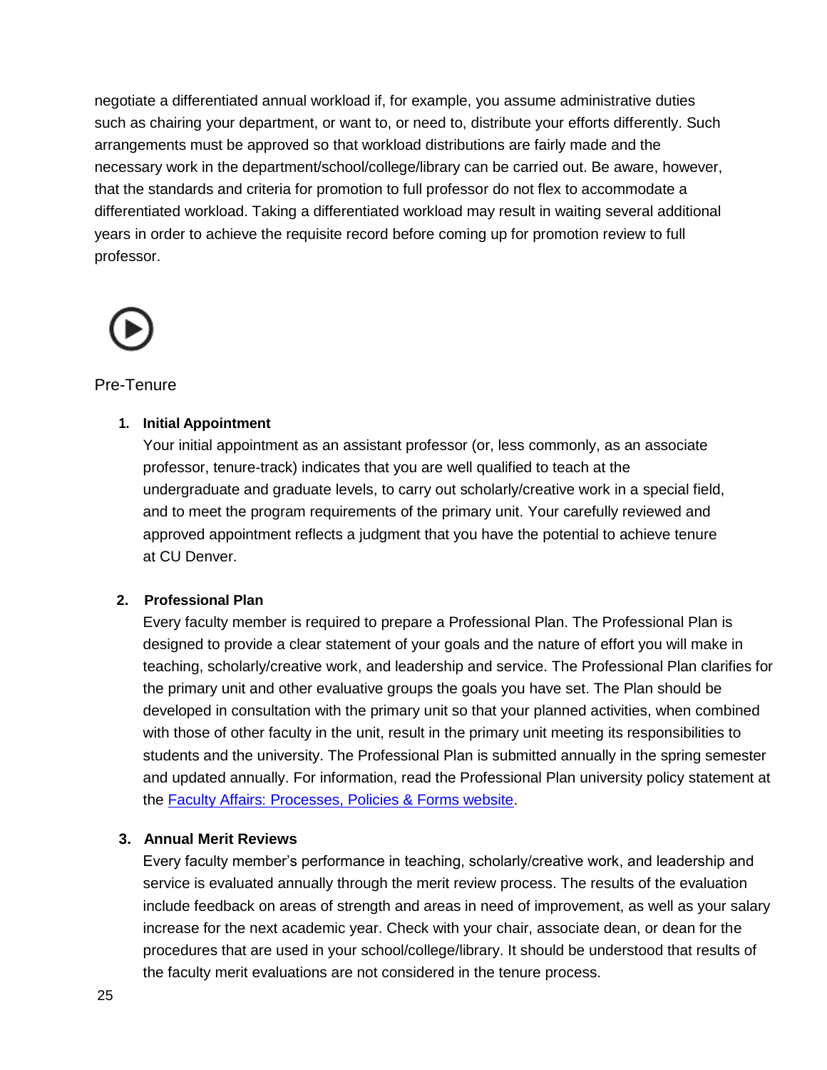negotiate a differentiated annual workload if, for example, you assume administrative duties such as chairing your department, or want to, or need to, distribute your efforts differently. Such arrangements must be approved so that workload distributions are fairly made and the necessary work in the department/school/college/library can be carried out. Be aware, however, that the standards and criteria for promotion to full professor do not flex to accommodate a differentiated workload. Taking a differentiated workload may result in waiting several additional years in order to achieve the requisite record before coming up for promotion review to full professor.

## Pre-Tenure

1. **Initial Appointment**
   Your initial appointment as an assistant professor (or, less commonly, as an associate professor, tenure-track) indicates that you are well qualified to teach at the undergraduate and graduate levels, to carry out scholarly/creative work in a special field, and to meet the program requirements of the primary unit. Your carefully reviewed and approved appointment reflects a judgment that you have the potential to achieve tenure at CU Denver.

2. **Professional Plan**
   Every faculty member is required to prepare a Professional Plan. The Professional Plan is designed to provide a clear statement of your goals and the nature of effort you will make in teaching, scholarly/creative work, and leadership and service. The Professional Plan clarifies for the primary unit and other evaluative groups the goals you have set. The Plan should be developed in consultation with the primary unit so that your planned activities, when combined with those of other faculty in the unit, result in the primary unit meeting its responsibilities to students and the university. The Professional Plan is submitted annually in the spring semester and updated annually. For information, read the Professional Plan university policy statement at the Faculty Affairs: Processes, Policies & Forms website.

3. **Annual Merit Reviews**
   Every faculty member's performance in teaching, scholarly/creative work, and leadership and service is evaluated annually through the merit review process. The results of the evaluation include feedback on areas of strength and areas in need of improvement, as well as your salary increase for the next academic year. Check with your chair, associate dean, or dean for the procedures that are used in your school/college/library. It should be understood that results of the faculty merit evaluations are not considered in the tenure process.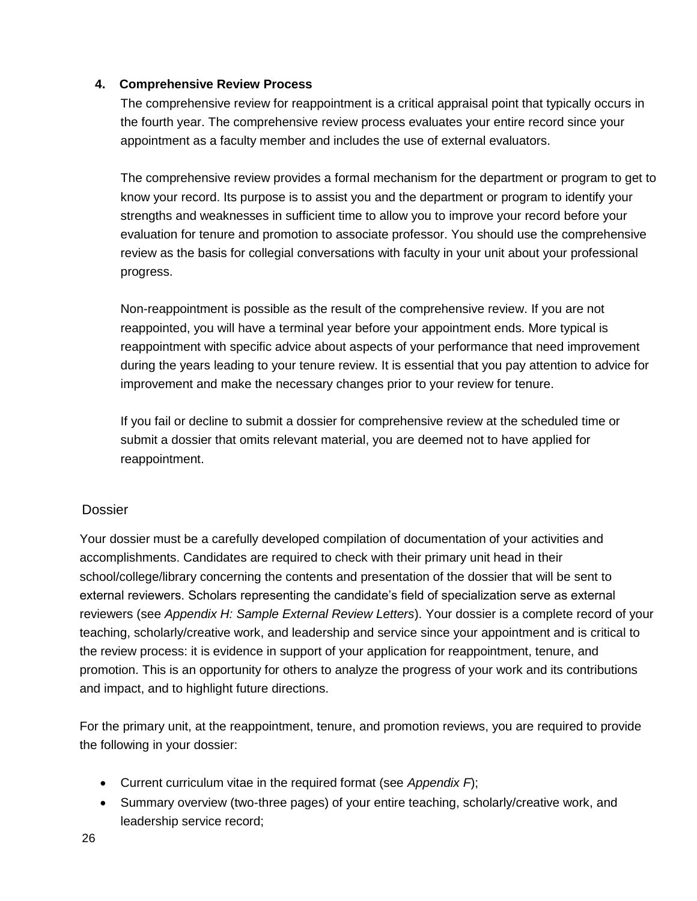4. **Comprehensive Review Process**

The comprehensive review for reappointment is a critical appraisal point that typically occurs in the fourth year. The comprehensive review process evaluates your entire record since your appointment as a faculty member and includes the use of external evaluators.

The comprehensive review provides a formal mechanism for the department or program to get to know your record. Its purpose is to assist you and the department or program to identify your strengths and weaknesses in sufficient time to allow you to improve your record before your evaluation for tenure and promotion to associate professor. You should use the comprehensive review as the basis for collegial conversations with faculty in your unit about your professional progress.

Non-reappointment is possible as the result of the comprehensive review. If you are not reappointed, you will have a terminal year before your appointment ends. More typical is reappointment with specific advice about aspects of your performance that need improvement during the years leading to your tenure review. It is essential that you pay attention to advice for improvement and make the necessary changes prior to your review for tenure.

If you fail or decline to submit a dossier for comprehensive review at the scheduled time or submit a dossier that omits relevant material, you are deemed not to have applied for reappointment.

### Dossier

Your dossier must be a carefully developed compilation of documentation of your activities and accomplishments. Candidates are required to check with their primary unit head in their school/college/library concerning the contents and presentation of the dossier that will be sent to external reviewers. Scholars representing the candidate's field of specialization serve as external reviewers (see *Appendix H: Sample External Review Letters*). Your dossier is a complete record of your teaching, scholarly/creative work, and leadership and service since your appointment and is critical to the review process: it is evidence in support of your application for reappointment, tenure, and promotion. This is an opportunity for others to analyze the progress of your work and its contributions and impact, and to highlight future directions.

For the primary unit, at the reappointment, tenure, and promotion reviews, you are required to provide the following in your dossier:

- Current curriculum vitae in the required format (see *Appendix F*);
- Summary overview (two-three pages) of your entire teaching, scholarly/creative work, and leadership service record;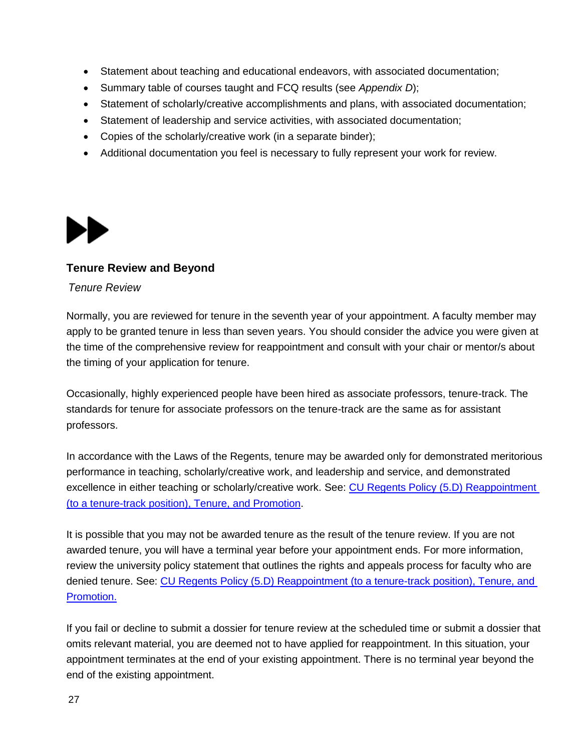- Statement about teaching and educational endeavors, with associated documentation;
- Summary table of courses taught and FCQ results (see *Appendix D*);
- Statement of scholarly/creative accomplishments and plans, with associated documentation;
- Statement of leadership and service activities, with associated documentation;
- Copies of the scholarly/creative work (in a separate binder);
- Additional documentation you feel is necessary to fully represent your work for review.

## Tenure Review and Beyond

### *Tenure Review*

Normally, you are reviewed for tenure in the seventh year of your appointment. A faculty member may apply to be granted tenure in less than seven years. You should consider the advice you were given at the time of the comprehensive review for reappointment and consult with your chair or mentor/s about the timing of your application for tenure.

Occasionally, highly experienced people have been hired as associate professors, tenure-track. The standards for tenure for associate professors on the tenure-track are the same as for assistant professors.

In accordance with the Laws of the Regents, tenure may be awarded only for demonstrated meritorious performance in teaching, scholarly/creative work, and leadership and service, and demonstrated excellence in either teaching or scholarly/creative work. See: CU Regents Policy (5.D) Reappointment (to a tenure-track position), Tenure, and Promotion.

It is possible that you may not be awarded tenure as the result of the tenure review. If you are not awarded tenure, you will have a terminal year before your appointment ends. For more information, review the university policy statement that outlines the rights and appeals process for faculty who are denied tenure. See: CU Regents Policy (5.D) Reappointment (to a tenure-track position), Tenure, and Promotion.

If you fail or decline to submit a dossier for tenure review at the scheduled time or submit a dossier that omits relevant material, you are deemed not to have applied for reappointment. In this situation, your appointment terminates at the end of your existing appointment. There is no terminal year beyond the end of the existing appointment.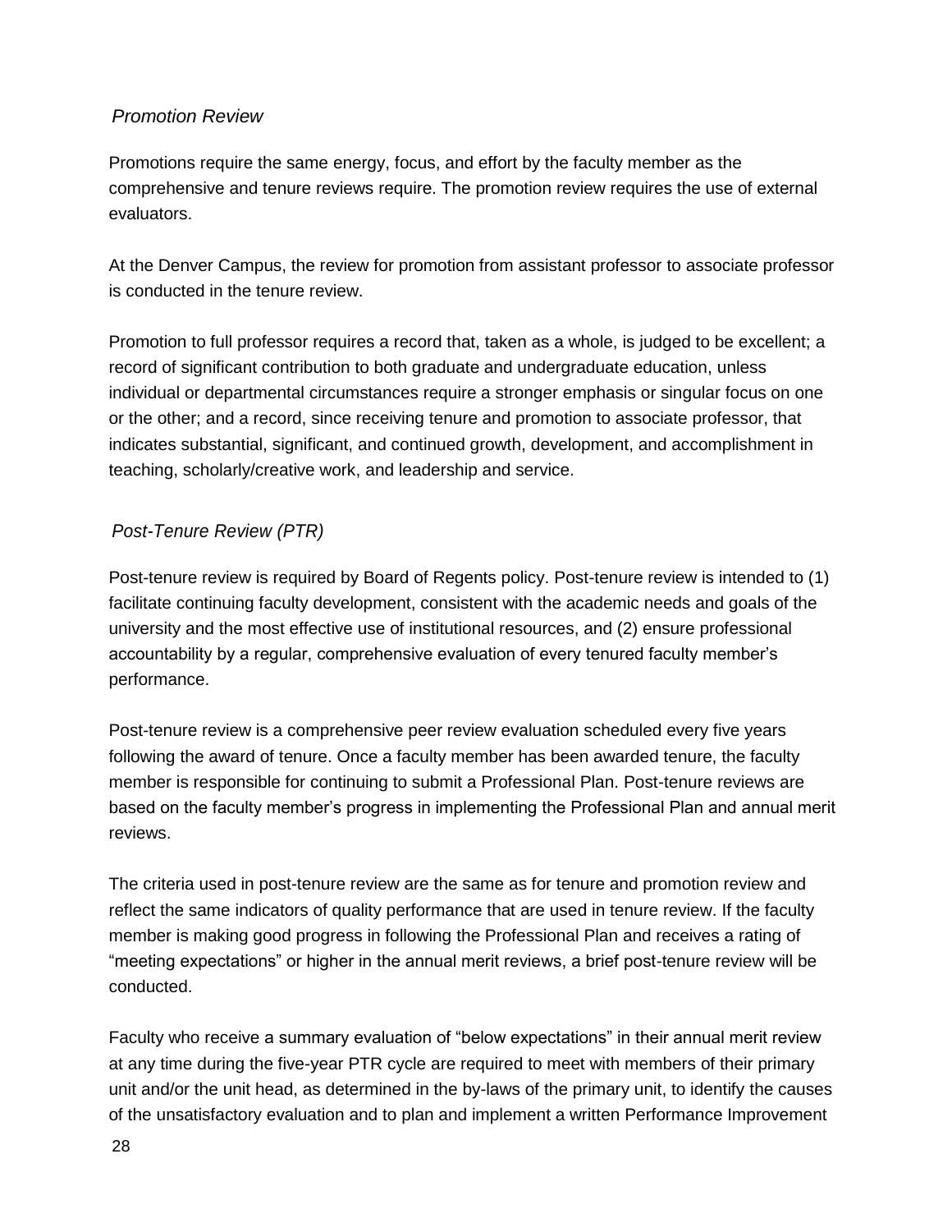### *Promotion Review*

Promotions require the same energy, focus, and effort by the faculty member as the comprehensive and tenure reviews require. The promotion review requires the use of external evaluators.

At the Denver Campus, the review for promotion from assistant professor to associate professor is conducted in the tenure review.

Promotion to full professor requires a record that, taken as a whole, is judged to be excellent; a record of significant contribution to both graduate and undergraduate education, unless individual or departmental circumstances require a stronger emphasis or singular focus on one or the other; and a record, since receiving tenure and promotion to associate professor, that indicates substantial, significant, and continued growth, development, and accomplishment in teaching, scholarly/creative work, and leadership and service.

### *Post-Tenure Review (PTR)*

Post-tenure review is required by Board of Regents policy. Post-tenure review is intended to (1) facilitate continuing faculty development, consistent with the academic needs and goals of the university and the most effective use of institutional resources, and (2) ensure professional accountability by a regular, comprehensive evaluation of every tenured faculty member's performance.

Post-tenure review is a comprehensive peer review evaluation scheduled every five years following the award of tenure. Once a faculty member has been awarded tenure, the faculty member is responsible for continuing to submit a Professional Plan. Post-tenure reviews are based on the faculty member's progress in implementing the Professional Plan and annual merit reviews.

The criteria used in post-tenure review are the same as for tenure and promotion review and reflect the same indicators of quality performance that are used in tenure review. If the faculty member is making good progress in following the Professional Plan and receives a rating of "meeting expectations" or higher in the annual merit reviews, a brief post-tenure review will be conducted.

Faculty who receive a summary evaluation of "below expectations" in their annual merit review at any time during the five-year PTR cycle are required to meet with members of their primary unit and/or the unit head, as determined in the by-laws of the primary unit, to identify the causes of the unsatisfactory evaluation and to plan and implement a written Performance Improvement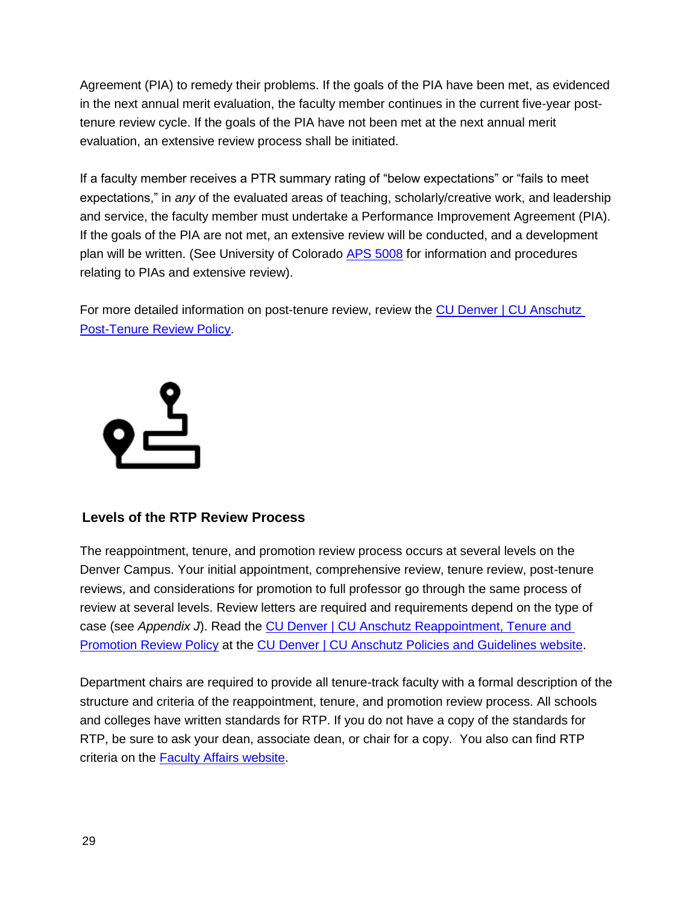Agreement (PIA) to remedy their problems. If the goals of the PIA have been met, as evidenced in the next annual merit evaluation, the faculty member continues in the current five-year post-tenure review cycle. If the goals of the PIA have not been met at the next annual merit evaluation, an extensive review process shall be initiated.

If a faculty member receives a PTR summary rating of "below expectations" or "fails to meet expectations," in *any* of the evaluated areas of teaching, scholarly/creative work, and leadership and service, the faculty member must undertake a Performance Improvement Agreement (PIA). If the goals of the PIA are not met, an extensive review will be conducted, and a development plan will be written. (See University of Colorado APS 5008 for information and procedures relating to PIAs and extensive review).

For more detailed information on post-tenure review, review the CU Denver | CU Anschutz Post-Tenure Review Policy.

## Levels of the RTP Review Process

The reappointment, tenure, and promotion review process occurs at several levels on the Denver Campus. Your initial appointment, comprehensive review, tenure review, post-tenure reviews, and considerations for promotion to full professor go through the same process of review at several levels. Review letters are required and requirements depend on the type of case (see *Appendix J*). Read the CU Denver | CU Anschutz Reappointment, Tenure and Promotion Review Policy at the CU Denver | CU Anschutz Policies and Guidelines website.

Department chairs are required to provide all tenure-track faculty with a formal description of the structure and criteria of the reappointment, tenure, and promotion review process. All schools and colleges have written standards for RTP. If you do not have a copy of the standards for RTP, be sure to ask your dean, associate dean, or chair for a copy. You also can find RTP criteria on the Faculty Affairs website.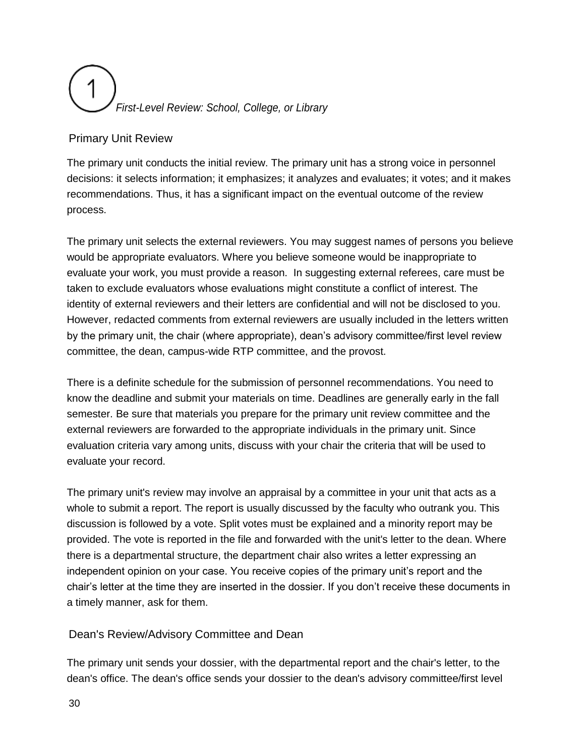## ① *First-Level Review: School, College, or Library*

### Primary Unit Review

The primary unit conducts the initial review. The primary unit has a strong voice in personnel decisions: it selects information; it emphasizes; it analyzes and evaluates; it votes; and it makes recommendations. Thus, it has a significant impact on the eventual outcome of the review process.

The primary unit selects the external reviewers. You may suggest names of persons you believe would be appropriate evaluators. Where you believe someone would be inappropriate to evaluate your work, you must provide a reason. In suggesting external referees, care must be taken to exclude evaluators whose evaluations might constitute a conflict of interest. The identity of external reviewers and their letters are confidential and will not be disclosed to you. However, redacted comments from external reviewers are usually included in the letters written by the primary unit, the chair (where appropriate), dean's advisory committee/first level review committee, the dean, campus-wide RTP committee, and the provost.

There is a definite schedule for the submission of personnel recommendations. You need to know the deadline and submit your materials on time. Deadlines are generally early in the fall semester. Be sure that materials you prepare for the primary unit review committee and the external reviewers are forwarded to the appropriate individuals in the primary unit. Since evaluation criteria vary among units, discuss with your chair the criteria that will be used to evaluate your record.

The primary unit's review may involve an appraisal by a committee in your unit that acts as a whole to submit a report. The report is usually discussed by the faculty who outrank you. This discussion is followed by a vote. Split votes must be explained and a minority report may be provided. The vote is reported in the file and forwarded with the unit's letter to the dean. Where there is a departmental structure, the department chair also writes a letter expressing an independent opinion on your case. You receive copies of the primary unit's report and the chair's letter at the time they are inserted in the dossier. If you don't receive these documents in a timely manner, ask for them.

### Dean's Review/Advisory Committee and Dean

The primary unit sends your dossier, with the departmental report and the chair's letter, to the dean's office. The dean's office sends your dossier to the dean's advisory committee/first level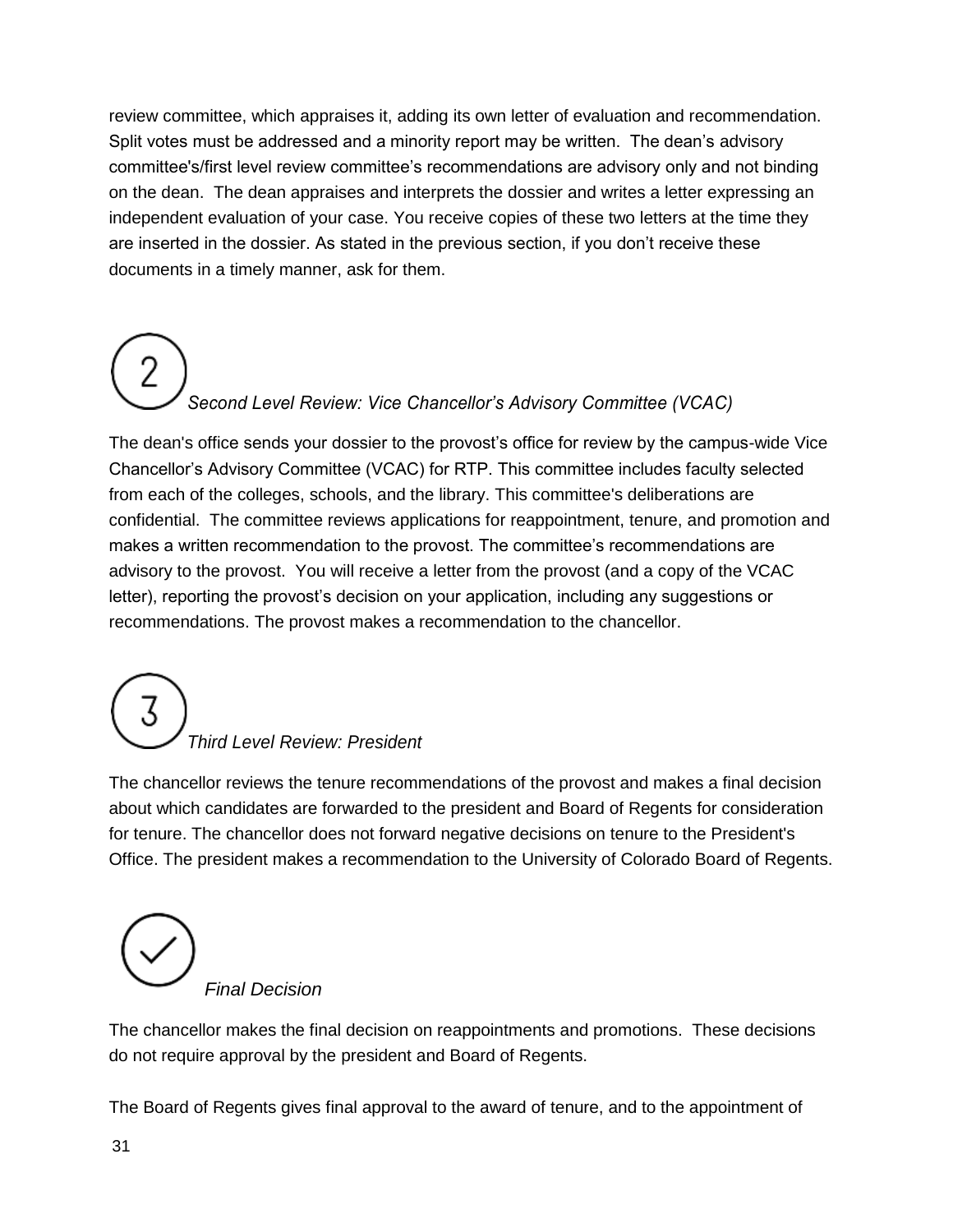review committee, which appraises it, adding its own letter of evaluation and recommendation. Split votes must be addressed and a minority report may be written. The dean's advisory committee's/first level review committee's recommendations are advisory only and not binding on the dean. The dean appraises and interprets the dossier and writes a letter expressing an independent evaluation of your case. You receive copies of these two letters at the time they are inserted in the dossier. As stated in the previous section, if you don't receive these documents in a timely manner, ask for them.

### 2 *Second Level Review: Vice Chancellor's Advisory Committee (VCAC)*

The dean's office sends your dossier to the provost's office for review by the campus-wide Vice Chancellor's Advisory Committee (VCAC) for RTP. This committee includes faculty selected from each of the colleges, schools, and the library. This committee's deliberations are confidential. The committee reviews applications for reappointment, tenure, and promotion and makes a written recommendation to the provost. The committee's recommendations are advisory to the provost. You will receive a letter from the provost (and a copy of the VCAC letter), reporting the provost's decision on your application, including any suggestions or recommendations. The provost makes a recommendation to the chancellor.

### 3 *Third Level Review: President*

The chancellor reviews the tenure recommendations of the provost and makes a final decision about which candidates are forwarded to the president and Board of Regents for consideration for tenure. The chancellor does not forward negative decisions on tenure to the President's Office. The president makes a recommendation to the University of Colorado Board of Regents.

### ✓ *Final Decision*

The chancellor makes the final decision on reappointments and promotions. These decisions do not require approval by the president and Board of Regents.

The Board of Regents gives final approval to the award of tenure, and to the appointment of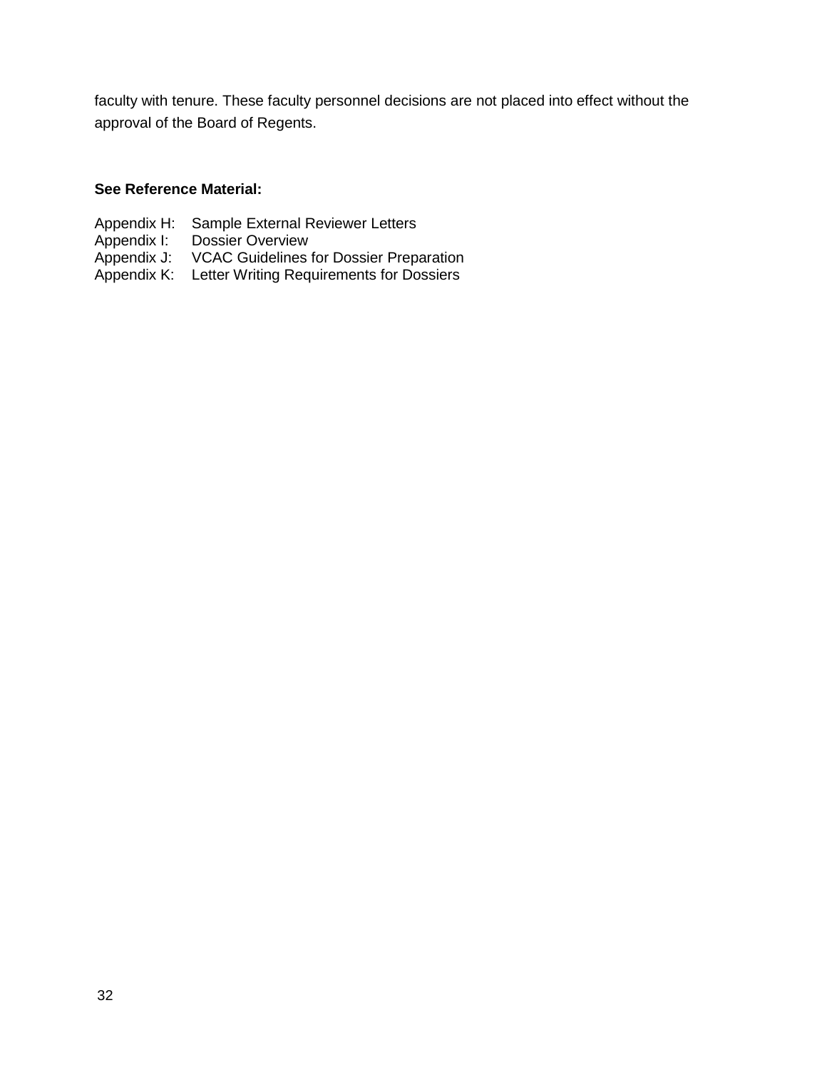faculty with tenure. These faculty personnel decisions are not placed into effect without the approval of the Board of Regents.

**See Reference Material:**

Appendix H: Sample External Reviewer Letters
Appendix I: Dossier Overview
Appendix J: VCAC Guidelines for Dossier Preparation
Appendix K: Letter Writing Requirements for Dossiers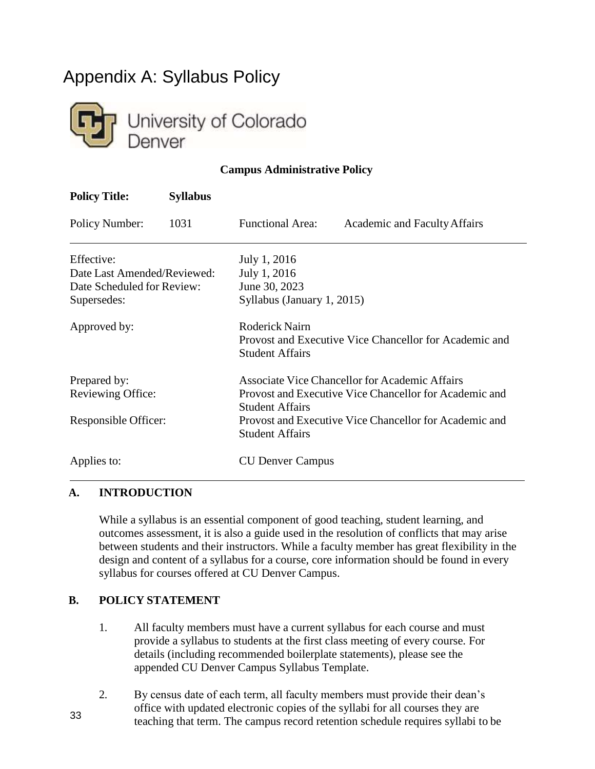# Appendix A: Syllabus Policy

University of Colorado Denver

**Campus Administrative Policy**

| | | | |
|---|---|---|---|
| **Policy Title:** | **Syllabus** | | |
| Policy Number: | 1031 | Functional Area: | Academic and Faculty Affairs |

| | |
|---|---|
| Effective: | July 1, 2016 |
| Date Last Amended/Reviewed: | July 1, 2016 |
| Date Scheduled for Review: | June 30, 2023 |
| Supersedes: | Syllabus (January 1, 2015) |
| Approved by: | Roderick Nairn<br>Provost and Executive Vice Chancellor for Academic and Student Affairs |
| Prepared by: | Associate Vice Chancellor for Academic Affairs |
| Reviewing Office: | Provost and Executive Vice Chancellor for Academic and Student Affairs |
| Responsible Officer: | Provost and Executive Vice Chancellor for Academic and Student Affairs |
| Applies to: | CU Denver Campus |

## A. INTRODUCTION

While a syllabus is an essential component of good teaching, student learning, and outcomes assessment, it is also a guide used in the resolution of conflicts that may arise between students and their instructors. While a faculty member has great flexibility in the design and content of a syllabus for a course, core information should be found in every syllabus for courses offered at CU Denver Campus.

## B. POLICY STATEMENT

1. All faculty members must have a current syllabus for each course and must provide a syllabus to students at the first class meeting of every course. For details (including recommended boilerplate statements), please see the appended CU Denver Campus Syllabus Template.

2. By census date of each term, all faculty members must provide their dean's office with updated electronic copies of the syllabi for all courses they are teaching that term. The campus record retention schedule requires syllabi to be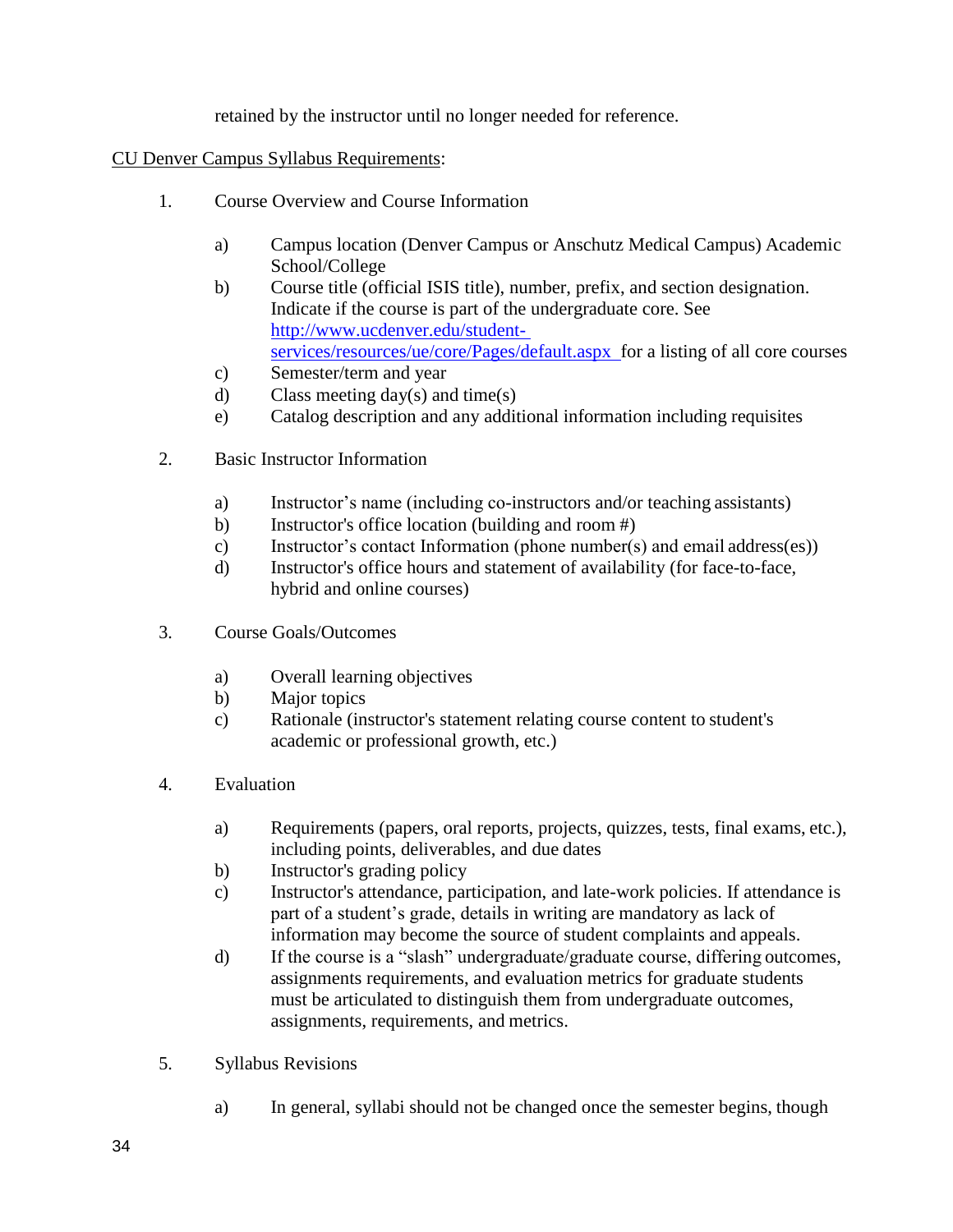retained by the instructor until no longer needed for reference.

CU Denver Campus Syllabus Requirements:

1. Course Overview and Course Information

   a) Campus location (Denver Campus or Anschutz Medical Campus) Academic School/College
   b) Course title (official ISIS title), number, prefix, and section designation. Indicate if the course is part of the undergraduate core. See http://www.ucdenver.edu/student-services/resources/ue/core/Pages/default.aspx for a listing of all core courses
   c) Semester/term and year
   d) Class meeting day(s) and time(s)
   e) Catalog description and any additional information including requisites

2. Basic Instructor Information

   a) Instructor's name (including co-instructors and/or teaching assistants)
   b) Instructor's office location (building and room #)
   c) Instructor's contact Information (phone number(s) and email address(es))
   d) Instructor's office hours and statement of availability (for face-to-face, hybrid and online courses)

3. Course Goals/Outcomes

   a) Overall learning objectives
   b) Major topics
   c) Rationale (instructor's statement relating course content to student's academic or professional growth, etc.)

4. Evaluation

   a) Requirements (papers, oral reports, projects, quizzes, tests, final exams, etc.), including points, deliverables, and due dates
   b) Instructor's grading policy
   c) Instructor's attendance, participation, and late-work policies. If attendance is part of a student's grade, details in writing are mandatory as lack of information may become the source of student complaints and appeals.
   d) If the course is a "slash" undergraduate/graduate course, differing outcomes, assignments requirements, and evaluation metrics for graduate students must be articulated to distinguish them from undergraduate outcomes, assignments, requirements, and metrics.

5. Syllabus Revisions

   a) In general, syllabi should not be changed once the semester begins, though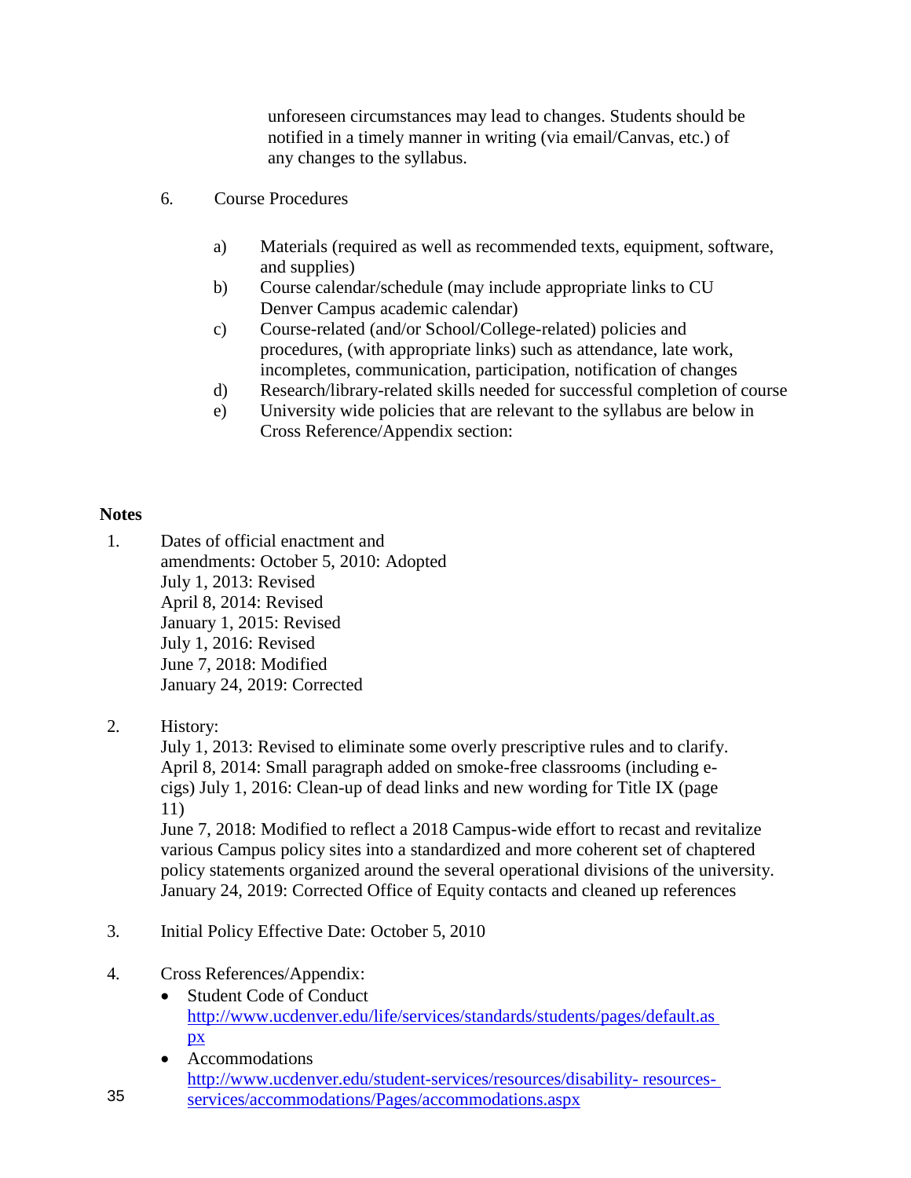unforeseen circumstances may lead to changes. Students should be notified in a timely manner in writing (via email/Canvas, etc.) of any changes to the syllabus.

6. Course Procedures

   a) Materials (required as well as recommended texts, equipment, software, and supplies)
   b) Course calendar/schedule (may include appropriate links to CU Denver Campus academic calendar)
   c) Course-related (and/or School/College-related) policies and procedures, (with appropriate links) such as attendance, late work, incompletes, communication, participation, notification of changes
   d) Research/library-related skills needed for successful completion of course
   e) University wide policies that are relevant to the syllabus are below in Cross Reference/Appendix section:

**Notes**

1. Dates of official enactment and amendments: October 5, 2010: Adopted
   July 1, 2013: Revised
   April 8, 2014: Revised
   January 1, 2015: Revised
   July 1, 2016: Revised
   June 7, 2018: Modified
   January 24, 2019: Corrected

2. History:
   July 1, 2013: Revised to eliminate some overly prescriptive rules and to clarify.
   April 8, 2014: Small paragraph added on smoke-free classrooms (including e-cigs) July 1, 2016: Clean-up of dead links and new wording for Title IX (page 11)
   June 7, 2018: Modified to reflect a 2018 Campus-wide effort to recast and revitalize various Campus policy sites into a standardized and more coherent set of chaptered policy statements organized around the several operational divisions of the university.
   January 24, 2019: Corrected Office of Equity contacts and cleaned up references

3. Initial Policy Effective Date: October 5, 2010

4. Cross References/Appendix:
   - Student Code of Conduct
     http://www.ucdenver.edu/life/services/standards/students/pages/default.aspx
   - Accommodations
     http://www.ucdenver.edu/student-services/resources/disability-resources-services/accommodations/Pages/accommodations.aspx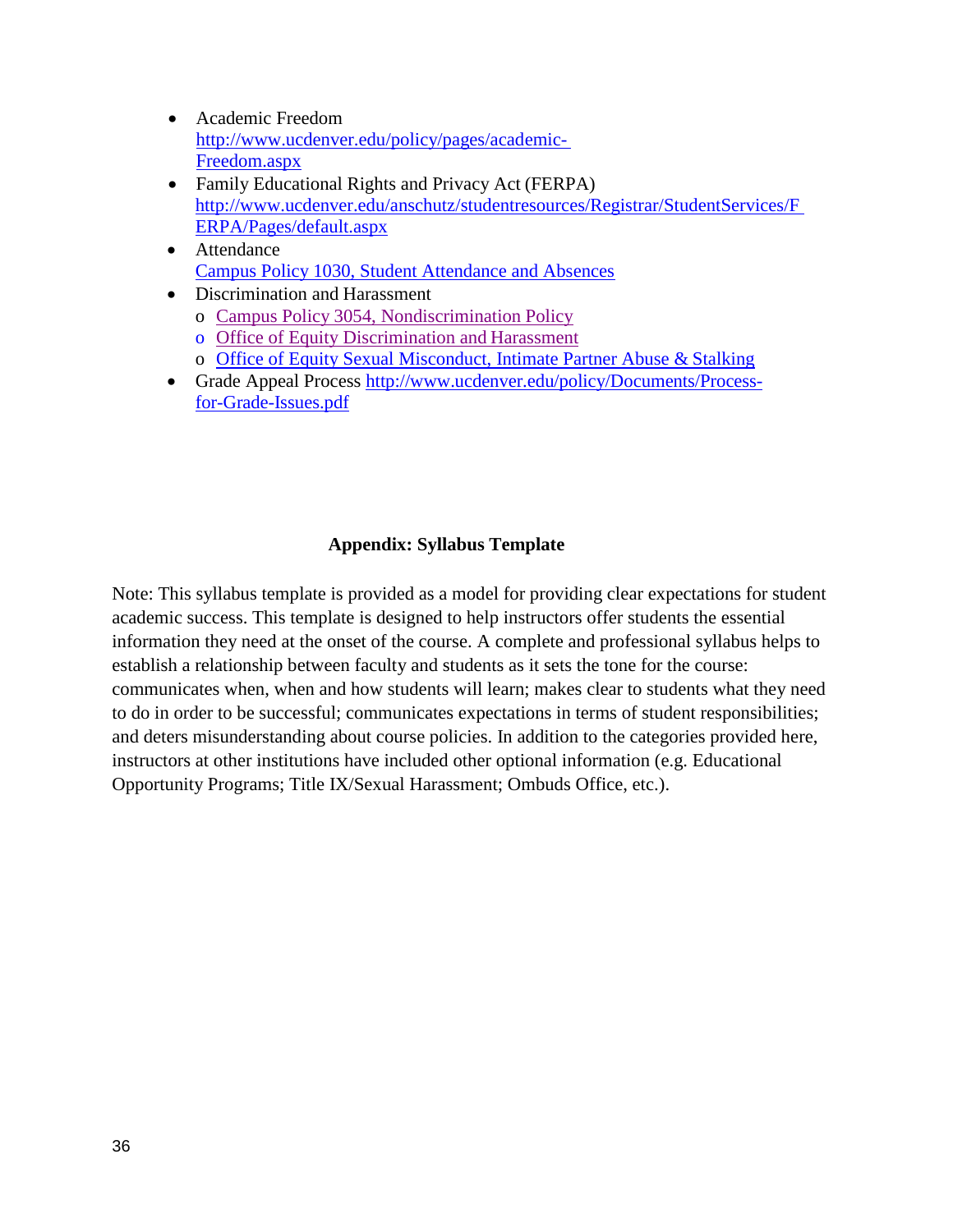- Academic Freedom
  http://www.ucdenver.edu/policy/pages/academic-Freedom.aspx
- Family Educational Rights and Privacy Act (FERPA)
  http://www.ucdenver.edu/anschutz/studentresources/Registrar/StudentServices/FERPA/Pages/default.aspx
- Attendance
  Campus Policy 1030, Student Attendance and Absences
- Discrimination and Harassment
  - Campus Policy 3054, Nondiscrimination Policy
  - Office of Equity Discrimination and Harassment
  - Office of Equity Sexual Misconduct, Intimate Partner Abuse & Stalking
- Grade Appeal Process http://www.ucdenver.edu/policy/Documents/Process-for-Grade-Issues.pdf

## Appendix: Syllabus Template

Note: This syllabus template is provided as a model for providing clear expectations for student academic success. This template is designed to help instructors offer students the essential information they need at the onset of the course. A complete and professional syllabus helps to establish a relationship between faculty and students as it sets the tone for the course: communicates when, when and how students will learn; makes clear to students what they need to do in order to be successful; communicates expectations in terms of student responsibilities; and deters misunderstanding about course policies. In addition to the categories provided here, instructors at other institutions have included other optional information (e.g. Educational Opportunity Programs; Title IX/Sexual Harassment; Ombuds Office, etc.).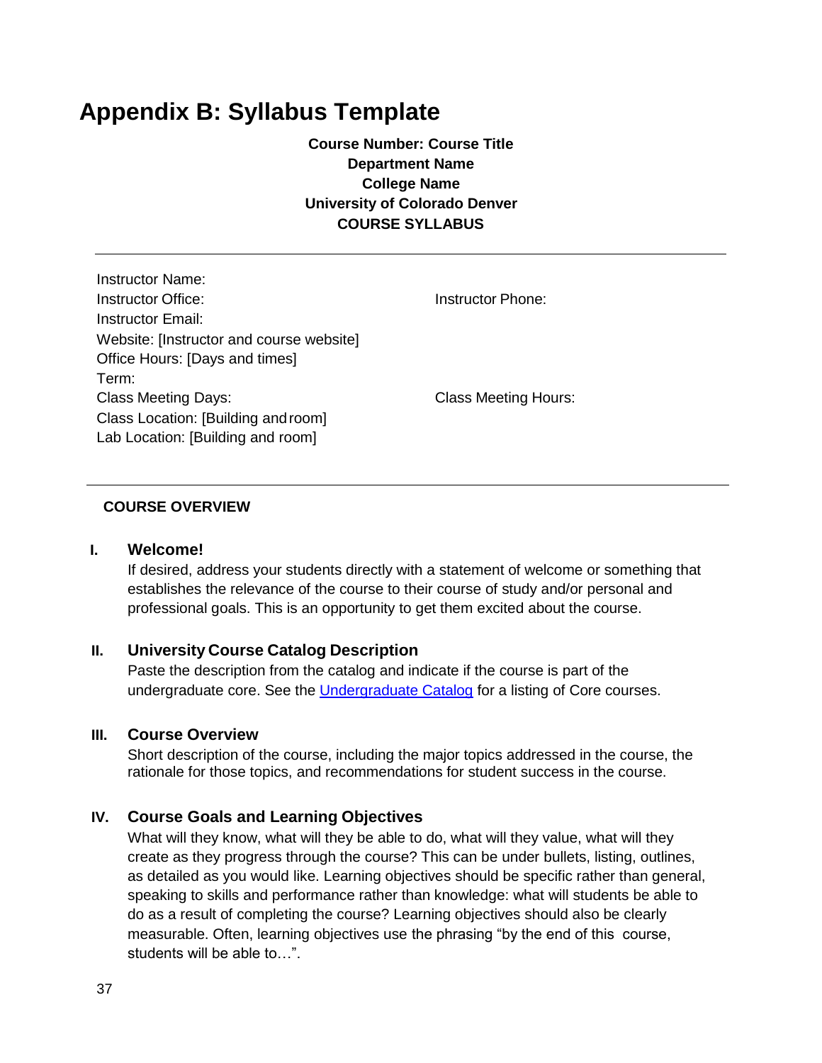# Appendix B: Syllabus Template

**Course Number: Course Title**
**Department Name**
**College Name**
**University of Colorado Denver**
**COURSE SYLLABUS**

---

Instructor Name:
Instructor Office:
Instructor Phone:
Instructor Email:
Website: [Instructor and course website]
Office Hours: [Days and times]
Term:
Class Meeting Days:
Class Meeting Hours:
Class Location: [Building and room]
Lab Location: [Building and room]

---

**COURSE OVERVIEW**

### I. Welcome!

If desired, address your students directly with a statement of welcome or something that establishes the relevance of the course to their course of study and/or personal and professional goals. This is an opportunity to get them excited about the course.

### II. University Course Catalog Description

Paste the description from the catalog and indicate if the course is part of the undergraduate core. See the Undergraduate Catalog for a listing of Core courses.

### III. Course Overview

Short description of the course, including the major topics addressed in the course, the rationale for those topics, and recommendations for student success in the course.

### IV. Course Goals and Learning Objectives

What will they know, what will they be able to do, what will they value, what will they create as they progress through the course? This can be under bullets, listing, outlines, as detailed as you would like. Learning objectives should be specific rather than general, speaking to skills and performance rather than knowledge: what will students be able to do as a result of completing the course? Learning objectives should also be clearly measurable. Often, learning objectives use the phrasing "by the end of this course, students will be able to…".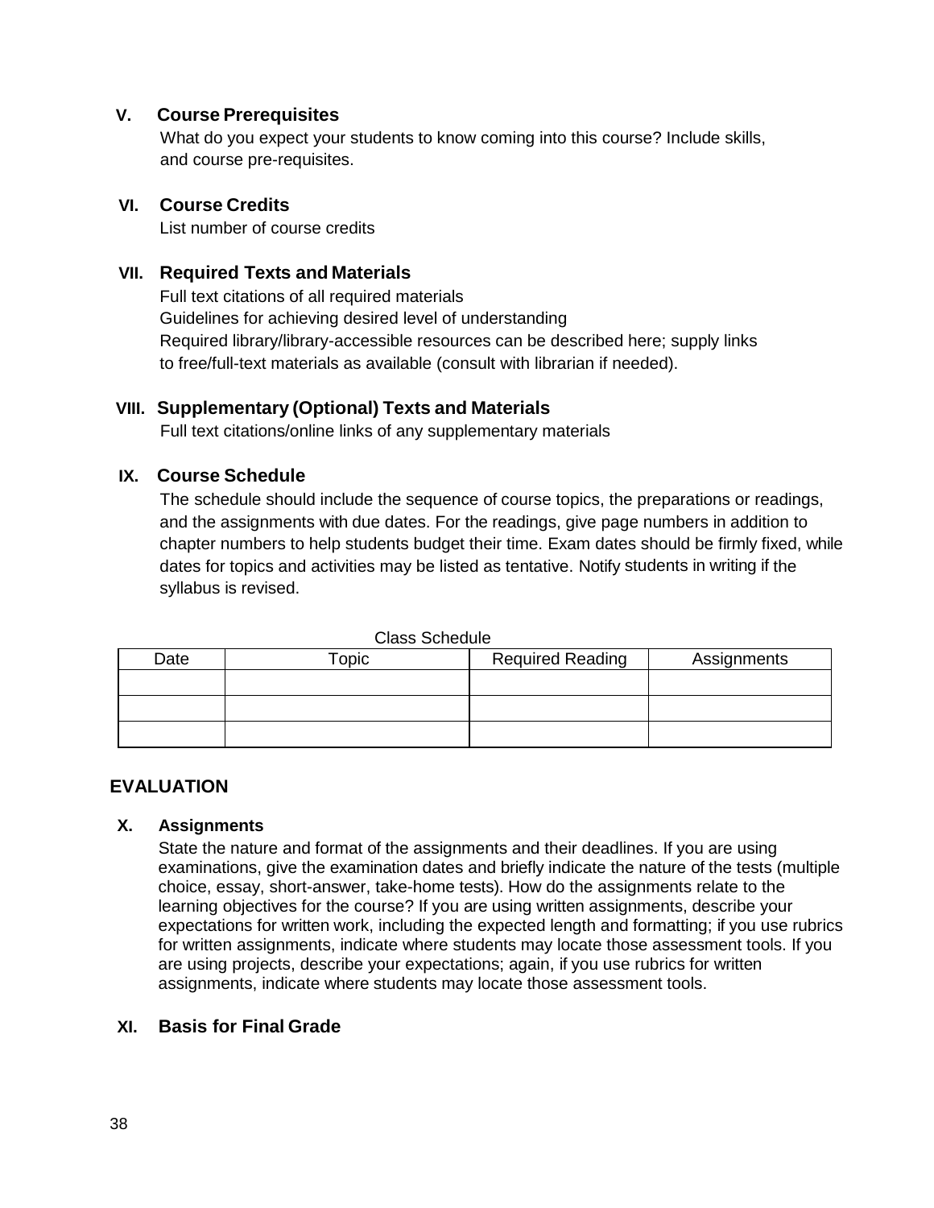### V. Course Prerequisites

What do you expect your students to know coming into this course? Include skills, and course pre-requisites.

### VI. Course Credits

List number of course credits

### VII. Required Texts and Materials

Full text citations of all required materials
Guidelines for achieving desired level of understanding
Required library/library-accessible resources can be described here; supply links to free/full-text materials as available (consult with librarian if needed).

### VIII. Supplementary (Optional) Texts and Materials

Full text citations/online links of any supplementary materials

### IX. Course Schedule

The schedule should include the sequence of course topics, the preparations or readings, and the assignments with due dates. For the readings, give page numbers in addition to chapter numbers to help students budget their time. Exam dates should be firmly fixed, while dates for topics and activities may be listed as tentative. Notify students in writing if the syllabus is revised.

Class Schedule

| Date | Topic | Required Reading | Assignments |
|---|---|---|---|
| | | | |
| | | | |
| | | | |

## EVALUATION

### X. Assignments

State the nature and format of the assignments and their deadlines. If you are using examinations, give the examination dates and briefly indicate the nature of the tests (multiple choice, essay, short-answer, take-home tests). How do the assignments relate to the learning objectives for the course? If you are using written assignments, describe your expectations for written work, including the expected length and formatting; if you use rubrics for written assignments, indicate where students may locate those assessment tools. If you are using projects, describe your expectations; again, if you use rubrics for written assignments, indicate where students may locate those assessment tools.

### XI. Basis for Final Grade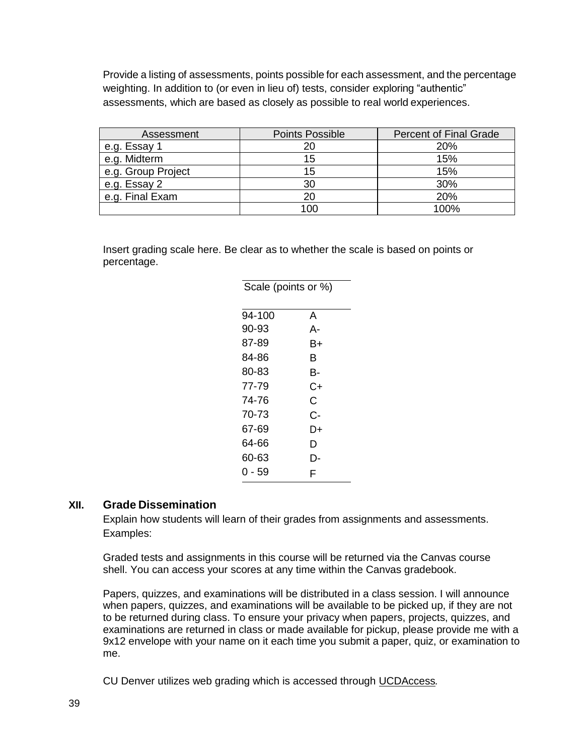Provide a listing of assessments, points possible for each assessment, and the percentage weighting. In addition to (or even in lieu of) tests, consider exploring "authentic" assessments, which are based as closely as possible to real world experiences.

| Assessment | Points Possible | Percent of Final Grade |
|---|---|---|
| e.g. Essay 1 | 20 | 20% |
| e.g. Midterm | 15 | 15% |
| e.g. Group Project | 15 | 15% |
| e.g. Essay 2 | 30 | 30% |
| e.g. Final Exam | 20 | 20% |
| | 100 | 100% |

Insert grading scale here. Be clear as to whether the scale is based on points or percentage.

| Scale (points or %) | |
|---|---|
| 94-100 | A |
| 90-93 | A- |
| 87-89 | B+ |
| 84-86 | B |
| 80-83 | B- |
| 77-79 | C+ |
| 74-76 | C |
| 70-73 | C- |
| 67-69 | D+ |
| 64-66 | D |
| 60-63 | D- |
| 0 - 59 | F |

## XII. Grade Dissemination

Explain how students will learn of their grades from assignments and assessments. Examples:

Graded tests and assignments in this course will be returned via the Canvas course shell. You can access your scores at any time within the Canvas gradebook.

Papers, quizzes, and examinations will be distributed in a class session. I will announce when papers, quizzes, and examinations will be available to be picked up, if they are not to be returned during class. To ensure your privacy when papers, projects, quizzes, and examinations are returned in class or made available for pickup, please provide me with a 9x12 envelope with your name on it each time you submit a paper, quiz, or examination to me.

CU Denver utilizes web grading which is accessed through UCDAccess.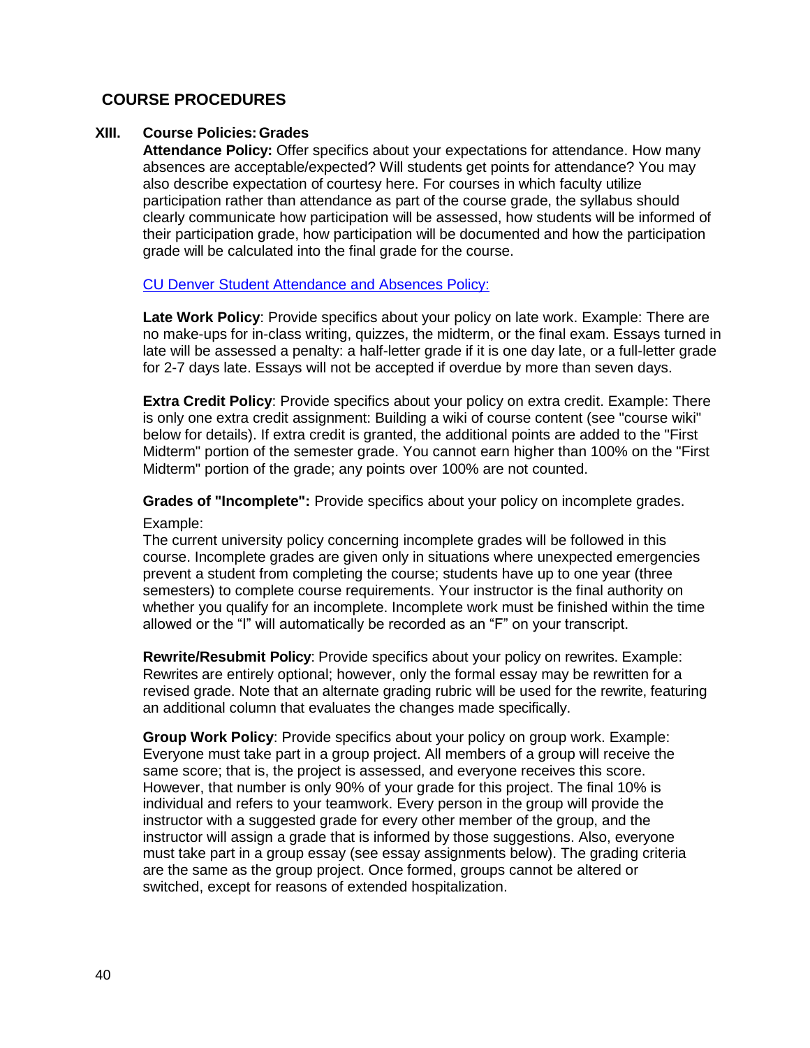## COURSE PROCEDURES

### XIII. Course Policies: Grades

**Attendance Policy:** Offer specifics about your expectations for attendance. How many absences are acceptable/expected? Will students get points for attendance? You may also describe expectation of courtesy here. For courses in which faculty utilize participation rather than attendance as part of the course grade, the syllabus should clearly communicate how participation will be assessed, how students will be informed of their participation grade, how participation will be documented and how the participation grade will be calculated into the final grade for the course.

CU Denver Student Attendance and Absences Policy:

**Late Work Policy**: Provide specifics about your policy on late work. Example: There are no make-ups for in-class writing, quizzes, the midterm, or the final exam. Essays turned in late will be assessed a penalty: a half-letter grade if it is one day late, or a full-letter grade for 2-7 days late. Essays will not be accepted if overdue by more than seven days.

**Extra Credit Policy**: Provide specifics about your policy on extra credit. Example: There is only one extra credit assignment: Building a wiki of course content (see "course wiki" below for details). If extra credit is granted, the additional points are added to the "First Midterm" portion of the semester grade. You cannot earn higher than 100% on the "First Midterm" portion of the grade; any points over 100% are not counted.

**Grades of "Incomplete":** Provide specifics about your policy on incomplete grades.

Example:
The current university policy concerning incomplete grades will be followed in this course. Incomplete grades are given only in situations where unexpected emergencies prevent a student from completing the course; students have up to one year (three semesters) to complete course requirements. Your instructor is the final authority on whether you qualify for an incomplete. Incomplete work must be finished within the time allowed or the "I" will automatically be recorded as an "F" on your transcript.

**Rewrite/Resubmit Policy**: Provide specifics about your policy on rewrites. Example: Rewrites are entirely optional; however, only the formal essay may be rewritten for a revised grade. Note that an alternate grading rubric will be used for the rewrite, featuring an additional column that evaluates the changes made specifically.

**Group Work Policy**: Provide specifics about your policy on group work. Example: Everyone must take part in a group project. All members of a group will receive the same score; that is, the project is assessed, and everyone receives this score. However, that number is only 90% of your grade for this project. The final 10% is individual and refers to your teamwork. Every person in the group will provide the instructor with a suggested grade for every other member of the group, and the instructor will assign a grade that is informed by those suggestions. Also, everyone must take part in a group essay (see essay assignments below). The grading criteria are the same as the group project. Once formed, groups cannot be altered or switched, except for reasons of extended hospitalization.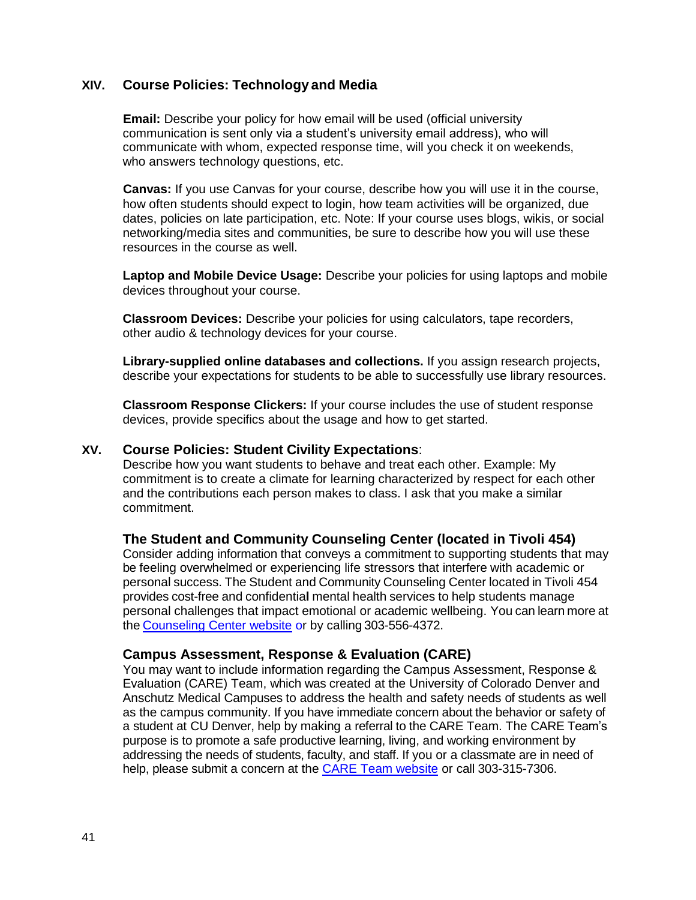## XIV. Course Policies: Technology and Media

**Email:** Describe your policy for how email will be used (official university communication is sent only via a student's university email address), who will communicate with whom, expected response time, will you check it on weekends, who answers technology questions, etc.

**Canvas:** If you use Canvas for your course, describe how you will use it in the course, how often students should expect to login, how team activities will be organized, due dates, policies on late participation, etc. Note: If your course uses blogs, wikis, or social networking/media sites and communities, be sure to describe how you will use these resources in the course as well.

**Laptop and Mobile Device Usage:** Describe your policies for using laptops and mobile devices throughout your course.

**Classroom Devices:** Describe your policies for using calculators, tape recorders, other audio & technology devices for your course.

**Library-supplied online databases and collections.** If you assign research projects, describe your expectations for students to be able to successfully use library resources.

**Classroom Response Clickers:** If your course includes the use of student response devices, provide specifics about the usage and how to get started.

## XV. Course Policies: Student Civility Expectations:

Describe how you want students to behave and treat each other. Example: My commitment is to create a climate for learning characterized by respect for each other and the contributions each person makes to class. I ask that you make a similar commitment.

### The Student and Community Counseling Center (located in Tivoli 454)

Consider adding information that conveys a commitment to supporting students that may be feeling overwhelmed or experiencing life stressors that interfere with academic or personal success. The Student and Community Counseling Center located in Tivoli 454 provides cost-free and confidential mental health services to help students manage personal challenges that impact emotional or academic wellbeing. You can learn more at the Counseling Center website or by calling 303-556-4372.

### Campus Assessment, Response & Evaluation (CARE)

You may want to include information regarding the Campus Assessment, Response & Evaluation (CARE) Team, which was created at the University of Colorado Denver and Anschutz Medical Campuses to address the health and safety needs of students as well as the campus community. If you have immediate concern about the behavior or safety of a student at CU Denver, help by making a referral to the CARE Team. The CARE Team's purpose is to promote a safe productive learning, living, and working environment by addressing the needs of students, faculty, and staff. If you or a classmate are in need of help, please submit a concern at the CARE Team website or call 303-315-7306.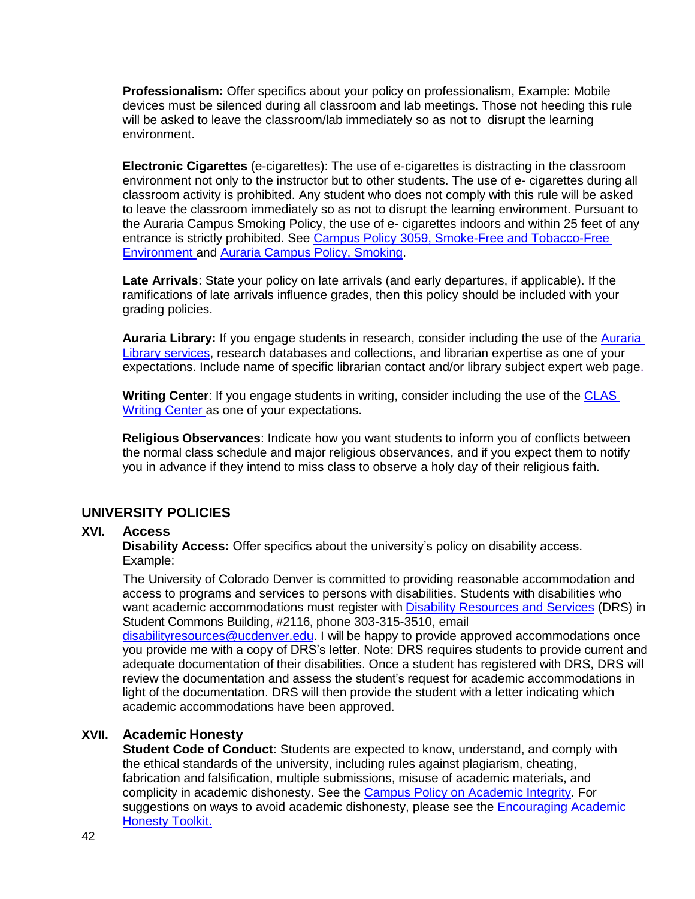**Professionalism:** Offer specifics about your policy on professionalism, Example: Mobile devices must be silenced during all classroom and lab meetings. Those not heeding this rule will be asked to leave the classroom/lab immediately so as not to disrupt the learning environment.

**Electronic Cigarettes** (e-cigarettes): The use of e-cigarettes is distracting in the classroom environment not only to the instructor but to other students. The use of e- cigarettes during all classroom activity is prohibited. Any student who does not comply with this rule will be asked to leave the classroom immediately so as not to disrupt the learning environment. Pursuant to the Auraria Campus Smoking Policy, the use of e- cigarettes indoors and within 25 feet of any entrance is strictly prohibited. See Campus Policy 3059, Smoke-Free and Tobacco-Free Environment and Auraria Campus Policy, Smoking.

**Late Arrivals**: State your policy on late arrivals (and early departures, if applicable). If the ramifications of late arrivals influence grades, then this policy should be included with your grading policies.

**Auraria Library:** If you engage students in research, consider including the use of the Auraria Library services, research databases and collections, and librarian expertise as one of your expectations. Include name of specific librarian contact and/or library subject expert web page.

**Writing Center**: If you engage students in writing, consider including the use of the CLAS Writing Center as one of your expectations.

**Religious Observances**: Indicate how you want students to inform you of conflicts between the normal class schedule and major religious observances, and if you expect them to notify you in advance if they intend to miss class to observe a holy day of their religious faith.

## UNIVERSITY POLICIES

### XVI. Access

**Disability Access:** Offer specifics about the university's policy on disability access. Example:

The University of Colorado Denver is committed to providing reasonable accommodation and access to programs and services to persons with disabilities. Students with disabilities who want academic accommodations must register with Disability Resources and Services (DRS) in Student Commons Building, #2116, phone 303-315-3510, email disabilityresources@ucdenver.edu. I will be happy to provide approved accommodations once you provide me with a copy of DRS's letter. Note: DRS requires students to provide current and adequate documentation of their disabilities. Once a student has registered with DRS, DRS will review the documentation and assess the student's request for academic accommodations in light of the documentation. DRS will then provide the student with a letter indicating which academic accommodations have been approved.

### XVII. Academic Honesty

**Student Code of Conduct**: Students are expected to know, understand, and comply with the ethical standards of the university, including rules against plagiarism, cheating, fabrication and falsification, multiple submissions, misuse of academic materials, and complicity in academic dishonesty. See the Campus Policy on Academic Integrity. For suggestions on ways to avoid academic dishonesty, please see the Encouraging Academic Honesty Toolkit.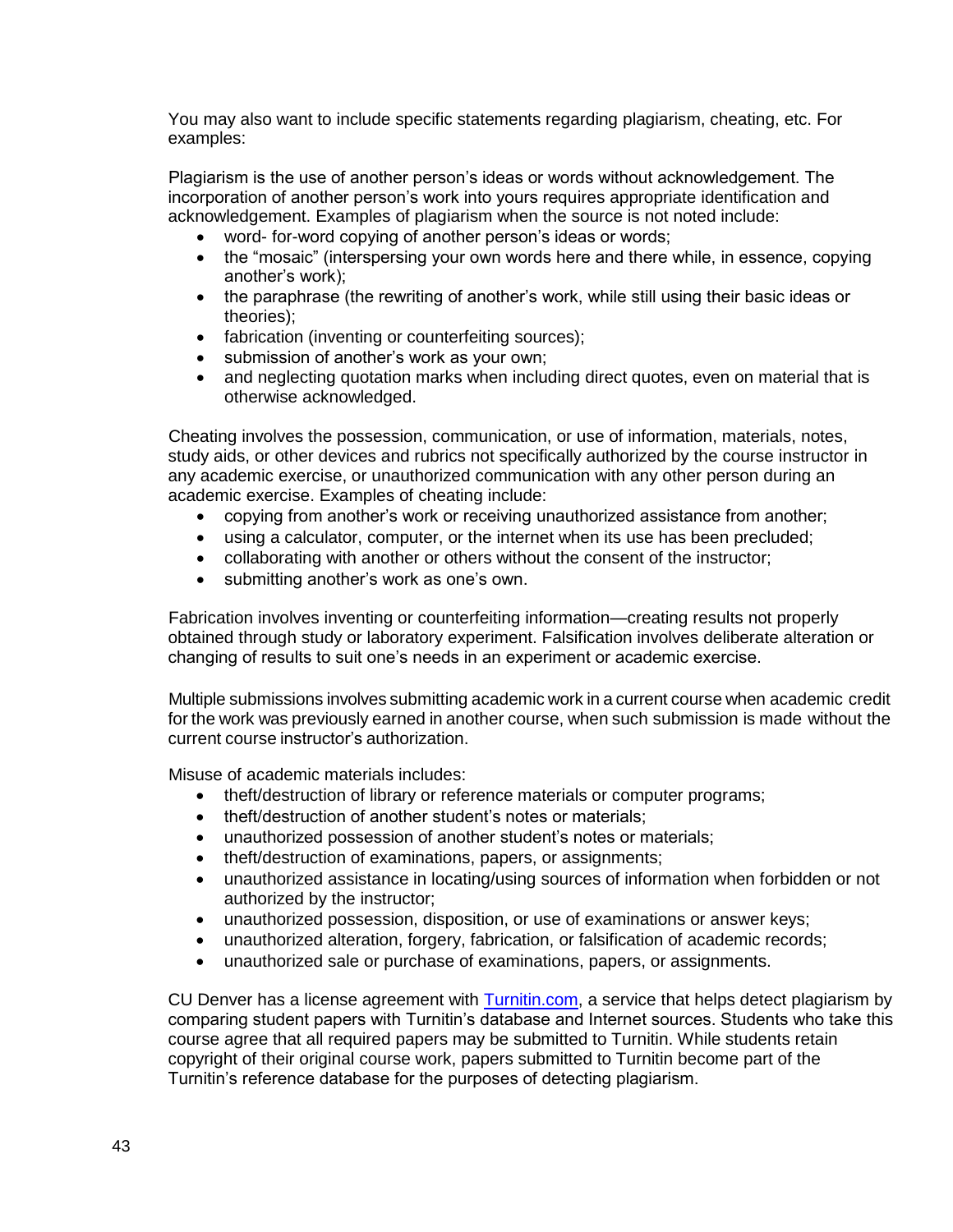You may also want to include specific statements regarding plagiarism, cheating, etc. For examples:

Plagiarism is the use of another person's ideas or words without acknowledgement. The incorporation of another person's work into yours requires appropriate identification and acknowledgement. Examples of plagiarism when the source is not noted include:

- word- for-word copying of another person's ideas or words;
- the "mosaic" (interspersing your own words here and there while, in essence, copying another's work);
- the paraphrase (the rewriting of another's work, while still using their basic ideas or theories);
- fabrication (inventing or counterfeiting sources);
- submission of another's work as your own;
- and neglecting quotation marks when including direct quotes, even on material that is otherwise acknowledged.

Cheating involves the possession, communication, or use of information, materials, notes, study aids, or other devices and rubrics not specifically authorized by the course instructor in any academic exercise, or unauthorized communication with any other person during an academic exercise. Examples of cheating include:

- copying from another's work or receiving unauthorized assistance from another;
- using a calculator, computer, or the internet when its use has been precluded;
- collaborating with another or others without the consent of the instructor;
- submitting another's work as one's own.

Fabrication involves inventing or counterfeiting information—creating results not properly obtained through study or laboratory experiment. Falsification involves deliberate alteration or changing of results to suit one's needs in an experiment or academic exercise.

Multiple submissions involves submitting academic work in a current course when academic credit for the work was previously earned in another course, when such submission is made without the current course instructor's authorization.

Misuse of academic materials includes:

- theft/destruction of library or reference materials or computer programs;
- theft/destruction of another student's notes or materials;
- unauthorized possession of another student's notes or materials;
- theft/destruction of examinations, papers, or assignments;
- unauthorized assistance in locating/using sources of information when forbidden or not authorized by the instructor;
- unauthorized possession, disposition, or use of examinations or answer keys;
- unauthorized alteration, forgery, fabrication, or falsification of academic records;
- unauthorized sale or purchase of examinations, papers, or assignments.

CU Denver has a license agreement with [Turnitin.com](Turnitin.com), a service that helps detect plagiarism by comparing student papers with Turnitin's database and Internet sources. Students who take this course agree that all required papers may be submitted to Turnitin. While students retain copyright of their original course work, papers submitted to Turnitin become part of the Turnitin's reference database for the purposes of detecting plagiarism.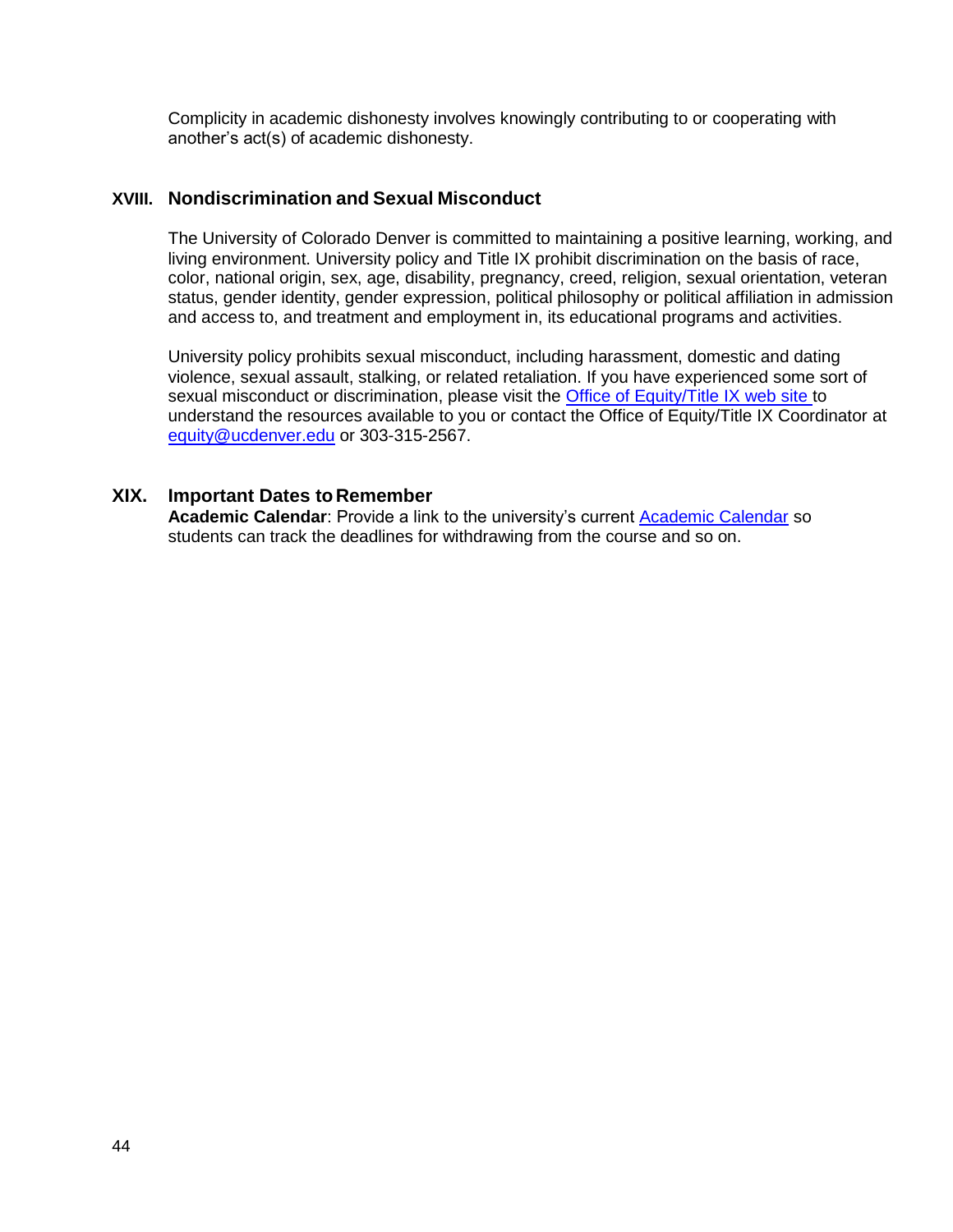Complicity in academic dishonesty involves knowingly contributing to or cooperating with another's act(s) of academic dishonesty.

## XVIII. Nondiscrimination and Sexual Misconduct

The University of Colorado Denver is committed to maintaining a positive learning, working, and living environment. University policy and Title IX prohibit discrimination on the basis of race, color, national origin, sex, age, disability, pregnancy, creed, religion, sexual orientation, veteran status, gender identity, gender expression, political philosophy or political affiliation in admission and access to, and treatment and employment in, its educational programs and activities.

University policy prohibits sexual misconduct, including harassment, domestic and dating violence, sexual assault, stalking, or related retaliation. If you have experienced some sort of sexual misconduct or discrimination, please visit the Office of Equity/Title IX web site to understand the resources available to you or contact the Office of Equity/Title IX Coordinator at equity@ucdenver.edu or 303-315-2567.

## XIX. Important Dates to Remember

**Academic Calendar**: Provide a link to the university's current Academic Calendar so students can track the deadlines for withdrawing from the course and so on.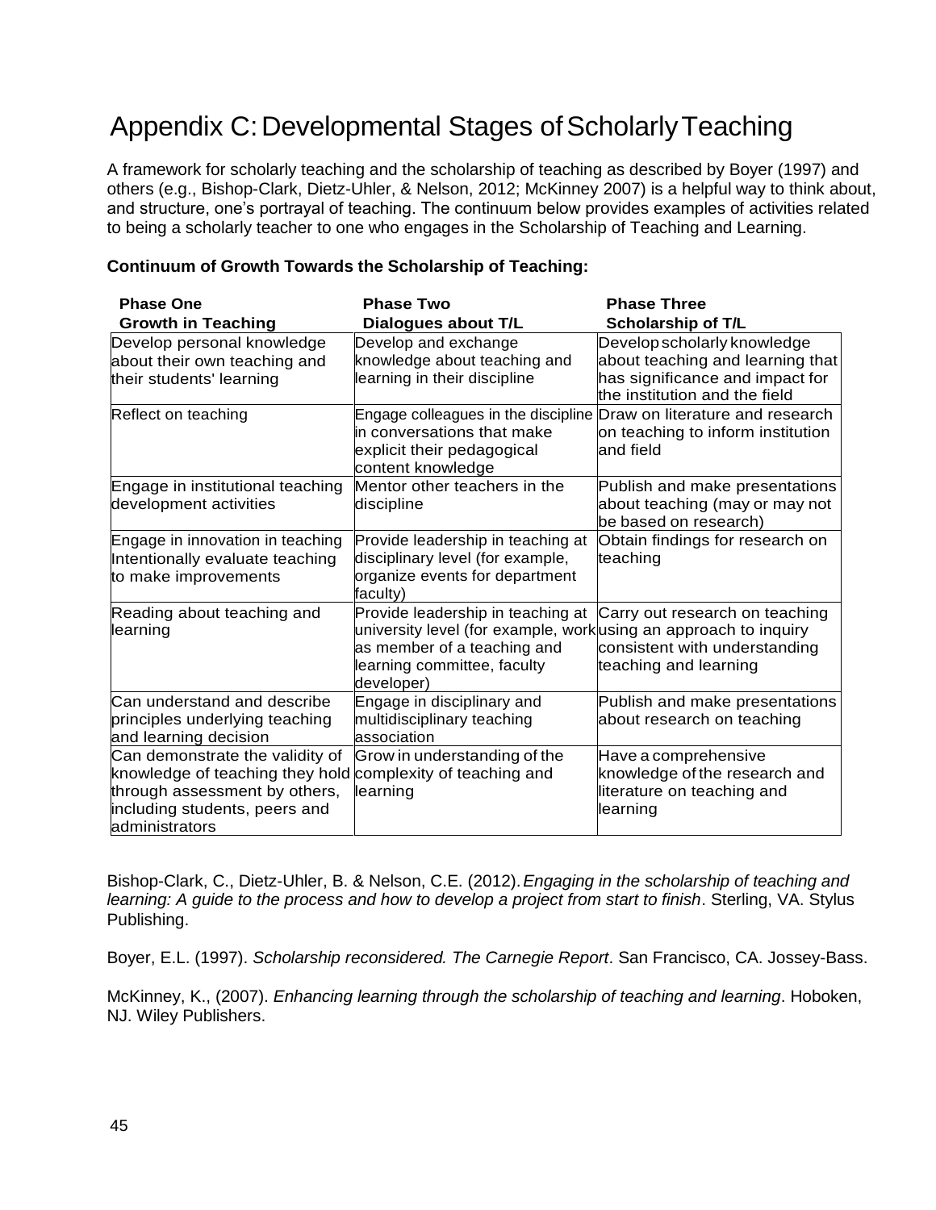# Appendix C: Developmental Stages of Scholarly Teaching

A framework for scholarly teaching and the scholarship of teaching as described by Boyer (1997) and others (e.g., Bishop-Clark, Dietz-Uhler, & Nelson, 2012; McKinney 2007) is a helpful way to think about, and structure, one's portrayal of teaching. The continuum below provides examples of activities related to being a scholarly teacher to one who engages in the Scholarship of Teaching and Learning.

**Continuum of Growth Towards the Scholarship of Teaching:**

| **Phase One**<br>**Growth in Teaching** | **Phase Two**<br>**Dialogues about T/L** | **Phase Three**<br>**Scholarship of T/L** |
|---|---|---|
| Develop personal knowledge about their own teaching and their students' learning | Develop and exchange knowledge about teaching and learning in their discipline | Develop scholarly knowledge about teaching and learning that has significance and impact for the institution and the field |
| Reflect on teaching | Engage colleagues in the discipline in conversations that make explicit their pedagogical content knowledge | Draw on literature and research on teaching to inform institution and field |
| Engage in institutional teaching development activities | Mentor other teachers in the discipline | Publish and make presentations about teaching (may or may not be based on research) |
| Engage in innovation in teaching Intentionally evaluate teaching to make improvements | Provide leadership in teaching at disciplinary level (for example, organize events for department faculty) | Obtain findings for research on teaching |
| Reading about teaching and learning | Provide leadership in teaching at university level (for example, work as member of a teaching and learning committee, faculty developer) | Carry out research on teaching using an approach to inquiry consistent with understanding teaching and learning |
| Can understand and describe principles underlying teaching and learning decision | Engage in disciplinary and multidisciplinary teaching association | Publish and make presentations about research on teaching |
| Can demonstrate the validity of knowledge of teaching they hold through assessment by others, including students, peers and administrators | Grow in understanding of the complexity of teaching and learning | Have a comprehensive knowledge of the research and literature on teaching and learning |

Bishop-Clark, C., Dietz-Uhler, B. & Nelson, C.E. (2012). *Engaging in the scholarship of teaching and learning: A guide to the process and how to develop a project from start to finish*. Sterling, VA. Stylus Publishing.

Boyer, E.L. (1997). *Scholarship reconsidered. The Carnegie Report*. San Francisco, CA. Jossey-Bass.

McKinney, K., (2007). *Enhancing learning through the scholarship of teaching and learning*. Hoboken, NJ. Wiley Publishers.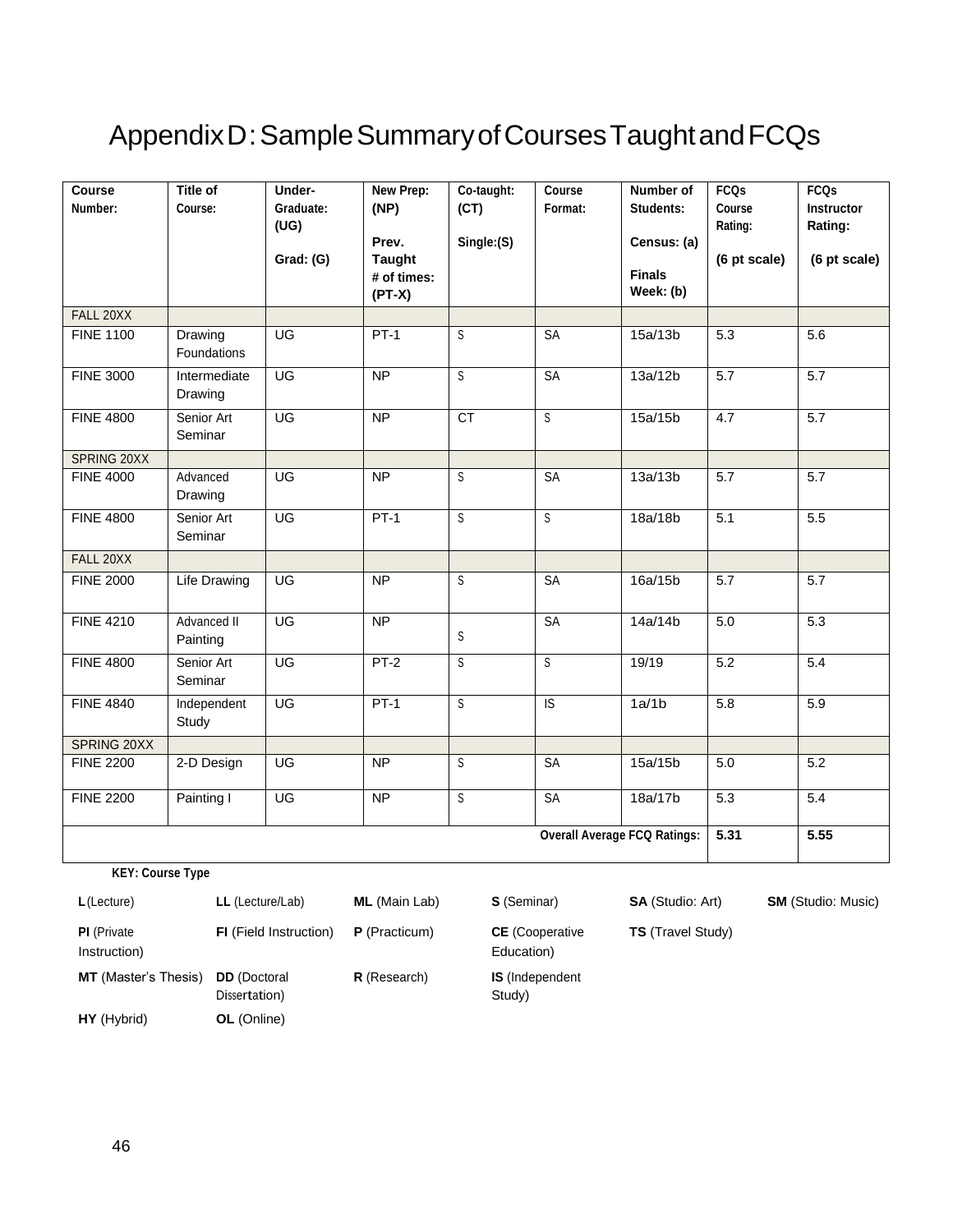# Appendix D: Sample Summary of Courses Taught and FCQs

| Course Number: | Title of Course: | Under-Graduate: (UG) Grad: (G) | New Prep: (NP) Prev. Taught # of times: (PT-X) | Co-taught: (CT) Single:(S) | Course Format: | Number of Students: Census: (a) Finals Week: (b) | FCQs Course Rating: (6 pt scale) | FCQs Instructor Rating: (6 pt scale) |
|---|---|---|---|---|---|---|---|---|
| FALL 20XX | | | | | | | | |
| FINE 1100 | Drawing Foundations | UG | PT-1 | S | SA | 15a/13b | 5.3 | 5.6 |
| FINE 3000 | Intermediate Drawing | UG | NP | S | SA | 13a/12b | 5.7 | 5.7 |
| FINE 4800 | Senior Art Seminar | UG | NP | CT | S | 15a/15b | 4.7 | 5.7 |
| SPRING 20XX | | | | | | | | |
| FINE 4000 | Advanced Drawing | UG | NP | S | SA | 13a/13b | 5.7 | 5.7 |
| FINE 4800 | Senior Art Seminar | UG | PT-1 | S | S | 18a/18b | 5.1 | 5.5 |
| FALL 20XX | | | | | | | | |
| FINE 2000 | Life Drawing | UG | NP | S | SA | 16a/15b | 5.7 | 5.7 |
| FINE 4210 | Advanced II Painting | UG | NP | S | SA | 14a/14b | 5.0 | 5.3 |
| FINE 4800 | Senior Art Seminar | UG | PT-2 | S | S | 19/19 | 5.2 | 5.4 |
| FINE 4840 | Independent Study | UG | PT-1 | S | IS | 1a/1b | 5.8 | 5.9 |
| SPRING 20XX | | | | | | | | |
| FINE 2200 | 2-D Design | UG | NP | S | SA | 15a/15b | 5.0 | 5.2 |
| FINE 2200 | Painting I | UG | NP | S | SA | 18a/17b | 5.3 | 5.4 |
| | | | | | | **Overall Average FCQ Ratings:** | **5.31** | **5.55** |

**KEY: Course Type**

| | | | | | |
|---|---|---|---|---|---|
| **L** (Lecture) | **LL** (Lecture/Lab) | **ML** (Main Lab) | **S** (Seminar) | **SA** (Studio: Art) | **SM** (Studio: Music) |
| **PI** (Private Instruction) | **FI** (Field Instruction) | **P** (Practicum) | **CE** (Cooperative Education) | **TS** (Travel Study) | |
| **MT** (Master's Thesis) | **DD** (Doctoral Dissertation) | **R** (Research) | **IS** (Independent Study) | | |
| **HY** (Hybrid) | **OL** (Online) | | | | |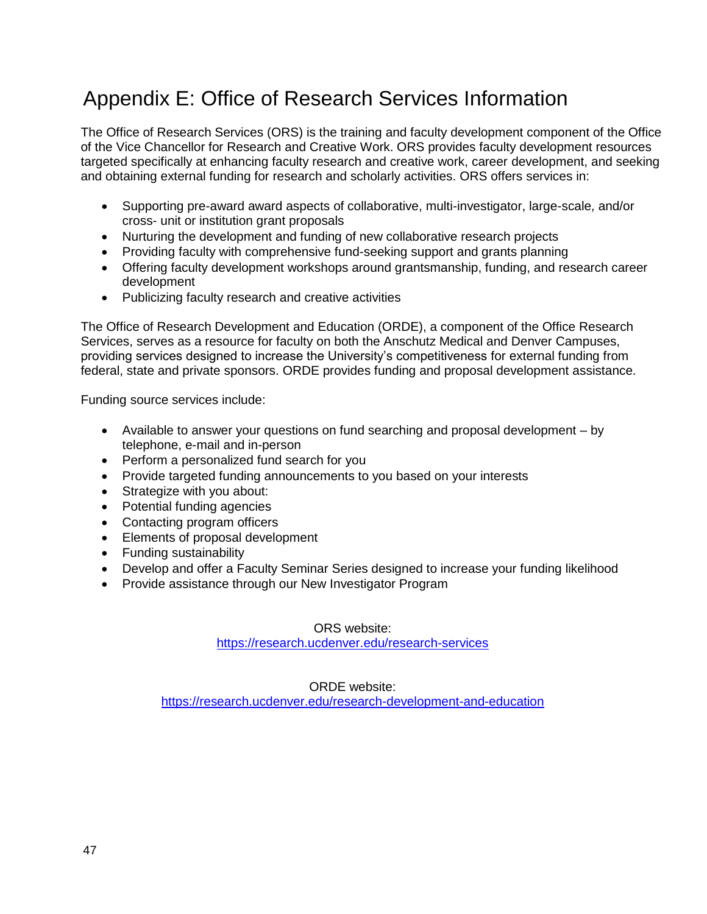# Appendix E: Office of Research Services Information

The Office of Research Services (ORS) is the training and faculty development component of the Office of the Vice Chancellor for Research and Creative Work. ORS provides faculty development resources targeted specifically at enhancing faculty research and creative work, career development, and seeking and obtaining external funding for research and scholarly activities. ORS offers services in:

- Supporting pre-award award aspects of collaborative, multi-investigator, large-scale, and/or cross- unit or institution grant proposals
- Nurturing the development and funding of new collaborative research projects
- Providing faculty with comprehensive fund-seeking support and grants planning
- Offering faculty development workshops around grantsmanship, funding, and research career development
- Publicizing faculty research and creative activities

The Office of Research Development and Education (ORDE), a component of the Office Research Services, serves as a resource for faculty on both the Anschutz Medical and Denver Campuses, providing services designed to increase the University's competitiveness for external funding from federal, state and private sponsors. ORDE provides funding and proposal development assistance.

Funding source services include:

- Available to answer your questions on fund searching and proposal development – by telephone, e-mail and in-person
- Perform a personalized fund search for you
- Provide targeted funding announcements to you based on your interests
- Strategize with you about:
- Potential funding agencies
- Contacting program officers
- Elements of proposal development
- Funding sustainability
- Develop and offer a Faculty Seminar Series designed to increase your funding likelihood
- Provide assistance through our New Investigator Program

ORS website:
https://research.ucdenver.edu/research-services

ORDE website:
https://research.ucdenver.edu/research-development-and-education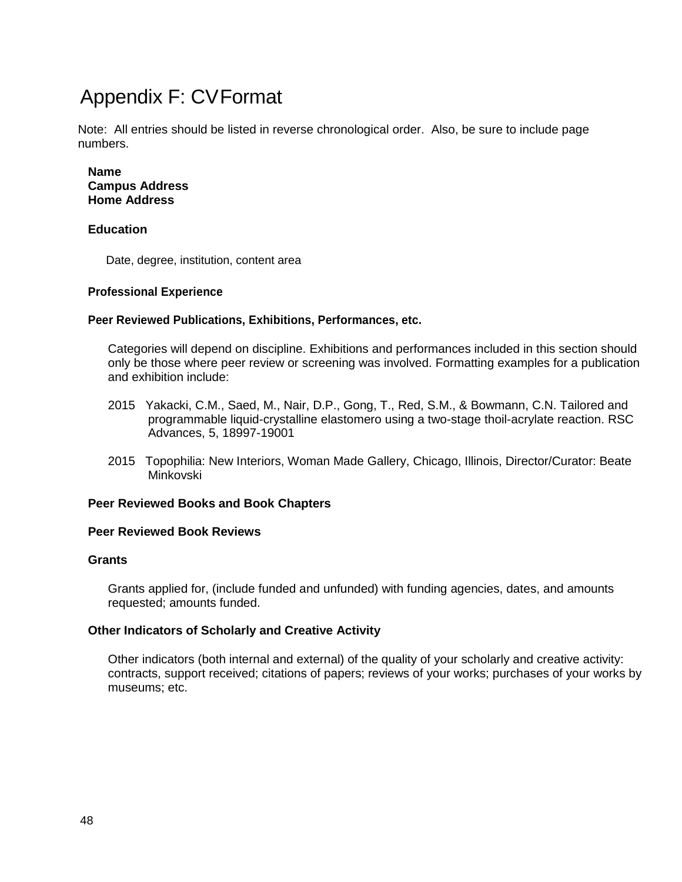# Appendix F: CV Format

Note: All entries should be listed in reverse chronological order. Also, be sure to include page numbers.

**Name**
**Campus Address**
**Home Address**

**Education**

Date, degree, institution, content area

**Professional Experience**

**Peer Reviewed Publications, Exhibitions, Performances, etc.**

Categories will depend on discipline. Exhibitions and performances included in this section should only be those where peer review or screening was involved. Formatting examples for a publication and exhibition include:

2015 Yakacki, C.M., Saed, M., Nair, D.P., Gong, T., Red, S.M., & Bowmann, C.N. Tailored and programmable liquid-crystalline elastomero using a two-stage thoil-acrylate reaction. RSC Advances, 5, 18997-19001

2015 Topophilia: New Interiors, Woman Made Gallery, Chicago, Illinois, Director/Curator: Beate Minkovski

**Peer Reviewed Books and Book Chapters**

**Peer Reviewed Book Reviews**

**Grants**

Grants applied for, (include funded and unfunded) with funding agencies, dates, and amounts requested; amounts funded.

**Other Indicators of Scholarly and Creative Activity**

Other indicators (both internal and external) of the quality of your scholarly and creative activity: contracts, support received; citations of papers; reviews of your works; purchases of your works by museums; etc.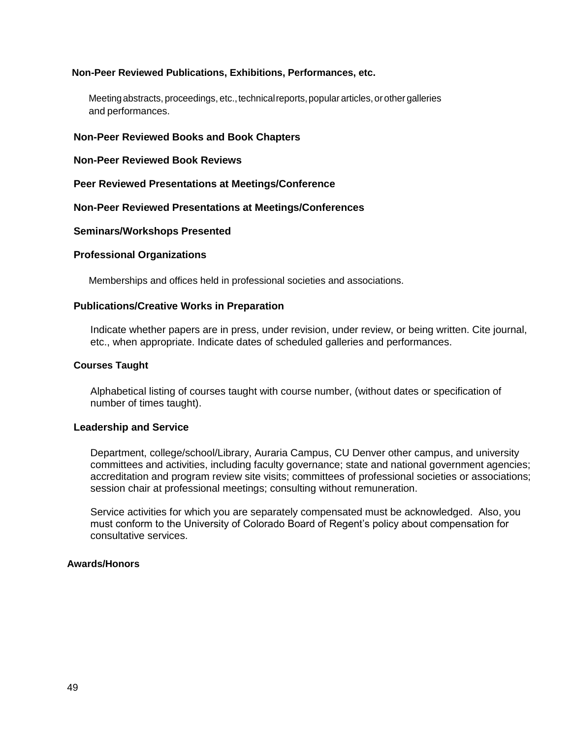**Non-Peer Reviewed Publications, Exhibitions, Performances, etc.**

Meeting abstracts, proceedings, etc., technical reports, popular articles, or other galleries and performances.

**Non-Peer Reviewed Books and Book Chapters**

**Non-Peer Reviewed Book Reviews**

**Peer Reviewed Presentations at Meetings/Conference**

**Non-Peer Reviewed Presentations at Meetings/Conferences**

**Seminars/Workshops Presented**

**Professional Organizations**

Memberships and offices held in professional societies and associations.

**Publications/Creative Works in Preparation**

Indicate whether papers are in press, under revision, under review, or being written. Cite journal, etc., when appropriate. Indicate dates of scheduled galleries and performances.

**Courses Taught**

Alphabetical listing of courses taught with course number, (without dates or specification of number of times taught).

**Leadership and Service**

Department, college/school/Library, Auraria Campus, CU Denver other campus, and university committees and activities, including faculty governance; state and national government agencies; accreditation and program review site visits; committees of professional societies or associations; session chair at professional meetings; consulting without remuneration.

Service activities for which you are separately compensated must be acknowledged. Also, you must conform to the University of Colorado Board of Regent's policy about compensation for consultative services.

**Awards/Honors**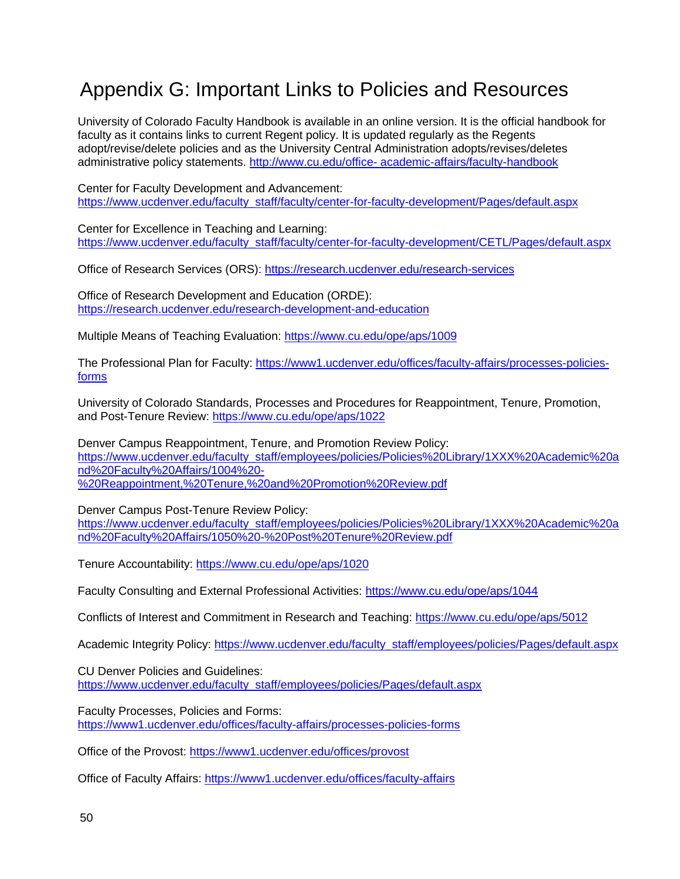# Appendix G: Important Links to Policies and Resources

University of Colorado Faculty Handbook is available in an online version. It is the official handbook for faculty as it contains links to current Regent policy. It is updated regularly as the Regents adopt/revise/delete policies and as the University Central Administration adopts/revises/deletes administrative policy statements. http://www.cu.edu/office- academic-affairs/faculty-handbook

Center for Faculty Development and Advancement: https://www.ucdenver.edu/faculty_staff/faculty/center-for-faculty-development/Pages/default.aspx

Center for Excellence in Teaching and Learning: https://www.ucdenver.edu/faculty_staff/faculty/center-for-faculty-development/CETL/Pages/default.aspx

Office of Research Services (ORS): https://research.ucdenver.edu/research-services

Office of Research Development and Education (ORDE): https://research.ucdenver.edu/research-development-and-education

Multiple Means of Teaching Evaluation: https://www.cu.edu/ope/aps/1009

The Professional Plan for Faculty: https://www1.ucdenver.edu/offices/faculty-affairs/processes-policies-forms

University of Colorado Standards, Processes and Procedures for Reappointment, Tenure, Promotion, and Post-Tenure Review: https://www.cu.edu/ope/aps/1022

Denver Campus Reappointment, Tenure, and Promotion Review Policy: https://www.ucdenver.edu/faculty_staff/employees/policies/Policies%20Library/1XXX%20Academic%20and%20Faculty%20Affairs/1004%20-%20Reappointment,%20Tenure,%20and%20Promotion%20Review.pdf

Denver Campus Post-Tenure Review Policy: https://www.ucdenver.edu/faculty_staff/employees/policies/Policies%20Library/1XXX%20Academic%20and%20Faculty%20Affairs/1050%20-%20Post%20Tenure%20Review.pdf

Tenure Accountability: https://www.cu.edu/ope/aps/1020

Faculty Consulting and External Professional Activities: https://www.cu.edu/ope/aps/1044

Conflicts of Interest and Commitment in Research and Teaching: https://www.cu.edu/ope/aps/5012

Academic Integrity Policy: https://www.ucdenver.edu/faculty_staff/employees/policies/Pages/default.aspx

CU Denver Policies and Guidelines: https://www.ucdenver.edu/faculty_staff/employees/policies/Pages/default.aspx

Faculty Processes, Policies and Forms: https://www1.ucdenver.edu/offices/faculty-affairs/processes-policies-forms

Office of the Provost: https://www1.ucdenver.edu/offices/provost

Office of Faculty Affairs: https://www1.ucdenver.edu/offices/faculty-affairs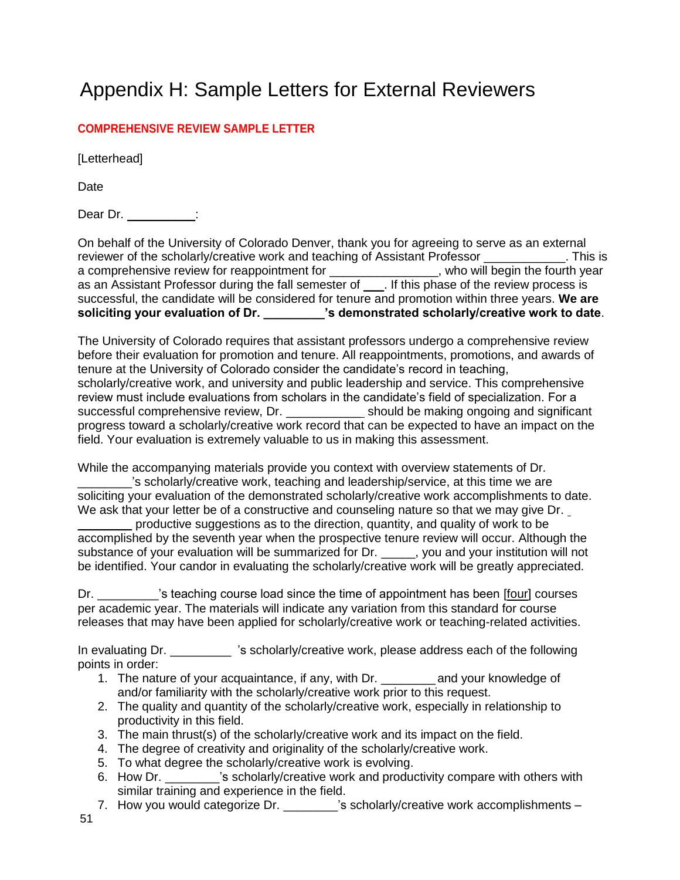# Appendix H: Sample Letters for External Reviewers

**COMPREHENSIVE REVIEW SAMPLE LETTER**

[Letterhead]

Date

Dear Dr. __________:

On behalf of the University of Colorado Denver, thank you for agreeing to serve as an external reviewer of the scholarly/creative work and teaching of Assistant Professor ____________. This is a comprehensive review for reappointment for ________________, who will begin the fourth year as an Assistant Professor during the fall semester of ___. If this phase of the review process is successful, the candidate will be considered for tenure and promotion within three years. **We are soliciting your evaluation of Dr. _________'s demonstrated scholarly/creative work to date**.

The University of Colorado requires that assistant professors undergo a comprehensive review before their evaluation for promotion and tenure. All reappointments, promotions, and awards of tenure at the University of Colorado consider the candidate's record in teaching, scholarly/creative work, and university and public leadership and service. This comprehensive review must include evaluations from scholars in the candidate's field of specialization. For a successful comprehensive review, Dr. ___________ should be making ongoing and significant progress toward a scholarly/creative work record that can be expected to have an impact on the field. Your evaluation is extremely valuable to us in making this assessment.

While the accompanying materials provide you context with overview statements of Dr. ________'s scholarly/creative work, teaching and leadership/service, at this time we are soliciting your evaluation of the demonstrated scholarly/creative work accomplishments to date. We ask that your letter be of a constructive and counseling nature so that we may give Dr. ________ productive suggestions as to the direction, quantity, and quality of work to be accomplished by the seventh year when the prospective tenure review will occur. Although the substance of your evaluation will be summarized for Dr. _____, you and your institution will not be identified. Your candor in evaluating the scholarly/creative work will be greatly appreciated.

Dr. _________'s teaching course load since the time of appointment has been [four] courses per academic year. The materials will indicate any variation from this standard for course releases that may have been applied for scholarly/creative work or teaching-related activities.

In evaluating Dr. _________ 's scholarly/creative work, please address each of the following points in order:

1. The nature of your acquaintance, if any, with Dr. ________ and your knowledge of and/or familiarity with the scholarly/creative work prior to this request.
2. The quality and quantity of the scholarly/creative work, especially in relationship to productivity in this field.
3. The main thrust(s) of the scholarly/creative work and its impact on the field.
4. The degree of creativity and originality of the scholarly/creative work.
5. To what degree the scholarly/creative work is evolving.
6. How Dr. ________'s scholarly/creative work and productivity compare with others with similar training and experience in the field.
7. How you would categorize Dr. ________'s scholarly/creative work accomplishments –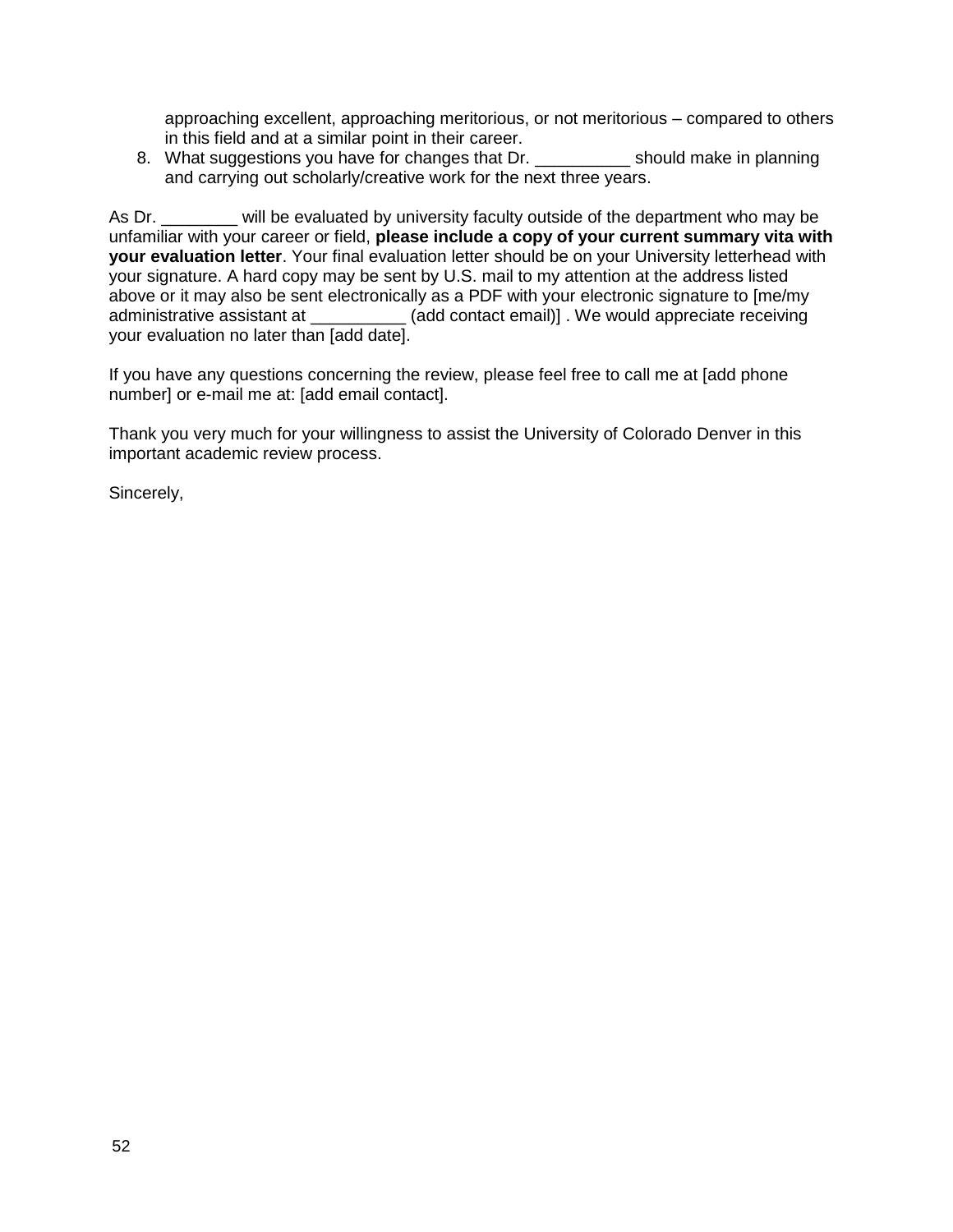approaching excellent, approaching meritorious, or not meritorious – compared to others in this field and at a similar point in their career.

8. What suggestions you have for changes that Dr. __________ should make in planning and carrying out scholarly/creative work for the next three years.

As Dr. ________ will be evaluated by university faculty outside of the department who may be unfamiliar with your career or field, **please include a copy of your current summary vita with your evaluation letter**. Your final evaluation letter should be on your University letterhead with your signature. A hard copy may be sent by U.S. mail to my attention at the address listed above or it may also be sent electronically as a PDF with your electronic signature to [me/my administrative assistant at __________ (add contact email)] . We would appreciate receiving your evaluation no later than [add date].

If you have any questions concerning the review, please feel free to call me at [add phone number] or e-mail me at: [add email contact].

Thank you very much for your willingness to assist the University of Colorado Denver in this important academic review process.

Sincerely,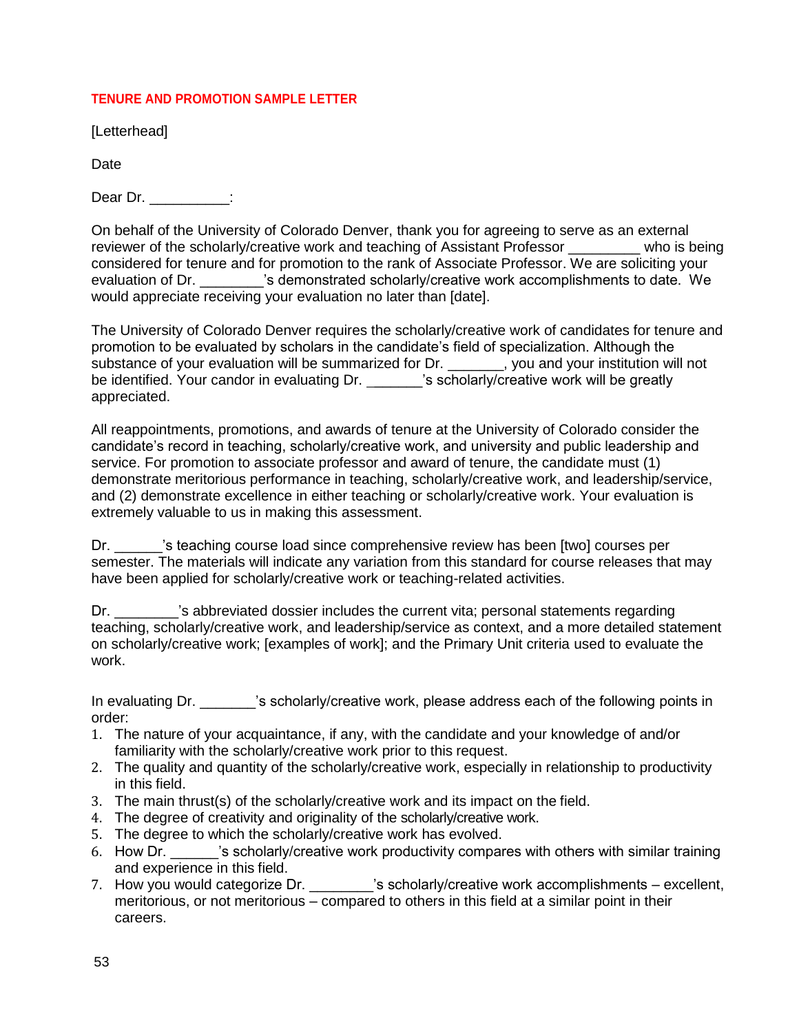**TENURE AND PROMOTION SAMPLE LETTER**

[Letterhead]

Date

Dear Dr. __________:

On behalf of the University of Colorado Denver, thank you for agreeing to serve as an external reviewer of the scholarly/creative work and teaching of Assistant Professor _________ who is being considered for tenure and for promotion to the rank of Associate Professor. We are soliciting your evaluation of Dr. ________'s demonstrated scholarly/creative work accomplishments to date. We would appreciate receiving your evaluation no later than [date].

The University of Colorado Denver requires the scholarly/creative work of candidates for tenure and promotion to be evaluated by scholars in the candidate's field of specialization. Although the substance of your evaluation will be summarized for Dr. _______, you and your institution will not be identified. Your candor in evaluating Dr. _______'s scholarly/creative work will be greatly appreciated.

All reappointments, promotions, and awards of tenure at the University of Colorado consider the candidate's record in teaching, scholarly/creative work, and university and public leadership and service. For promotion to associate professor and award of tenure, the candidate must (1) demonstrate meritorious performance in teaching, scholarly/creative work, and leadership/service, and (2) demonstrate excellence in either teaching or scholarly/creative work. Your evaluation is extremely valuable to us in making this assessment.

Dr. ______'s teaching course load since comprehensive review has been [two] courses per semester. The materials will indicate any variation from this standard for course releases that may have been applied for scholarly/creative work or teaching-related activities.

Dr. ________'s abbreviated dossier includes the current vita; personal statements regarding teaching, scholarly/creative work, and leadership/service as context, and a more detailed statement on scholarly/creative work; [examples of work]; and the Primary Unit criteria used to evaluate the work.

In evaluating Dr. _______'s scholarly/creative work, please address each of the following points in order:

1. The nature of your acquaintance, if any, with the candidate and your knowledge of and/or familiarity with the scholarly/creative work prior to this request.
2. The quality and quantity of the scholarly/creative work, especially in relationship to productivity in this field.
3. The main thrust(s) of the scholarly/creative work and its impact on the field.
4. The degree of creativity and originality of the scholarly/creative work.
5. The degree to which the scholarly/creative work has evolved.
6. How Dr. ______'s scholarly/creative work productivity compares with others with similar training and experience in this field.
7. How you would categorize Dr. ________'s scholarly/creative work accomplishments – excellent, meritorious, or not meritorious – compared to others in this field at a similar point in their careers.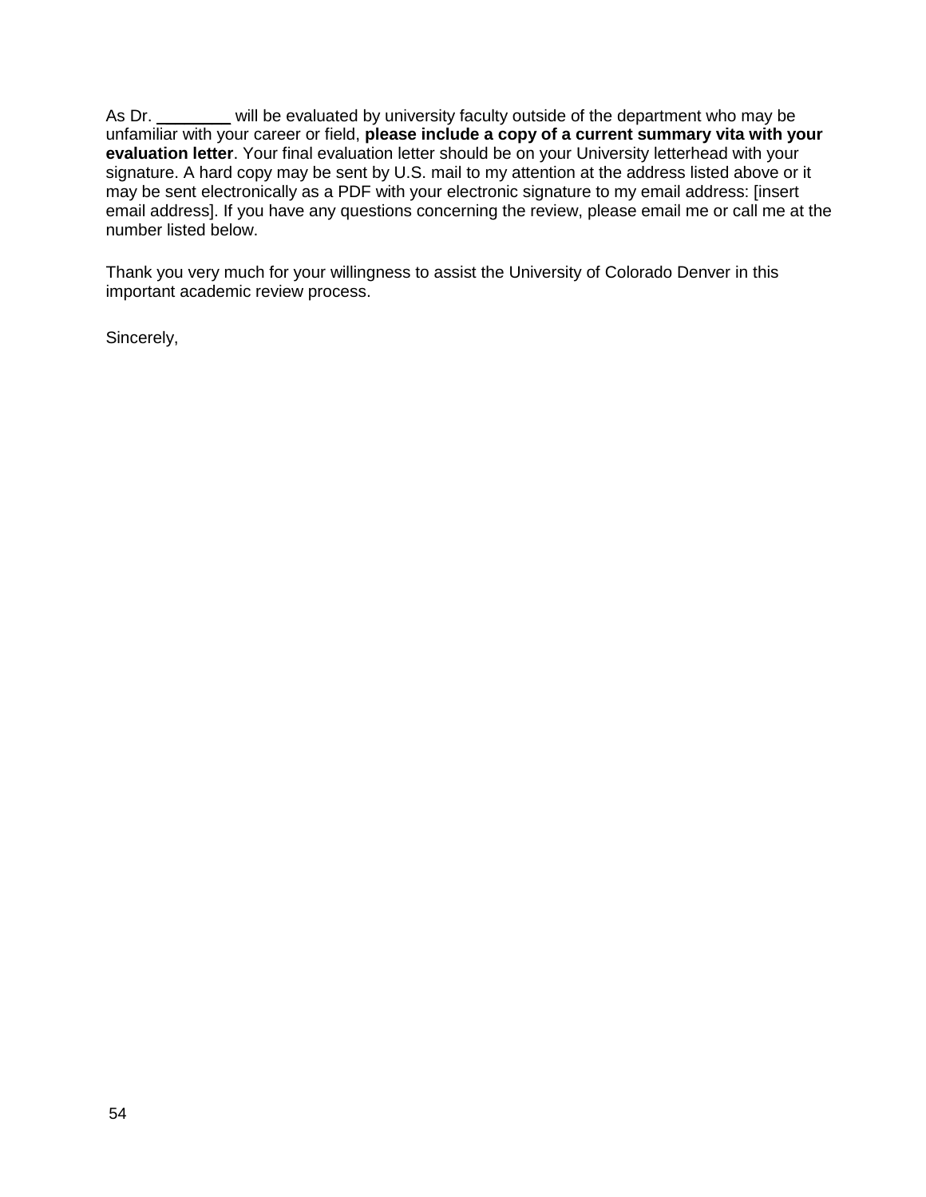As Dr. ________ will be evaluated by university faculty outside of the department who may be unfamiliar with your career or field, **please include a copy of a current summary vita with your evaluation letter**. Your final evaluation letter should be on your University letterhead with your signature. A hard copy may be sent by U.S. mail to my attention at the address listed above or it may be sent electronically as a PDF with your electronic signature to my email address: [insert email address]. If you have any questions concerning the review, please email me or call me at the number listed below.

Thank you very much for your willingness to assist the University of Colorado Denver in this important academic review process.

Sincerely,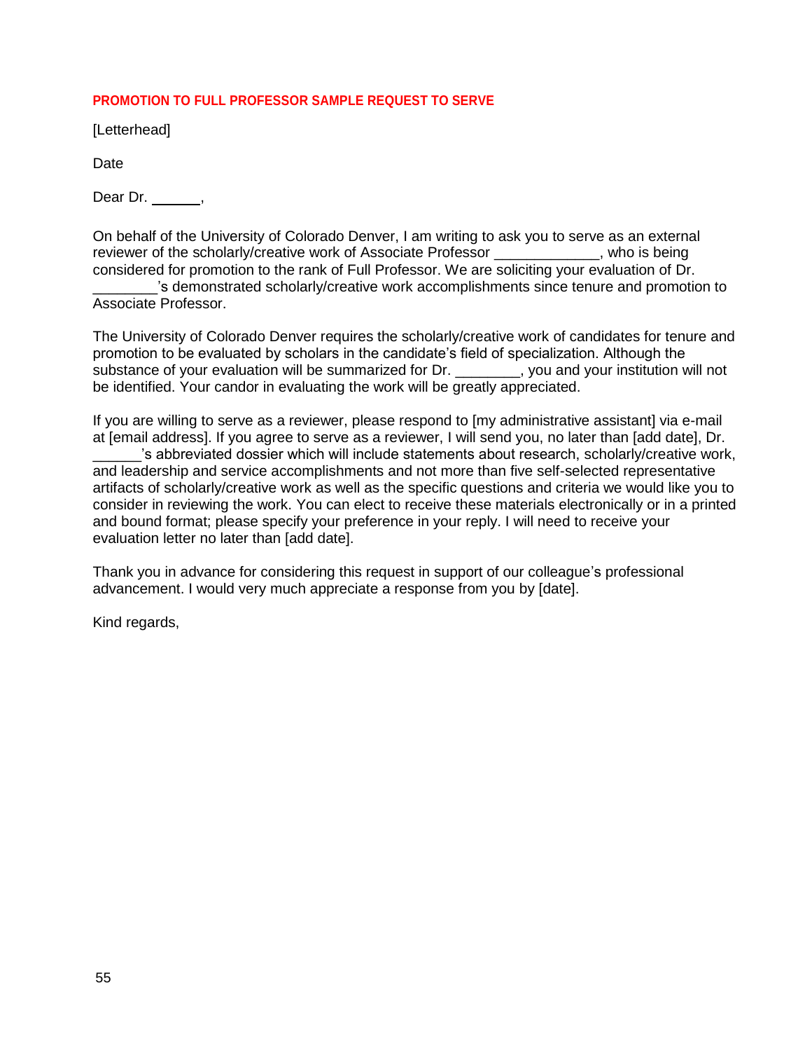**PROMOTION TO FULL PROFESSOR SAMPLE REQUEST TO SERVE**

[Letterhead]

Date

Dear Dr. ______,

On behalf of the University of Colorado Denver, I am writing to ask you to serve as an external reviewer of the scholarly/creative work of Associate Professor _____________, who is being considered for promotion to the rank of Full Professor. We are soliciting your evaluation of Dr. ________'s demonstrated scholarly/creative work accomplishments since tenure and promotion to Associate Professor.

The University of Colorado Denver requires the scholarly/creative work of candidates for tenure and promotion to be evaluated by scholars in the candidate's field of specialization. Although the substance of your evaluation will be summarized for Dr. ________, you and your institution will not be identified. Your candor in evaluating the work will be greatly appreciated.

If you are willing to serve as a reviewer, please respond to [my administrative assistant] via e-mail at [email address]. If you agree to serve as a reviewer, I will send you, no later than [add date], Dr. ______'s abbreviated dossier which will include statements about research, scholarly/creative work, and leadership and service accomplishments and not more than five self-selected representative artifacts of scholarly/creative work as well as the specific questions and criteria we would like you to consider in reviewing the work. You can elect to receive these materials electronically or in a printed and bound format; please specify your preference in your reply. I will need to receive your evaluation letter no later than [add date].

Thank you in advance for considering this request in support of our colleague's professional advancement. I would very much appreciate a response from you by [date].

Kind regards,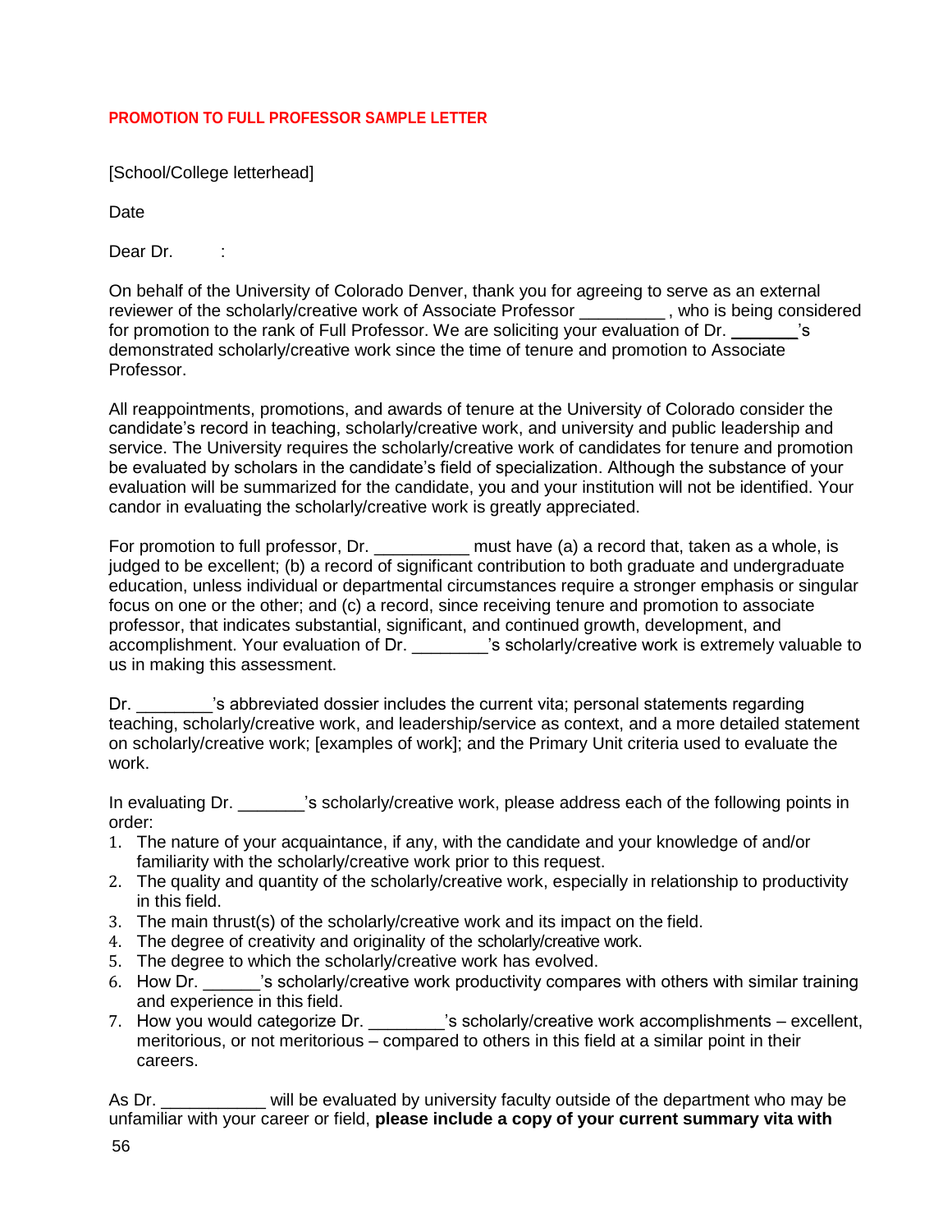**PROMOTION TO FULL PROFESSOR SAMPLE LETTER**

[School/College letterhead]

Date

Dear Dr. :

On behalf of the University of Colorado Denver, thank you for agreeing to serve as an external reviewer of the scholarly/creative work of Associate Professor _________ , who is being considered for promotion to the rank of Full Professor. We are soliciting your evaluation of Dr. _______'s demonstrated scholarly/creative work since the time of tenure and promotion to Associate Professor.

All reappointments, promotions, and awards of tenure at the University of Colorado consider the candidate's record in teaching, scholarly/creative work, and university and public leadership and service. The University requires the scholarly/creative work of candidates for tenure and promotion be evaluated by scholars in the candidate's field of specialization. Although the substance of your evaluation will be summarized for the candidate, you and your institution will not be identified. Your candor in evaluating the scholarly/creative work is greatly appreciated.

For promotion to full professor, Dr. __________ must have (a) a record that, taken as a whole, is judged to be excellent; (b) a record of significant contribution to both graduate and undergraduate education, unless individual or departmental circumstances require a stronger emphasis or singular focus on one or the other; and (c) a record, since receiving tenure and promotion to associate professor, that indicates substantial, significant, and continued growth, development, and accomplishment. Your evaluation of Dr. ________'s scholarly/creative work is extremely valuable to us in making this assessment.

Dr. ________'s abbreviated dossier includes the current vita; personal statements regarding teaching, scholarly/creative work, and leadership/service as context, and a more detailed statement on scholarly/creative work; [examples of work]; and the Primary Unit criteria used to evaluate the work.

In evaluating Dr. _______'s scholarly/creative work, please address each of the following points in order:

1. The nature of your acquaintance, if any, with the candidate and your knowledge of and/or familiarity with the scholarly/creative work prior to this request.
2. The quality and quantity of the scholarly/creative work, especially in relationship to productivity in this field.
3. The main thrust(s) of the scholarly/creative work and its impact on the field.
4. The degree of creativity and originality of the scholarly/creative work.
5. The degree to which the scholarly/creative work has evolved.
6. How Dr. ______'s scholarly/creative work productivity compares with others with similar training and experience in this field.
7. How you would categorize Dr. ________'s scholarly/creative work accomplishments – excellent, meritorious, or not meritorious – compared to others in this field at a similar point in their careers.

As Dr. ___________ will be evaluated by university faculty outside of the department who may be unfamiliar with your career or field, **please include a copy of your current summary vita with**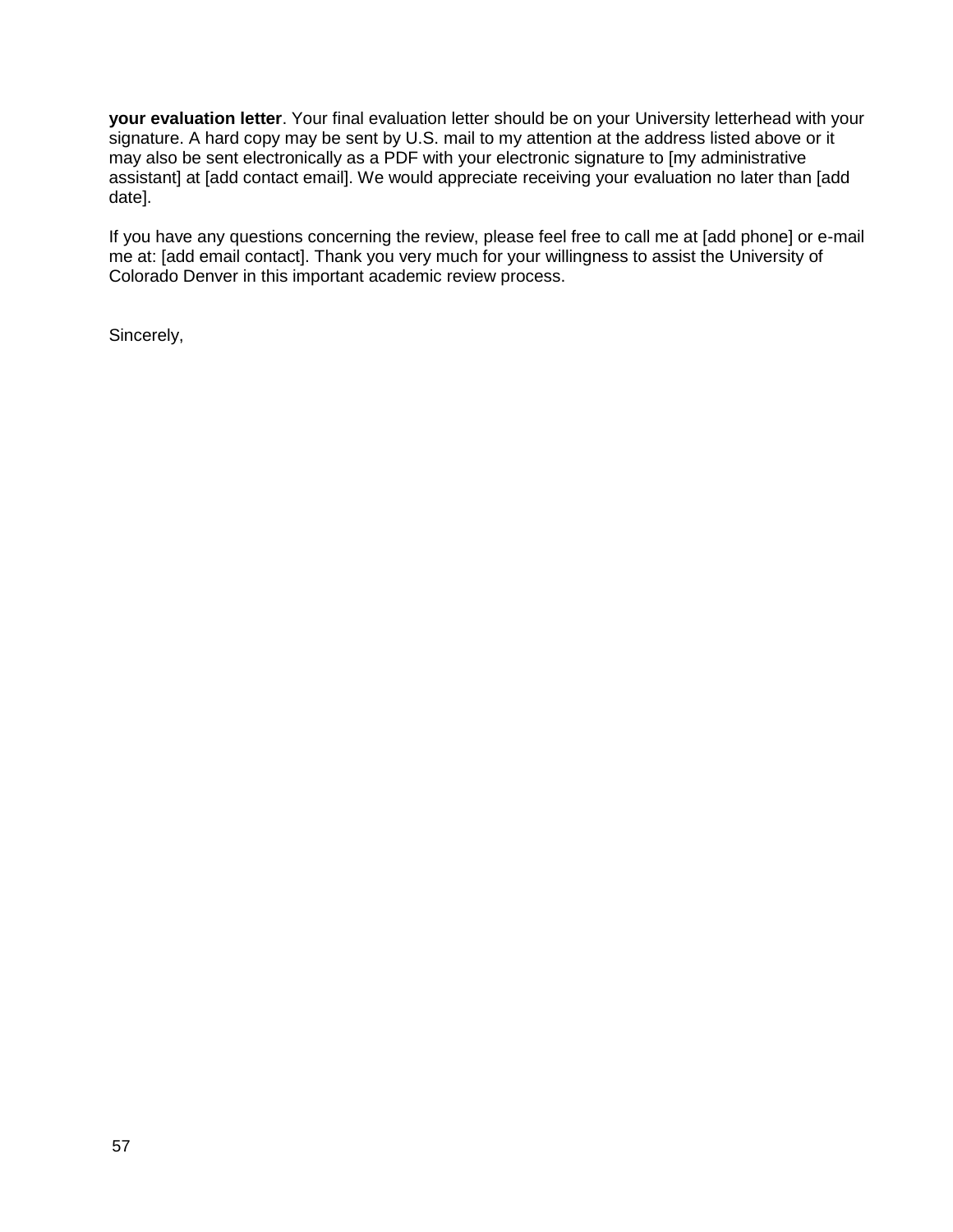**your evaluation letter**. Your final evaluation letter should be on your University letterhead with your signature. A hard copy may be sent by U.S. mail to my attention at the address listed above or it may also be sent electronically as a PDF with your electronic signature to [my administrative assistant] at [add contact email]. We would appreciate receiving your evaluation no later than [add date].

If you have any questions concerning the review, please feel free to call me at [add phone] or e-mail me at: [add email contact]. Thank you very much for your willingness to assist the University of Colorado Denver in this important academic review process.

Sincerely,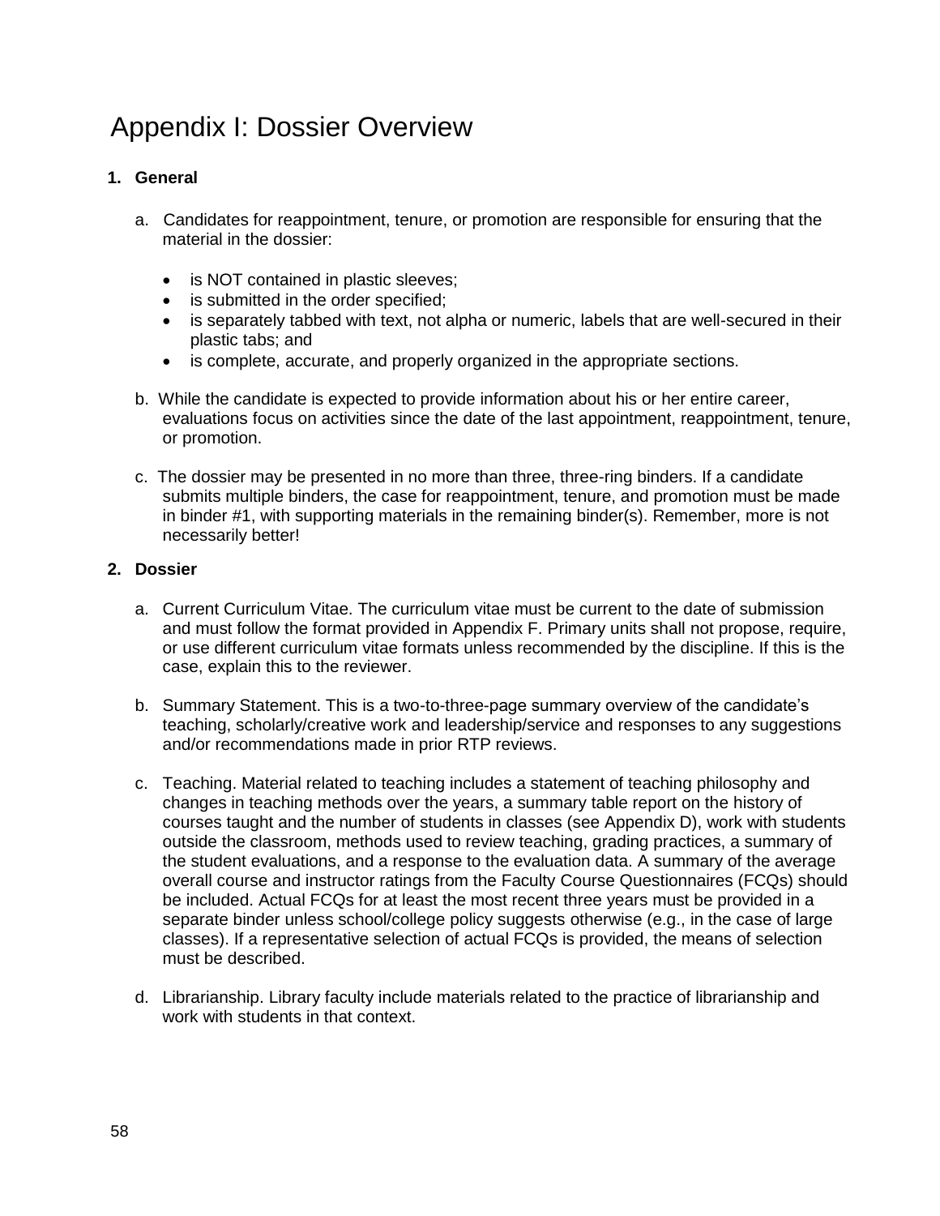# Appendix I: Dossier Overview

1. **General**

   a. Candidates for reappointment, tenure, or promotion are responsible for ensuring that the material in the dossier:

   - is NOT contained in plastic sleeves;
   - is submitted in the order specified;
   - is separately tabbed with text, not alpha or numeric, labels that are well-secured in their plastic tabs; and
   - is complete, accurate, and properly organized in the appropriate sections.

   b. While the candidate is expected to provide information about his or her entire career, evaluations focus on activities since the date of the last appointment, reappointment, tenure, or promotion.

   c. The dossier may be presented in no more than three, three-ring binders. If a candidate submits multiple binders, the case for reappointment, tenure, and promotion must be made in binder #1, with supporting materials in the remaining binder(s). Remember, more is not necessarily better!

2. **Dossier**

   a. Current Curriculum Vitae. The curriculum vitae must be current to the date of submission and must follow the format provided in Appendix F. Primary units shall not propose, require, or use different curriculum vitae formats unless recommended by the discipline. If this is the case, explain this to the reviewer.

   b. Summary Statement. This is a two-to-three-page summary overview of the candidate's teaching, scholarly/creative work and leadership/service and responses to any suggestions and/or recommendations made in prior RTP reviews.

   c. Teaching. Material related to teaching includes a statement of teaching philosophy and changes in teaching methods over the years, a summary table report on the history of courses taught and the number of students in classes (see Appendix D), work with students outside the classroom, methods used to review teaching, grading practices, a summary of the student evaluations, and a response to the evaluation data. A summary of the average overall course and instructor ratings from the Faculty Course Questionnaires (FCQs) should be included. Actual FCQs for at least the most recent three years must be provided in a separate binder unless school/college policy suggests otherwise (e.g., in the case of large classes). If a representative selection of actual FCQs is provided, the means of selection must be described.

   d. Librarianship. Library faculty include materials related to the practice of librarianship and work with students in that context.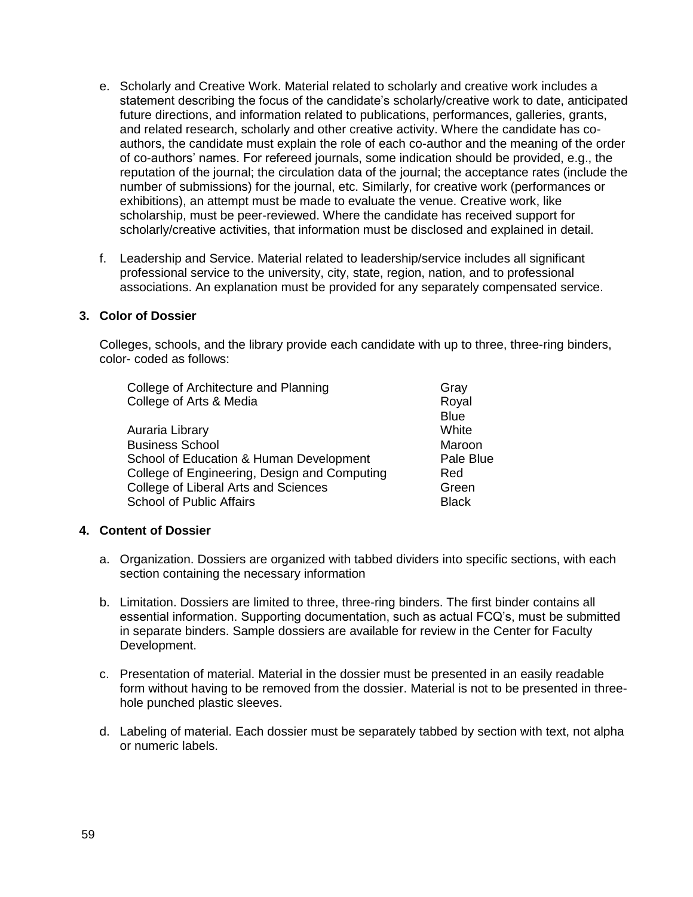e. Scholarly and Creative Work. Material related to scholarly and creative work includes a statement describing the focus of the candidate's scholarly/creative work to date, anticipated future directions, and information related to publications, performances, galleries, grants, and related research, scholarly and other creative activity. Where the candidate has co-authors, the candidate must explain the role of each co-author and the meaning of the order of co-authors' names. For refereed journals, some indication should be provided, e.g., the reputation of the journal; the circulation data of the journal; the acceptance rates (include the number of submissions) for the journal, etc. Similarly, for creative work (performances or exhibitions), an attempt must be made to evaluate the venue. Creative work, like scholarship, must be peer-reviewed. Where the candidate has received support for scholarly/creative activities, that information must be disclosed and explained in detail.

f. Leadership and Service. Material related to leadership/service includes all significant professional service to the university, city, state, region, nation, and to professional associations. An explanation must be provided for any separately compensated service.

**3. Color of Dossier**

Colleges, schools, and the library provide each candidate with up to three, three-ring binders, color- coded as follows:

| | |
|---|---|
| College of Architecture and Planning | Gray |
| College of Arts & Media | Royal Blue |
| Auraria Library | White |
| Business School | Maroon |
| School of Education & Human Development | Pale Blue |
| College of Engineering, Design and Computing | Red |
| College of Liberal Arts and Sciences | Green |
| School of Public Affairs | Black |

**4. Content of Dossier**

a. Organization. Dossiers are organized with tabbed dividers into specific sections, with each section containing the necessary information

b. Limitation. Dossiers are limited to three, three-ring binders. The first binder contains all essential information. Supporting documentation, such as actual FCQ's, must be submitted in separate binders. Sample dossiers are available for review in the Center for Faculty Development.

c. Presentation of material. Material in the dossier must be presented in an easily readable form without having to be removed from the dossier. Material is not to be presented in three-hole punched plastic sleeves.

d. Labeling of material. Each dossier must be separately tabbed by section with text, not alpha or numeric labels.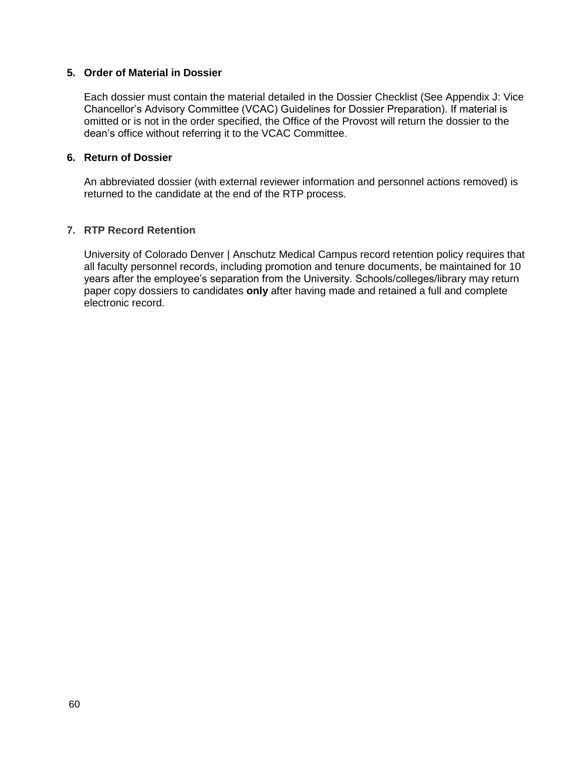### 5. Order of Material in Dossier

Each dossier must contain the material detailed in the Dossier Checklist (See Appendix J: Vice Chancellor's Advisory Committee (VCAC) Guidelines for Dossier Preparation). If material is omitted or is not in the order specified, the Office of the Provost will return the dossier to the dean's office without referring it to the VCAC Committee.

### 6. Return of Dossier

An abbreviated dossier (with external reviewer information and personnel actions removed) is returned to the candidate at the end of the RTP process.

### 7. RTP Record Retention

University of Colorado Denver | Anschutz Medical Campus record retention policy requires that all faculty personnel records, including promotion and tenure documents, be maintained for 10 years after the employee's separation from the University. Schools/colleges/library may return paper copy dossiers to candidates **only** after having made and retained a full and complete electronic record.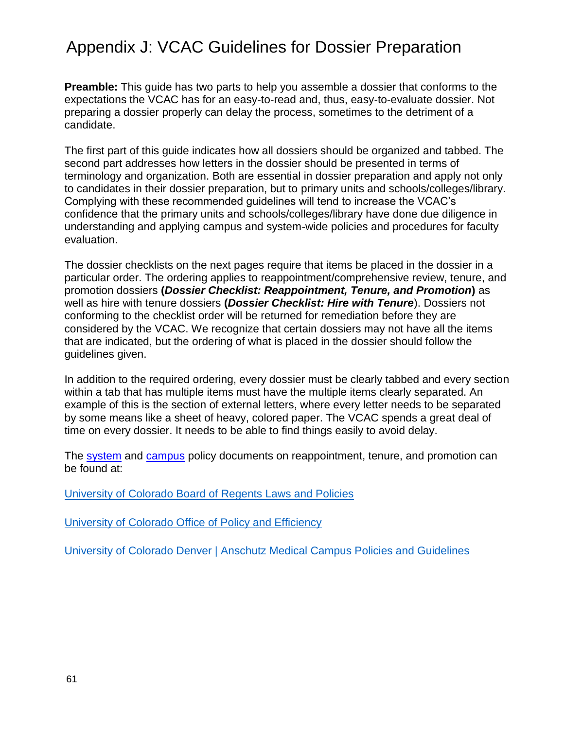# Appendix J: VCAC Guidelines for Dossier Preparation

**Preamble:** This guide has two parts to help you assemble a dossier that conforms to the expectations the VCAC has for an easy-to-read and, thus, easy-to-evaluate dossier. Not preparing a dossier properly can delay the process, sometimes to the detriment of a candidate.

The first part of this guide indicates how all dossiers should be organized and tabbed. The second part addresses how letters in the dossier should be presented in terms of terminology and organization. Both are essential in dossier preparation and apply not only to candidates in their dossier preparation, but to primary units and schools/colleges/library. Complying with these recommended guidelines will tend to increase the VCAC's confidence that the primary units and schools/colleges/library have done due diligence in understanding and applying campus and system-wide policies and procedures for faculty evaluation.

The dossier checklists on the next pages require that items be placed in the dossier in a particular order. The ordering applies to reappointment/comprehensive review, tenure, and promotion dossiers **(*Dossier Checklist: Reappointment, Tenure, and Promotion*)** as well as hire with tenure dossiers **(*Dossier Checklist: Hire with Tenure*)**. Dossiers not conforming to the checklist order will be returned for remediation before they are considered by the VCAC. We recognize that certain dossiers may not have all the items that are indicated, but the ordering of what is placed in the dossier should follow the guidelines given.

In addition to the required ordering, every dossier must be clearly tabbed and every section within a tab that has multiple items must have the multiple items clearly separated. An example of this is the section of external letters, where every letter needs to be separated by some means like a sheet of heavy, colored paper. The VCAC spends a great deal of time on every dossier. It needs to be able to find things easily to avoid delay.

The system and campus policy documents on reappointment, tenure, and promotion can be found at:

University of Colorado Board of Regents Laws and Policies

University of Colorado Office of Policy and Efficiency

University of Colorado Denver | Anschutz Medical Campus Policies and Guidelines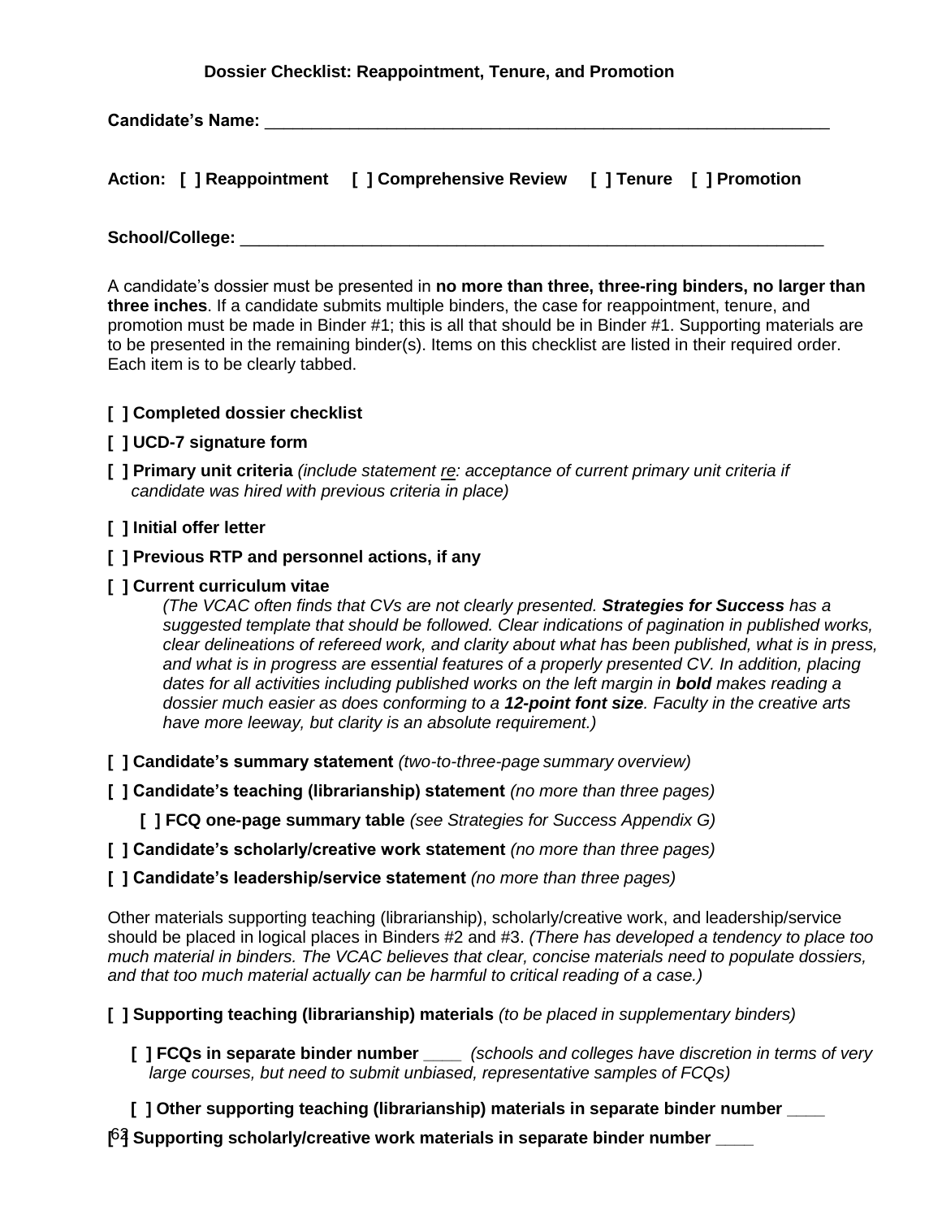**Dossier Checklist: Reappointment, Tenure, and Promotion**

**Candidate's Name:** ______________________________________________________________

**Action: [ ] Reappointment [ ] Comprehensive Review [ ] Tenure [ ] Promotion**

**School/College:** _____________________________________________________________

A candidate's dossier must be presented in **no more than three, three-ring binders, no larger than three inches**. If a candidate submits multiple binders, the case for reappointment, tenure, and promotion must be made in Binder #1; this is all that should be in Binder #1. Supporting materials are to be presented in the remaining binder(s). Items on this checklist are listed in their required order. Each item is to be clearly tabbed.

**[ ] Completed dossier checklist**

**[ ] UCD-7 signature form**

**[ ] Primary unit criteria** *(include statement re: acceptance of current primary unit criteria if candidate was hired with previous criteria in place)*

**[ ] Initial offer letter**

**[ ] Previous RTP and personnel actions, if any**

**[ ] Current curriculum vitae**
*(The VCAC often finds that CVs are not clearly presented.* ***Strategies for Success*** *has a suggested template that should be followed. Clear indications of pagination in published works, clear delineations of refereed work, and clarity about what has been published, what is in press, and what is in progress are essential features of a properly presented CV. In addition, placing dates for all activities including published works on the left margin in* ***bold*** *makes reading a dossier much easier as does conforming to a* ***12-point font size****. Faculty in the creative arts have more leeway, but clarity is an absolute requirement.)*

**[ ] Candidate's summary statement** *(two-to-three-page summary overview)*

**[ ] Candidate's teaching (librarianship) statement** *(no more than three pages)*

**[ ] FCQ one-page summary table** *(see Strategies for Success Appendix G)*

**[ ] Candidate's scholarly/creative work statement** *(no more than three pages)*

**[ ] Candidate's leadership/service statement** *(no more than three pages)*

Other materials supporting teaching (librarianship), scholarly/creative work, and leadership/service should be placed in logical places in Binders #2 and #3. *(There has developed a tendency to place too much material in binders. The VCAC believes that clear, concise materials need to populate dossiers, and that too much material actually can be harmful to critical reading of a case.)*

**[ ] Supporting teaching (librarianship) materials** *(to be placed in supplementary binders)*

**[ ] FCQs in separate binder number ____** *(schools and colleges have discretion in terms of very large courses, but need to submit unbiased, representative samples of FCQs)*

**[ ] Other supporting teaching (librarianship) materials in separate binder number ____**

**[ ] Supporting scholarly/creative work materials in separate binder number ____**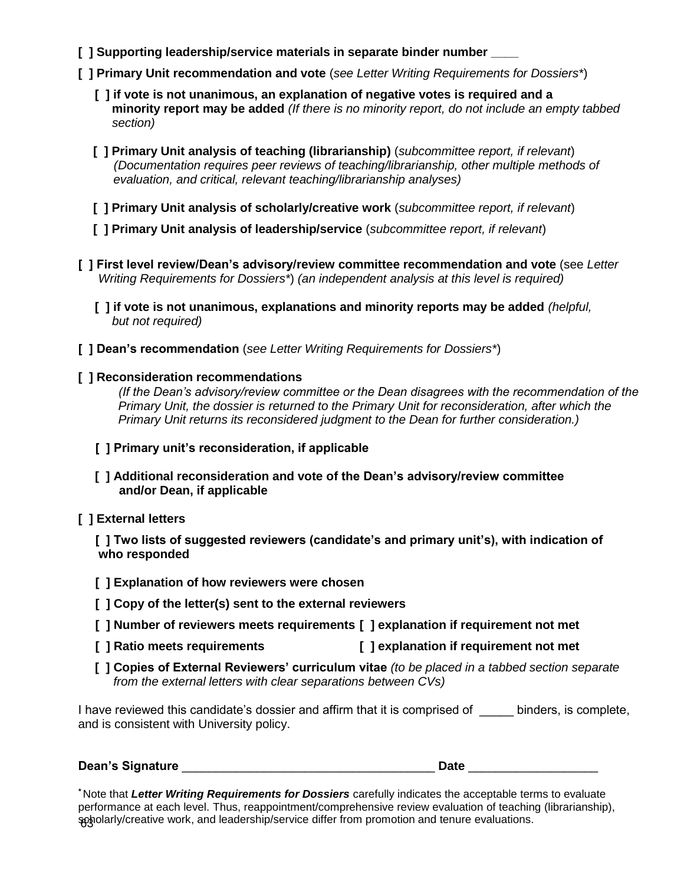**[ ] Supporting leadership/service materials in separate binder number ____**

**[ ] Primary Unit recommendation and vote** (*see Letter Writing Requirements for Dossiers**)

- **[ ] if vote is not unanimous, an explanation of negative votes is required and a minority report may be added** *(If there is no minority report, do not include an empty tabbed section)*

- **[ ] Primary Unit analysis of teaching (librarianship)** (*subcommittee report, if relevant*) *(Documentation requires peer reviews of teaching/librarianship, other multiple methods of evaluation, and critical, relevant teaching/librarianship analyses)*

- **[ ] Primary Unit analysis of scholarly/creative work** (*subcommittee report, if relevant*)

- **[ ] Primary Unit analysis of leadership/service** (*subcommittee report, if relevant*)

**[ ] First level review/Dean's advisory/review committee recommendation and vote** (see *Letter Writing Requirements for Dossiers**) *(an independent analysis at this level is required)*

- **[ ] if vote is not unanimous, explanations and minority reports may be added** *(helpful, but not required)*

**[ ] Dean's recommendation** (*see Letter Writing Requirements for Dossiers**)

**[ ] Reconsideration recommendations**

*(If the Dean's advisory/review committee or the Dean disagrees with the recommendation of the Primary Unit, the dossier is returned to the Primary Unit for reconsideration, after which the Primary Unit returns its reconsidered judgment to the Dean for further consideration.)*

- **[ ] Primary unit's reconsideration, if applicable**

- **[ ] Additional reconsideration and vote of the Dean's advisory/review committee and/or Dean, if applicable**

**[ ] External letters**

- **[ ] Two lists of suggested reviewers (candidate's and primary unit's), with indication of who responded**

- **[ ] Explanation of how reviewers were chosen**

- **[ ] Copy of the letter(s) sent to the external reviewers**

- **[ ] Number of reviewers meets requirements [ ] explanation if requirement not met**

- **[ ] Ratio meets requirements [ ] explanation if requirement not met**

- **[ ] Copies of External Reviewers' curriculum vitae** *(to be placed in a tabbed section separate from the external letters with clear separations between CVs)*

I have reviewed this candidate's dossier and affirm that it is comprised of _____ binders, is complete, and is consistent with University policy.

**Dean's Signature** ____________________________________ **Date** __________________

*Note that ***Letter Writing Requirements for Dossiers*** carefully indicates the acceptable terms to evaluate performance at each level. Thus, reappointment/comprehensive review evaluation of teaching (librarianship), scholarly/creative work, and leadership/service differ from promotion and tenure evaluations.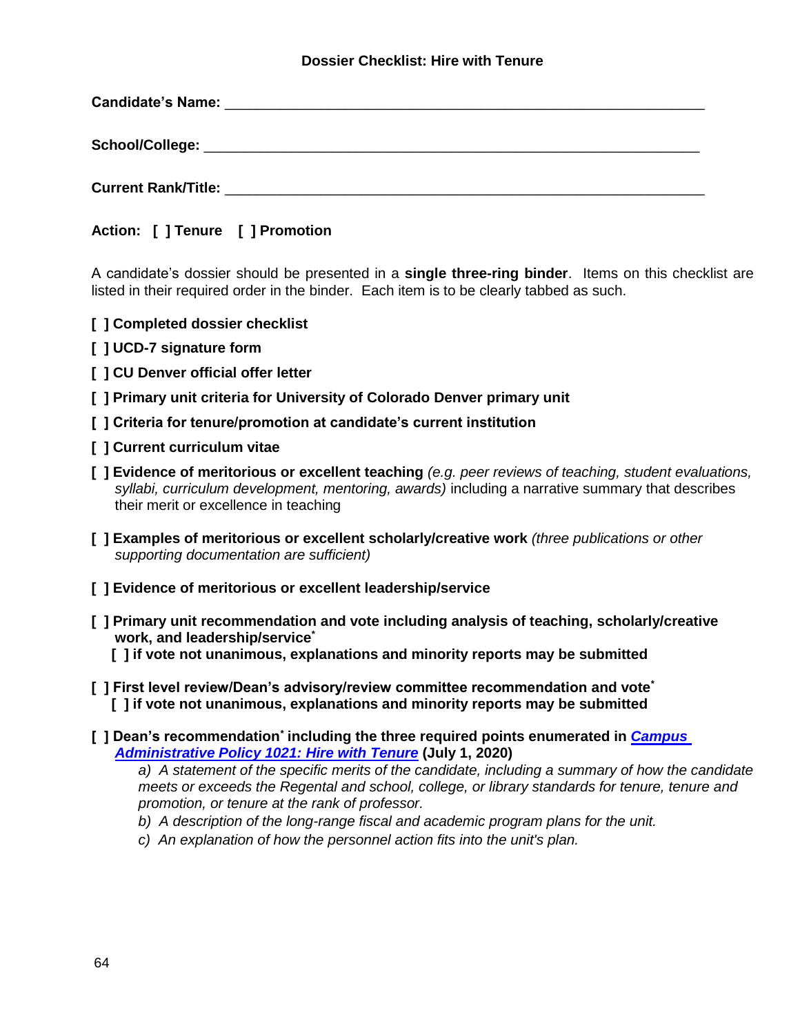**Dossier Checklist: Hire with Tenure**

**Candidate's Name:** ___________________________________________________________

**School/College:** ____________________________________________________________

**Current Rank/Title:** _________________________________________________________

**Action: [ ] Tenure [ ] Promotion**

A candidate's dossier should be presented in a **single three-ring binder**. Items on this checklist are listed in their required order in the binder. Each item is to be clearly tabbed as such.

**[ ] Completed dossier checklist**

**[ ] UCD-7 signature form**

**[ ] CU Denver official offer letter**

**[ ] Primary unit criteria for University of Colorado Denver primary unit**

**[ ] Criteria for tenure/promotion at candidate's current institution**

**[ ] Current curriculum vitae**

**[ ] Evidence of meritorious or excellent teaching** *(e.g. peer reviews of teaching, student evaluations, syllabi, curriculum development, mentoring, awards)* including a narrative summary that describes their merit or excellence in teaching

**[ ] Examples of meritorious or excellent scholarly/creative work** *(three publications or other supporting documentation are sufficient)*

**[ ] Evidence of meritorious or excellent leadership/service**

**[ ] Primary unit recommendation and vote including analysis of teaching, scholarly/creative work, and leadership/service***

**[ ] if vote not unanimous, explanations and minority reports may be submitted**

**[ ] First level review/Dean's advisory/review committee recommendation and vote***

**[ ] if vote not unanimous, explanations and minority reports may be submitted**

**[ ] Dean's recommendation* including the three required points enumerated in *Campus Administrative Policy 1021: Hire with Tenure* (July 1, 2020)**

*a) A statement of the specific merits of the candidate, including a summary of how the candidate meets or exceeds the Regental and school, college, or library standards for tenure, tenure and promotion, or tenure at the rank of professor.*

*b) A description of the long-range fiscal and academic program plans for the unit.*

*c) An explanation of how the personnel action fits into the unit's plan.*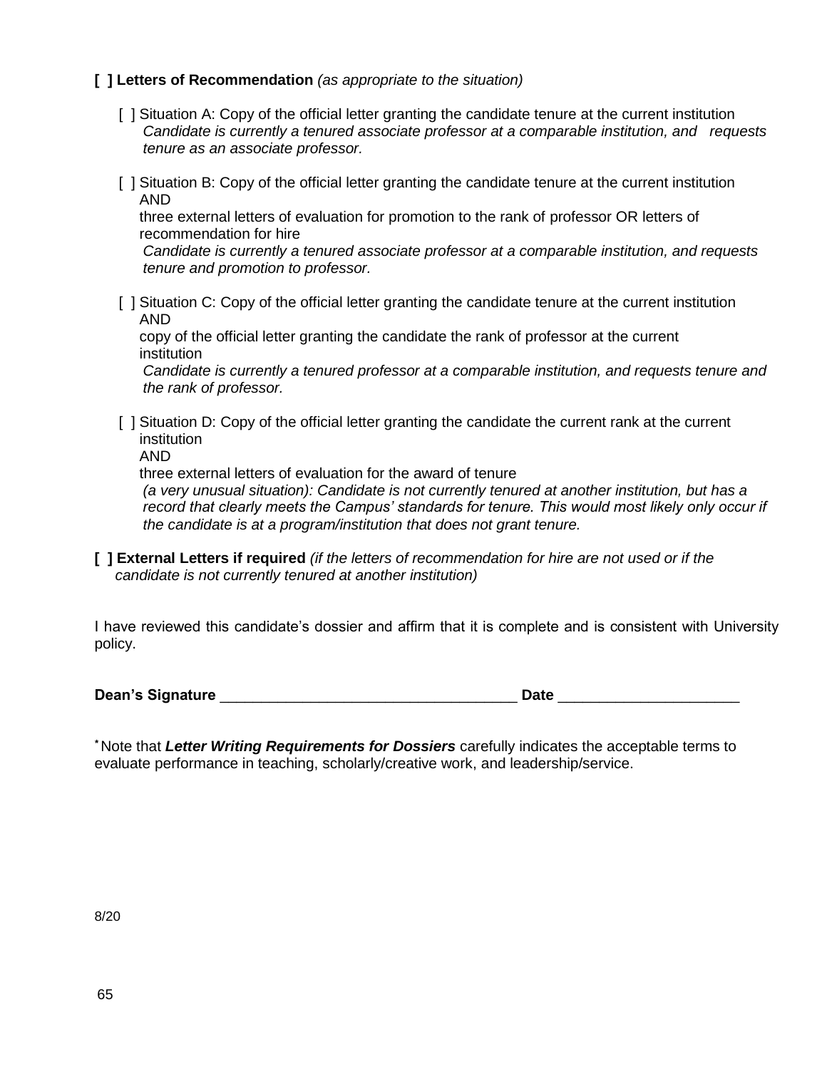**[ ] Letters of Recommendation** *(as appropriate to the situation)*

- [ ] Situation A: Copy of the official letter granting the candidate tenure at the current institution
  *Candidate is currently a tenured associate professor at a comparable institution, and requests tenure as an associate professor.*

- [ ] Situation B: Copy of the official letter granting the candidate tenure at the current institution
  AND
  three external letters of evaluation for promotion to the rank of professor OR letters of recommendation for hire
  *Candidate is currently a tenured associate professor at a comparable institution, and requests tenure and promotion to professor.*

- [ ] Situation C: Copy of the official letter granting the candidate tenure at the current institution
  AND
  copy of the official letter granting the candidate the rank of professor at the current institution
  *Candidate is currently a tenured professor at a comparable institution, and requests tenure and the rank of professor.*

- [ ] Situation D: Copy of the official letter granting the candidate the current rank at the current institution
  AND
  three external letters of evaluation for the award of tenure
  *(a very unusual situation): Candidate is not currently tenured at another institution, but has a record that clearly meets the Campus' standards for tenure. This would most likely only occur if the candidate is at a program/institution that does not grant tenure.*

**[ ] External Letters if required** *(if the letters of recommendation for hire are not used or if the candidate is not currently tenured at another institution)*

I have reviewed this candidate's dossier and affirm that it is complete and is consistent with University policy.

**Dean's Signature** ___________________________________ **Date** _____________________

* Note that ***Letter Writing Requirements for Dossiers*** carefully indicates the acceptable terms to evaluate performance in teaching, scholarly/creative work, and leadership/service.

8/20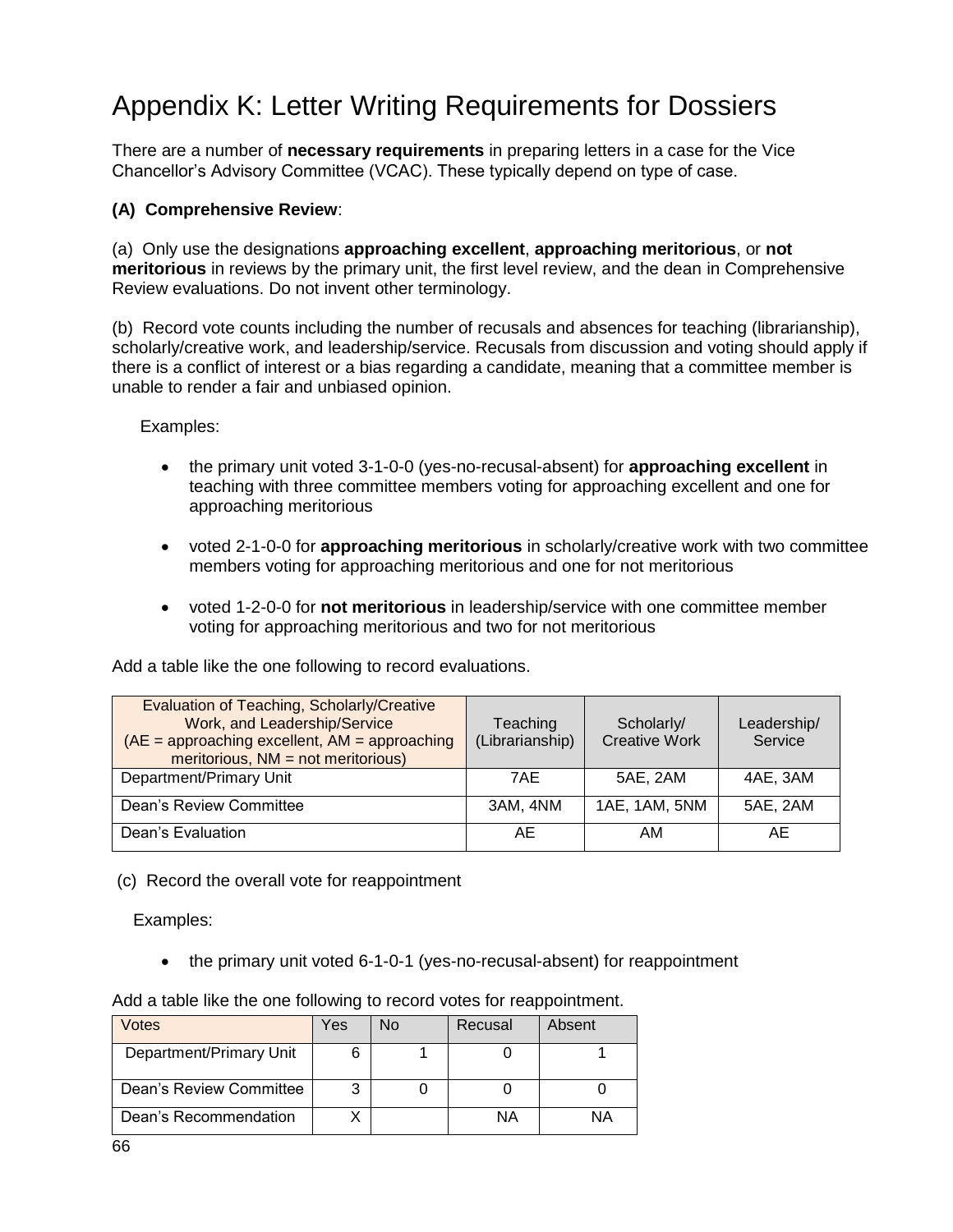# Appendix K: Letter Writing Requirements for Dossiers

There are a number of **necessary requirements** in preparing letters in a case for the Vice Chancellor's Advisory Committee (VCAC). These typically depend on type of case.

**(A) Comprehensive Review**:

(a) Only use the designations **approaching excellent**, **approaching meritorious**, or **not meritorious** in reviews by the primary unit, the first level review, and the dean in Comprehensive Review evaluations. Do not invent other terminology.

(b) Record vote counts including the number of recusals and absences for teaching (librarianship), scholarly/creative work, and leadership/service. Recusals from discussion and voting should apply if there is a conflict of interest or a bias regarding a candidate, meaning that a committee member is unable to render a fair and unbiased opinion.

Examples:

- the primary unit voted 3-1-0-0 (yes-no-recusal-absent) for **approaching excellent** in teaching with three committee members voting for approaching excellent and one for approaching meritorious
- voted 2-1-0-0 for **approaching meritorious** in scholarly/creative work with two committee members voting for approaching meritorious and one for not meritorious
- voted 1-2-0-0 for **not meritorious** in leadership/service with one committee member voting for approaching meritorious and two for not meritorious

Add a table like the one following to record evaluations.

| Evaluation of Teaching, Scholarly/Creative Work, and Leadership/Service (AE = approaching excellent, AM = approaching meritorious, NM = not meritorious) | Teaching (Librarianship) | Scholarly/ Creative Work | Leadership/ Service |
|---|---|---|---|
| Department/Primary Unit | 7AE | 5AE, 2AM | 4AE, 3AM |
| Dean's Review Committee | 3AM, 4NM | 1AE, 1AM, 5NM | 5AE, 2AM |
| Dean's Evaluation | AE | AM | AE |

(c) Record the overall vote for reappointment

Examples:

- the primary unit voted 6-1-0-1 (yes-no-recusal-absent) for reappointment

Add a table like the one following to record votes for reappointment.

| Votes | Yes | No | Recusal | Absent |
|---|---|---|---|---|
| Department/Primary Unit | 6 | 1 | 0 | 1 |
| Dean's Review Committee | 3 | 0 | 0 | 0 |
| Dean's Recommendation | X | | NA | NA |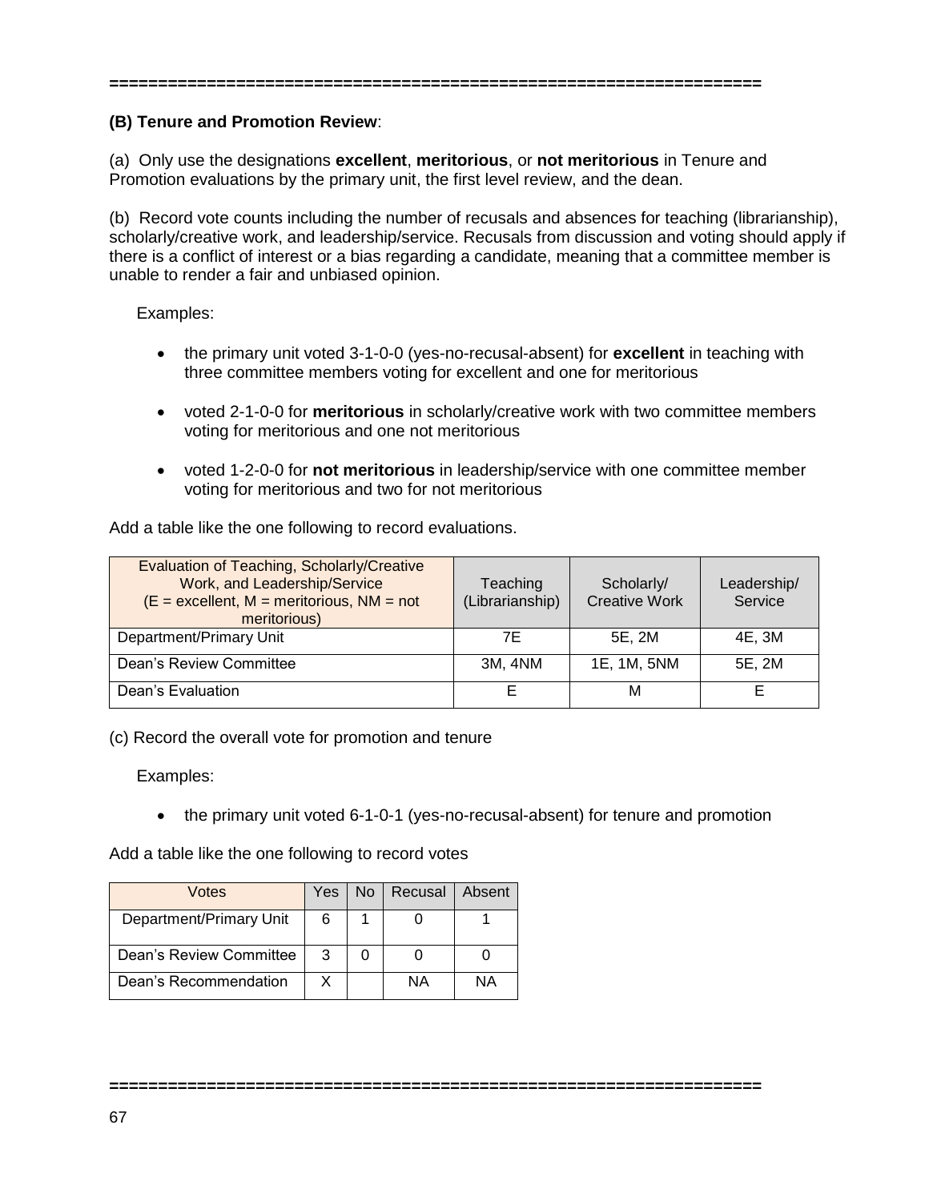==================================================================

**(B) Tenure and Promotion Review**:

(a) Only use the designations **excellent**, **meritorious**, or **not meritorious** in Tenure and Promotion evaluations by the primary unit, the first level review, and the dean.

(b) Record vote counts including the number of recusals and absences for teaching (librarianship), scholarly/creative work, and leadership/service. Recusals from discussion and voting should apply if there is a conflict of interest or a bias regarding a candidate, meaning that a committee member is unable to render a fair and unbiased opinion.

Examples:

- the primary unit voted 3-1-0-0 (yes-no-recusal-absent) for **excellent** in teaching with three committee members voting for excellent and one for meritorious
- voted 2-1-0-0 for **meritorious** in scholarly/creative work with two committee members voting for meritorious and one not meritorious
- voted 1-2-0-0 for **not meritorious** in leadership/service with one committee member voting for meritorious and two for not meritorious

Add a table like the one following to record evaluations.

| Evaluation of Teaching, Scholarly/Creative Work, and Leadership/Service (E = excellent, M = meritorious, NM = not meritorious) | Teaching (Librarianship) | Scholarly/ Creative Work | Leadership/ Service |
|---|---|---|---|
| Department/Primary Unit | 7E | 5E, 2M | 4E, 3M |
| Dean's Review Committee | 3M, 4NM | 1E, 1M, 5NM | 5E, 2M |
| Dean's Evaluation | E | M | E |

(c) Record the overall vote for promotion and tenure

Examples:

- the primary unit voted 6-1-0-1 (yes-no-recusal-absent) for tenure and promotion

Add a table like the one following to record votes

| Votes | Yes | No | Recusal | Absent |
|---|---|---|---|---|
| Department/Primary Unit | 6 | 1 | 0 | 1 |
| Dean's Review Committee | 3 | 0 | 0 | 0 |
| Dean's Recommendation | X | | NA | NA |

==================================================================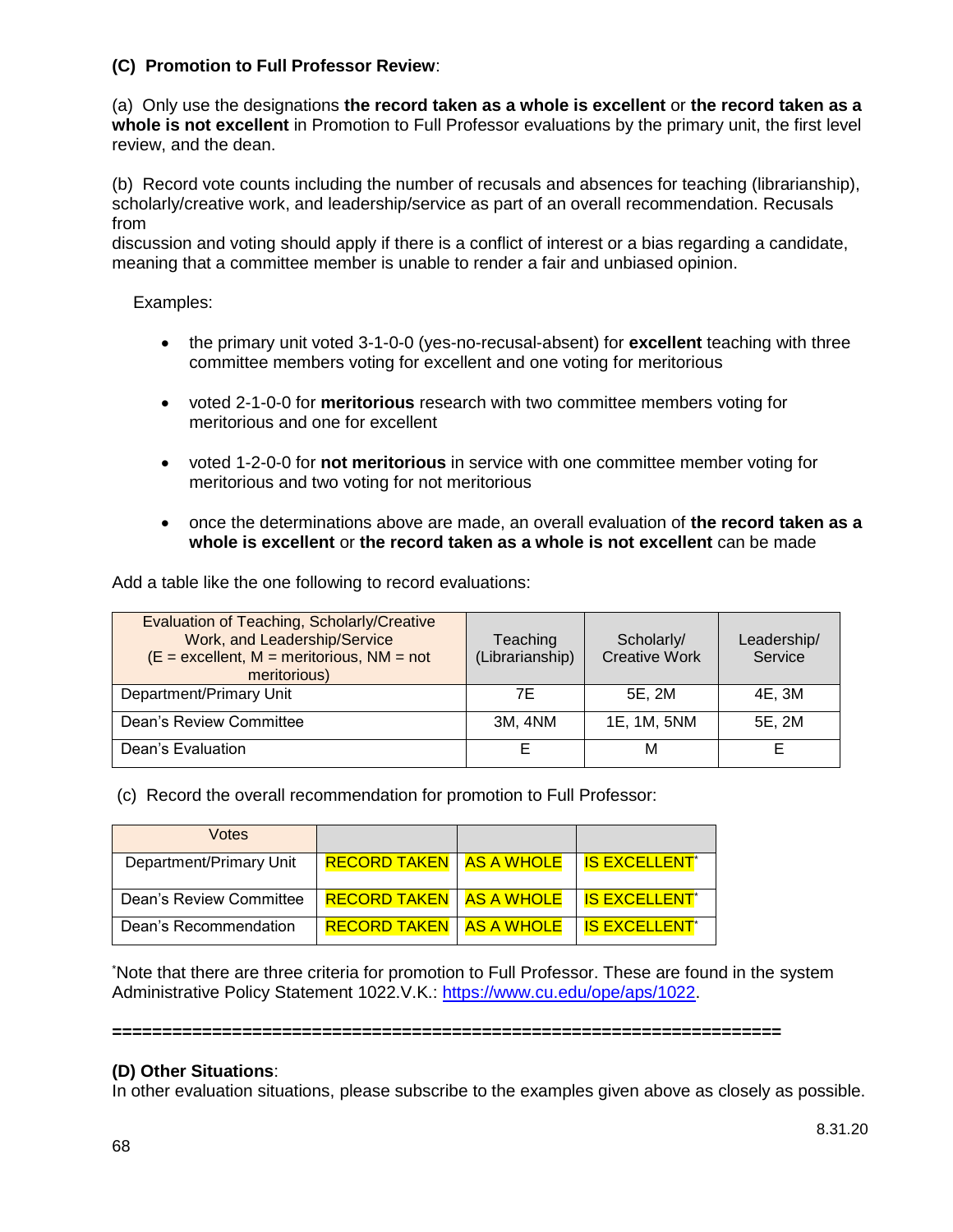**(C) Promotion to Full Professor Review**:

(a) Only use the designations **the record taken as a whole is excellent** or **the record taken as a whole is not excellent** in Promotion to Full Professor evaluations by the primary unit, the first level review, and the dean.

(b) Record vote counts including the number of recusals and absences for teaching (librarianship), scholarly/creative work, and leadership/service as part of an overall recommendation. Recusals from

discussion and voting should apply if there is a conflict of interest or a bias regarding a candidate, meaning that a committee member is unable to render a fair and unbiased opinion.

Examples:

- the primary unit voted 3-1-0-0 (yes-no-recusal-absent) for **excellent** teaching with three committee members voting for excellent and one voting for meritorious
- voted 2-1-0-0 for **meritorious** research with two committee members voting for meritorious and one for excellent
- voted 1-2-0-0 for **not meritorious** in service with one committee member voting for meritorious and two voting for not meritorious
- once the determinations above are made, an overall evaluation of **the record taken as a whole is excellent** or **the record taken as a whole is not excellent** can be made

Add a table like the one following to record evaluations:

| Evaluation of Teaching, Scholarly/Creative Work, and Leadership/Service (E = excellent, M = meritorious, NM = not meritorious) | Teaching (Librarianship) | Scholarly/ Creative Work | Leadership/ Service |
|---|---|---|---|
| Department/Primary Unit | 7E | 5E, 2M | 4E, 3M |
| Dean's Review Committee | 3M, 4NM | 1E, 1M, 5NM | 5E, 2M |
| Dean's Evaluation | E | M | E |

(c) Record the overall recommendation for promotion to Full Professor:

| Votes | | | |
|---|---|---|---|
| Department/Primary Unit | RECORD TAKEN | AS A WHOLE | IS EXCELLENT* |
| Dean's Review Committee | RECORD TAKEN | AS A WHOLE | IS EXCELLENT* |
| Dean's Recommendation | RECORD TAKEN | AS A WHOLE | IS EXCELLENT* |

*Note that there are three criteria for promotion to Full Professor. These are found in the system Administrative Policy Statement 1022.V.K.: https://www.cu.edu/ope/aps/1022.

=================================================================

**(D) Other Situations**:
In other evaluation situations, please subscribe to the examples given above as closely as possible.

8.31.20